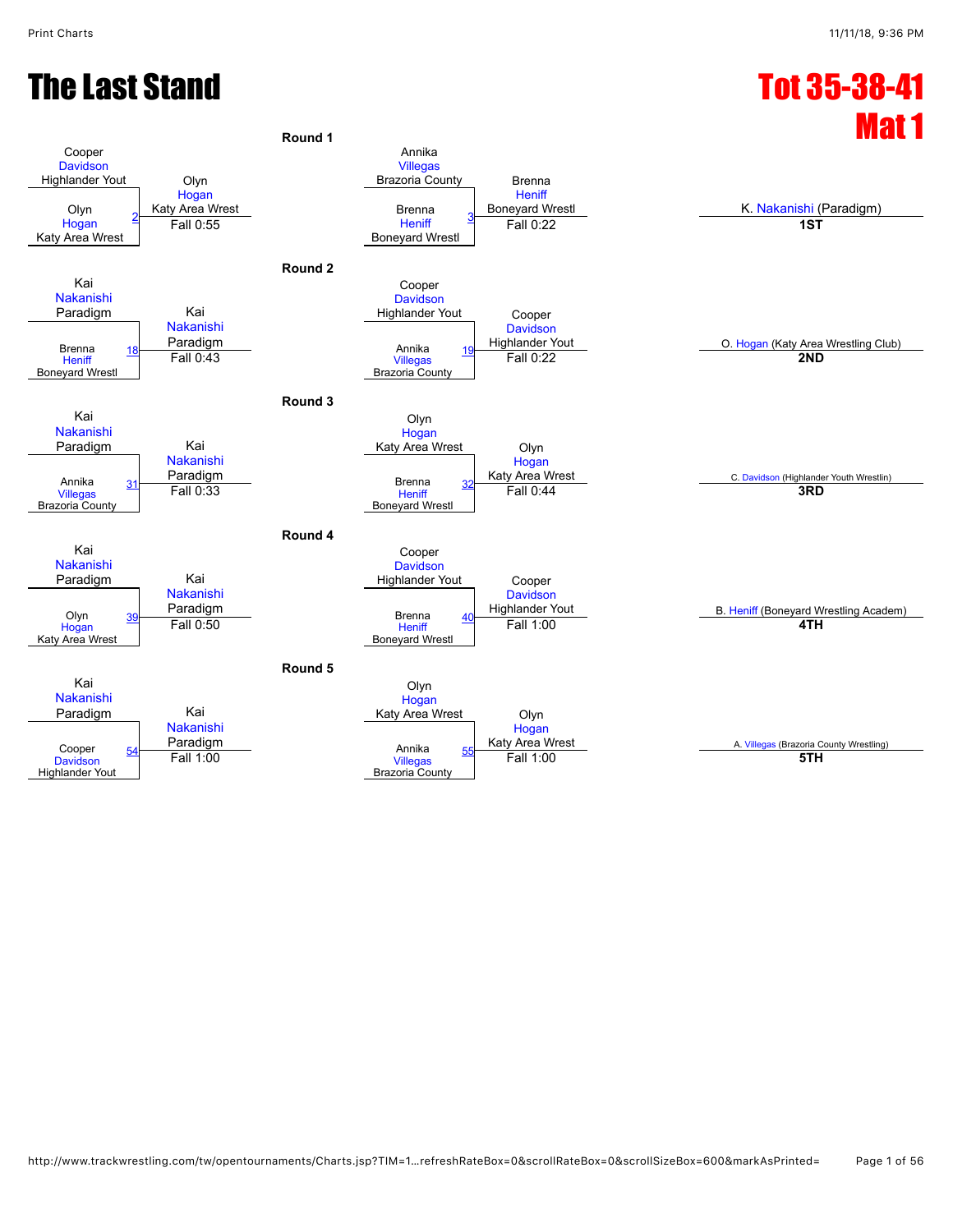# The Last Stand

## Tot 35-38-41
## Mat 1

### Round 1

| Match | Wrestler 1 | Wrestler 2 | Winner | Result |
|---|---|---|---|---|
| 2 | Cooper Davidson (Highlander Yout) | Olyn Hogan (Katy Area Wrest) | Olyn Hogan (Katy Area Wrest) | Fall 0:55 |
| 3 | Annika Villegas (Brazoria County) | Brenna Heniff (Boneyard Wrestl) | Brenna Heniff (Boneyard Wrestl) | Fall 0:22 |

### Round 2

| Match | Wrestler 1 | Wrestler 2 | Winner | Result |
|---|---|---|---|---|
| 18 | Kai Nakanishi (Paradigm) | Brenna Heniff (Boneyard Wrestl) | Kai Nakanishi (Paradigm) | Fall 0:43 |
| 19 | Cooper Davidson (Highlander Yout) | Annika Villegas (Brazoria County) | Cooper Davidson (Highlander Yout) | Fall 0:22 |

### Round 3

| Match | Wrestler 1 | Wrestler 2 | Winner | Result |
|---|---|---|---|---|
| 31 | Kai Nakanishi (Paradigm) | Annika Villegas (Brazoria County) | Kai Nakanishi (Paradigm) | Fall 0:33 |
| 32 | Olyn Hogan (Katy Area Wrest) | Brenna Heniff (Boneyard Wrestl) | Olyn Hogan (Katy Area Wrest) | Fall 0:44 |

### Round 4

| Match | Wrestler 1 | Wrestler 2 | Winner | Result |
|---|---|---|---|---|
| 39 | Kai Nakanishi (Paradigm) | Olyn Hogan (Katy Area Wrest) | Kai Nakanishi (Paradigm) | Fall 0:50 |
| 40 | Cooper Davidson (Highlander Yout) | Brenna Heniff (Boneyard Wrestl) | Cooper Davidson (Highlander Yout) | Fall 1:00 |

### Round 5

| Match | Wrestler 1 | Wrestler 2 | Winner | Result |
|---|---|---|---|---|
| 54 | Kai Nakanishi (Paradigm) | Cooper Davidson (Highlander Yout) | Kai Nakanishi (Paradigm) | Fall 1:00 |
| 55 | Olyn Hogan (Katy Area Wrest) | Annika Villegas (Brazoria County) | Olyn Hogan (Katy Area Wrest) | Fall 1:00 |

### Placings

| Place | Wrestler |
|---|---|
| 1ST | K. Nakanishi (Paradigm) |
| 2ND | O. Hogan (Katy Area Wrestling Club) |
| 3RD | C. Davidson (Highlander Youth Wrestlin) |
| 4TH | B. Heniff (Boneyard Wrestling Academ) |
| 5TH | A. Villegas (Brazoria County Wrestling) |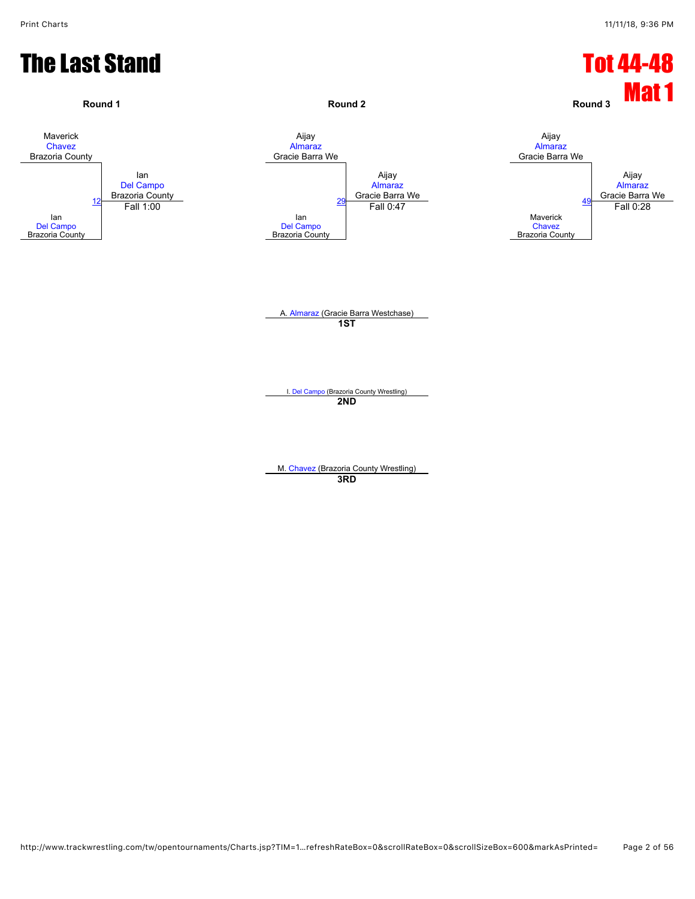# The Last Stand

# Tot 44-48 Mat 1

### Round 1

Maverick Chavez (Brazoria County)
vs.
Ian Del Campo (Brazoria County)

Bout 12 — Winner: Ian Del Campo (Brazoria County) — Fall 1:00

### Round 2

Aijay Almaraz (Gracie Barra We)
vs.
Ian Del Campo (Brazoria County)

Bout 29 — Winner: Aijay Almaraz (Gracie Barra We) — Fall 0:47

### Round 3

Aijay Almaraz (Gracie Barra We)
vs.
Maverick Chavez (Brazoria County)

Bout 49 — Winner: Aijay Almaraz (Gracie Barra We) — Fall 0:28

---

**1ST**: A. Almaraz (Gracie Barra Westchase)

**2ND**: I. Del Campo (Brazoria County Wrestling)

**3RD**: M. Chavez (Brazoria County Wrestling)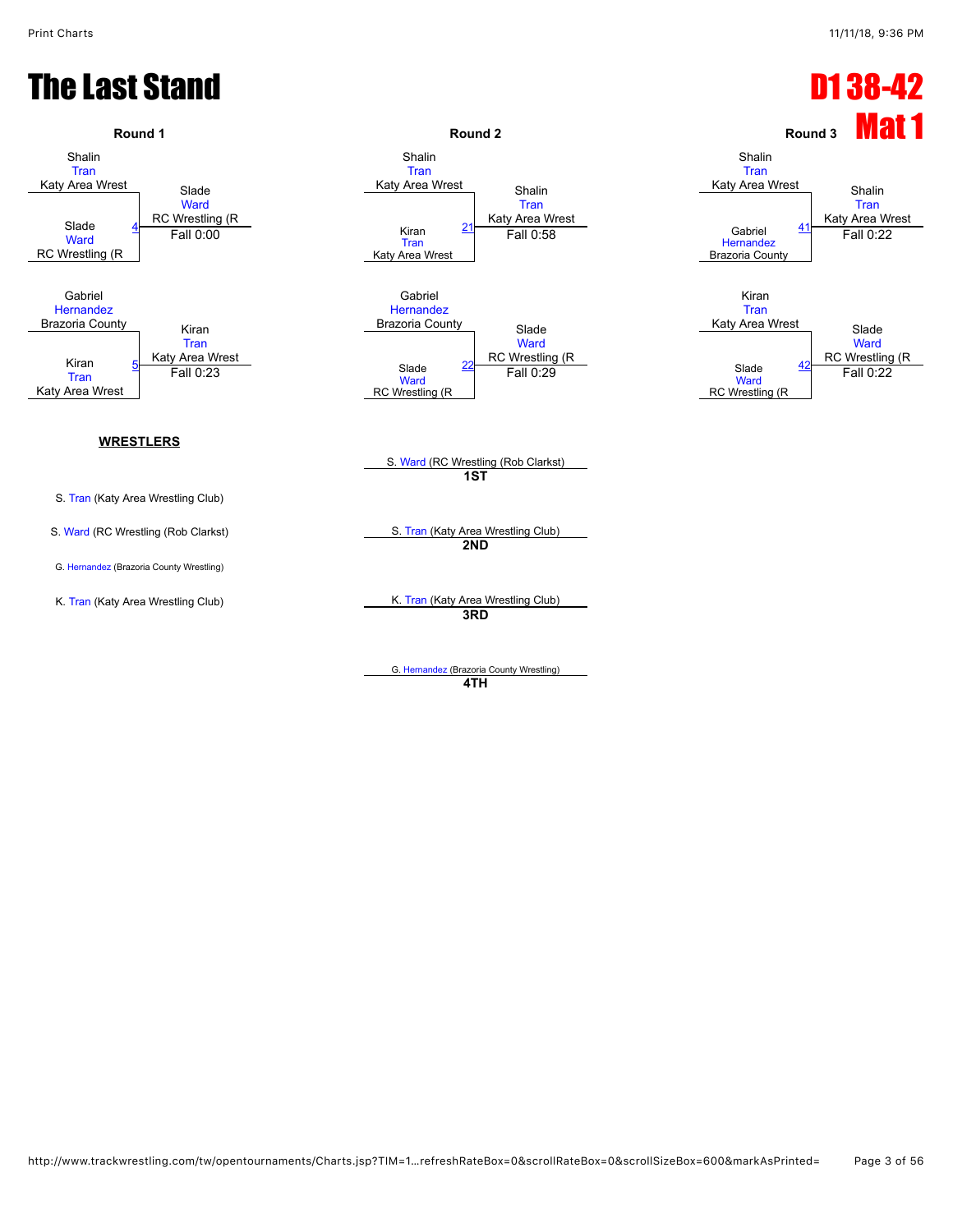# The Last Stand

# D1 38-42

# Mat 1

### Round 1

| Wrestler 1 | Wrestler 2 | Bout | Winner | Result |
| --- | --- | --- | --- | --- |
| Shalin Tran (Katy Area Wrest) | Slade Ward (RC Wrestling (R) | 4 | Slade Ward (RC Wrestling (R) | Fall 0:00 |
| Gabriel Hernandez (Brazoria County) | Kiran Tran (Katy Area Wrest) | 5 | Kiran Tran (Katy Area Wrest) | Fall 0:23 |

### Round 2

| Wrestler 1 | Wrestler 2 | Bout | Winner | Result |
| --- | --- | --- | --- | --- |
| Shalin Tran (Katy Area Wrest) | Kiran Tran (Katy Area Wrest) | 21 | Shalin Tran (Katy Area Wrest) | Fall 0:58 |
| Gabriel Hernandez (Brazoria County) | Slade Ward (RC Wrestling (R) | 22 | Slade Ward (RC Wrestling (R) | Fall 0:29 |

### Round 3

| Wrestler 1 | Wrestler 2 | Bout | Winner | Result |
| --- | --- | --- | --- | --- |
| Shalin Tran (Katy Area Wrest) | Gabriel Hernandez (Brazoria County) | 41 | Shalin Tran (Katy Area Wrest) | Fall 0:22 |
| Kiran Tran (Katy Area Wrest) | Slade Ward (RC Wrestling (R) | 42 | Slade Ward (RC Wrestling (R) | Fall 0:22 |

**WRESTLERS**

- S. Tran (Katy Area Wrestling Club)
- S. Ward (RC Wrestling (Rob Clarkst)
- G. Hernandez (Brazoria County Wrestling)
- K. Tran (Katy Area Wrestling Club)

**1ST**: S. Ward (RC Wrestling (Rob Clarkst)

**2ND**: S. Tran (Katy Area Wrestling Club)

**3RD**: K. Tran (Katy Area Wrestling Club)

**4TH**: G. Hernandez (Brazoria County Wrestling)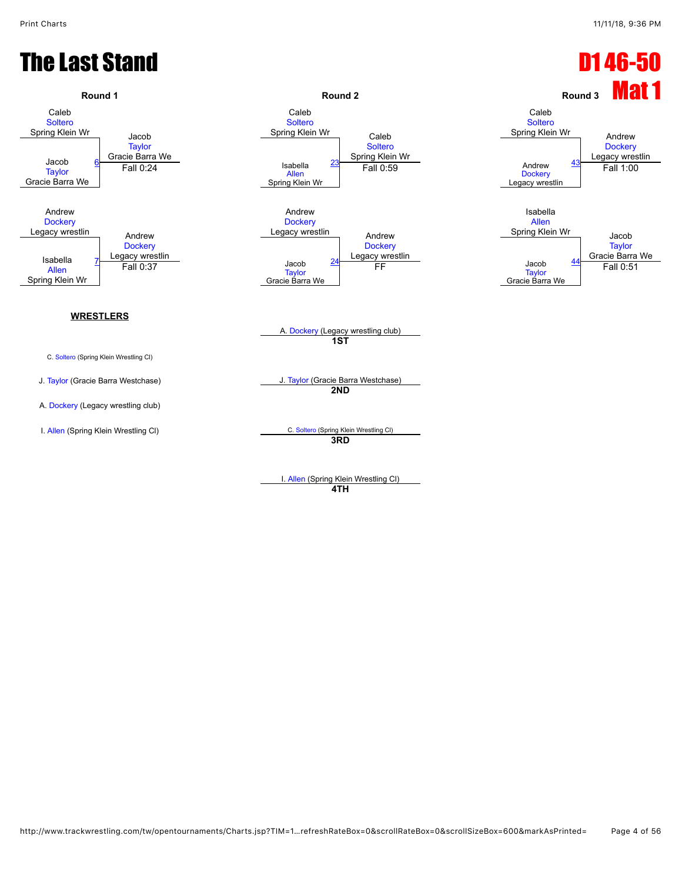# The Last Stand

# D1 46-50 Mat 1

### Round 1

| Match | Wrestler 1 | Wrestler 2 | Winner | Result |
|---|---|---|---|---|
| 6 | Caleb Soltero (Spring Klein Wr) | Jacob Taylor (Gracie Barra We) | Jacob Taylor (Gracie Barra We) | Fall 0:24 |
| 7 | Andrew Dockery (Legacy wrestlin) | Isabella Allen (Spring Klein Wr) | Andrew Dockery (Legacy wrestlin) | Fall 0:37 |

### Round 2

| Match | Wrestler 1 | Wrestler 2 | Winner | Result |
|---|---|---|---|---|
| 23 | Caleb Soltero (Spring Klein Wr) | Isabella Allen (Spring Klein Wr) | Caleb Soltero (Spring Klein Wr) | Fall 0:59 |
| 24 | Andrew Dockery (Legacy wrestlin) | Jacob Taylor (Gracie Barra We) | Andrew Dockery (Legacy wrestlin) | FF |

### Round 3

| Match | Wrestler 1 | Wrestler 2 | Winner | Result |
|---|---|---|---|---|
| 43 | Caleb Soltero (Spring Klein Wr) | Andrew Dockery (Legacy wrestlin) | Andrew Dockery (Legacy wrestlin) | Fall 1:00 |
| 44 | Isabella Allen (Spring Klein Wr) | Jacob Taylor (Gracie Barra We) | Jacob Taylor (Gracie Barra We) | Fall 0:51 |

**WRESTLERS**

- C. Soltero (Spring Klein Wrestling Cl)
- J. Taylor (Gracie Barra Westchase)
- A. Dockery (Legacy wrestling club)
- I. Allen (Spring Klein Wrestling Cl)

**Placements**

- **1ST**: A. Dockery (Legacy wrestling club)
- **2ND**: J. Taylor (Gracie Barra Westchase)
- **3RD**: C. Soltero (Spring Klein Wrestling Cl)
- **4TH**: I. Allen (Spring Klein Wrestling Cl)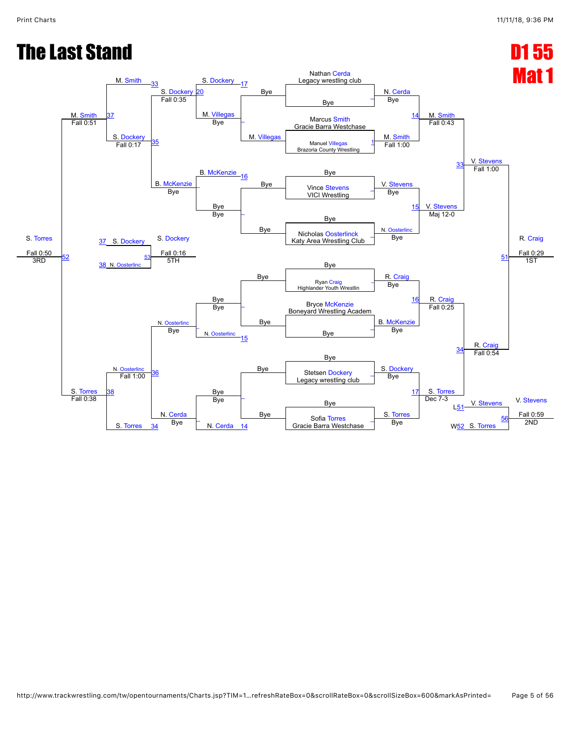# The Last Stand

## D1 55 Mat 1

### Championship Bracket

**Round 1 (Bye round)**

- Nathan Cerda (Legacy wrestling club) vs Bye — N. Cerda, Bye
- Marcus Smith (Gracie Barra Westchase) vs Manuel Villegas (Brazoria County Wrestling) — Match 1: M. Smith, Fall 1:00
- Bye vs Vince Stevens (VICI Wrestling) — V. Stevens, Bye
- Bye vs Nicholas Oosterlinck (Katy Area Wrestling Club) — N. Oosterlinc, Bye
- Bye vs Ryan Craig (Highlander Youth Wrestlin) — R. Craig, Bye
- Bryce McKenzie (Boneyard Wrestling Academ) vs Bye — B. McKenzie, Bye
- Bye vs Stetsen Dockery (Legacy wrestling club) — S. Dockery, Bye
- Bye vs Sofia Torres (Gracie Barra Westchase) — S. Torres, Bye

**Quarterfinals**

- Match 14: N. Cerda vs M. Smith — M. Smith, Fall 0:43
- Match 15: V. Stevens vs N. Oosterlinc — V. Stevens, Maj 12-0
- Match 16: R. Craig vs B. McKenzie — R. Craig, Fall 0:25
- Match 17: S. Dockery vs S. Torres — S. Torres, Dec 7-3

**Semifinals**

- Match 33: M. Smith vs V. Stevens — V. Stevens, Fall 1:00
- Match 34: R. Craig vs S. Torres — R. Craig, Fall 0:54

**Final**

- Match 51: V. Stevens vs R. Craig — R. Craig, Fall 0:29 — 1ST

### Consolation Bracket

**Consolation Round 1 (Bye round)**

- Bye vs M. Villegas — M. Villegas, Bye
- Bye vs Bye — Bye
- Bye vs N. Oosterlinc — N. Oosterlinc
- Bye vs N. Cerda — N. Cerda, Bye

**Consolation Round 2**

- Match 17: S. Dockery vs Match 20: M. Villegas — S. Dockery, Fall 0:35
- Match 16: B. McKenzie vs Bye — B. McKenzie, Bye
- Bye vs Match 15: N. Oosterlinc — N. Oosterlinc, Bye
- Bye vs Match 14: N. Cerda — N. Cerda, Bye

**Consolation Round 3**

- Match 35: S. Dockery vs B. McKenzie — S. Dockery, Fall 0:17
- Match 36: N. Oosterlinc vs N. Cerda — N. Oosterlinc, Fall 1:00

**Consolation Semifinals**

- Match 37: M. Smith (33) vs S. Dockery — M. Smith, Fall 0:51
- Match 38: N. Oosterlinc vs S. Torres (34) — S. Torres, Fall 0:38

**3rd Place**

- Match 52: M. Smith vs S. Torres — S. Torres, Fall 0:50 — 3RD

**5th Place**

- Match 53: S. Dockery (37) vs N. Oosterlinc (38) — S. Dockery, Fall 0:16 — 5TH

**2nd Place (True Second)**

- Match 56: V. Stevens (L51) vs S. Torres (W52) — V. Stevens, Fall 0:59 — 2ND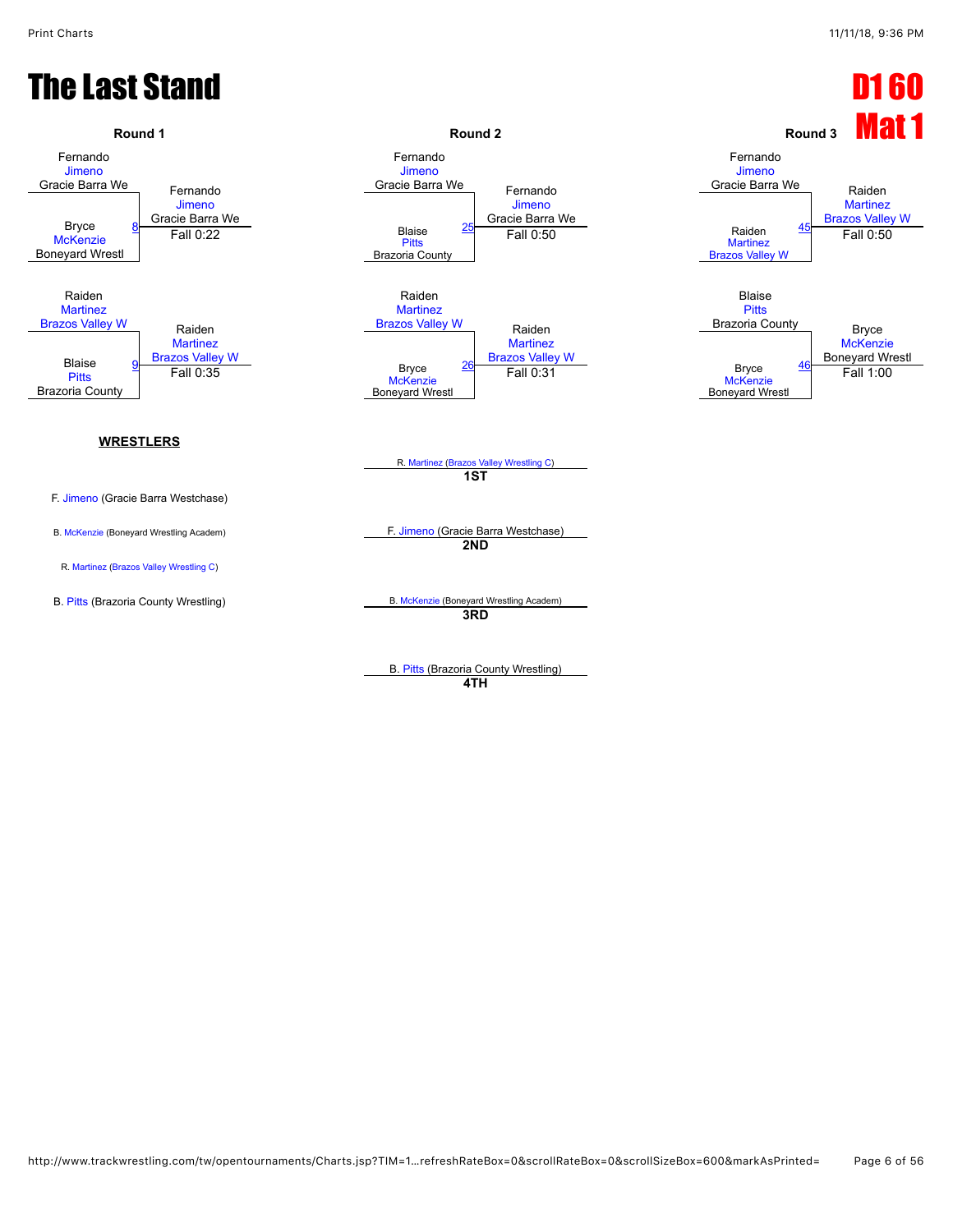# The Last Stand

## D1 60 Mat 1

### Round 1

Fernando Jimeno, Gracie Barra We
vs. Bryce McKenzie, Boneyard Wrestl (Match 8)
Winner: Fernando Jimeno, Gracie Barra We — Fall 0:22

Raiden Martinez, Brazos Valley W
vs. Blaise Pitts, Brazoria County (Match 9)
Winner: Raiden Martinez, Brazos Valley W — Fall 0:35

### Round 2

Fernando Jimeno, Gracie Barra We
vs. Blaise Pitts, Brazoria County (Match 25)
Winner: Fernando Jimeno, Gracie Barra We — Fall 0:50

Raiden Martinez, Brazos Valley W
vs. Bryce McKenzie, Boneyard Wrestl (Match 26)
Winner: Raiden Martinez, Brazos Valley W — Fall 0:31

### Round 3

Fernando Jimeno, Gracie Barra We
vs. Raiden Martinez, Brazos Valley W (Match 45)
Winner: Raiden Martinez, Brazos Valley W — Fall 0:50

Blaise Pitts, Brazoria County
vs. Bryce McKenzie, Boneyard Wrestl (Match 46)
Winner: Bryce McKenzie, Boneyard Wrestl — Fall 1:00

### WRESTLERS

- F. Jimeno (Gracie Barra Westchase)
- B. McKenzie (Boneyard Wrestling Academ)
- R. Martinez (Brazos Valley Wrestling C)
- B. Pitts (Brazoria County Wrestling)

### Placings

- **1ST**: R. Martinez (Brazos Valley Wrestling C)
- **2ND**: F. Jimeno (Gracie Barra Westchase)
- **3RD**: B. McKenzie (Boneyard Wrestling Academ)
- **4TH**: B. Pitts (Brazoria County Wrestling)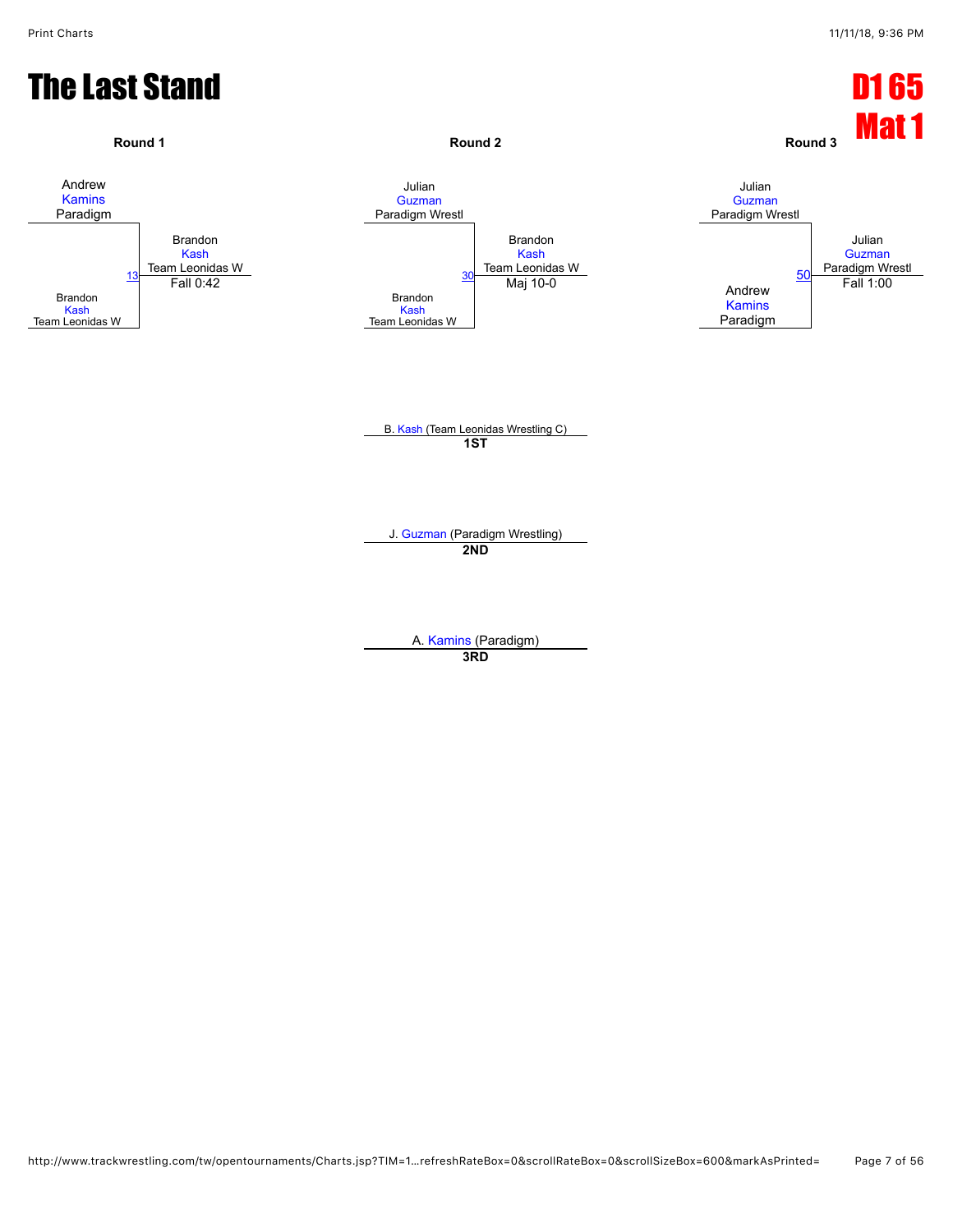# The Last Stand

## D1 65
## Mat 1

### Round 1

Andrew Kamins, Paradigm
vs.
Brandon Kash, Team Leonidas W

Bout 13 — Winner: Brandon Kash, Team Leonidas W — Fall 0:42

### Round 2

Julian Guzman, Paradigm Wrestl
vs.
Brandon Kash, Team Leonidas W

Bout 30 — Winner: Brandon Kash, Team Leonidas W — Maj 10-0

### Round 3

Julian Guzman, Paradigm Wrestl
vs.
Andrew Kamins, Paradigm

Bout 50 — Winner: Julian Guzman, Paradigm Wrestl — Fall 1:00

### Placement

B. Kash (Team Leonidas Wrestling C)
**1ST**

J. Guzman (Paradigm Wrestling)
**2ND**

A. Kamins (Paradigm)
**3RD**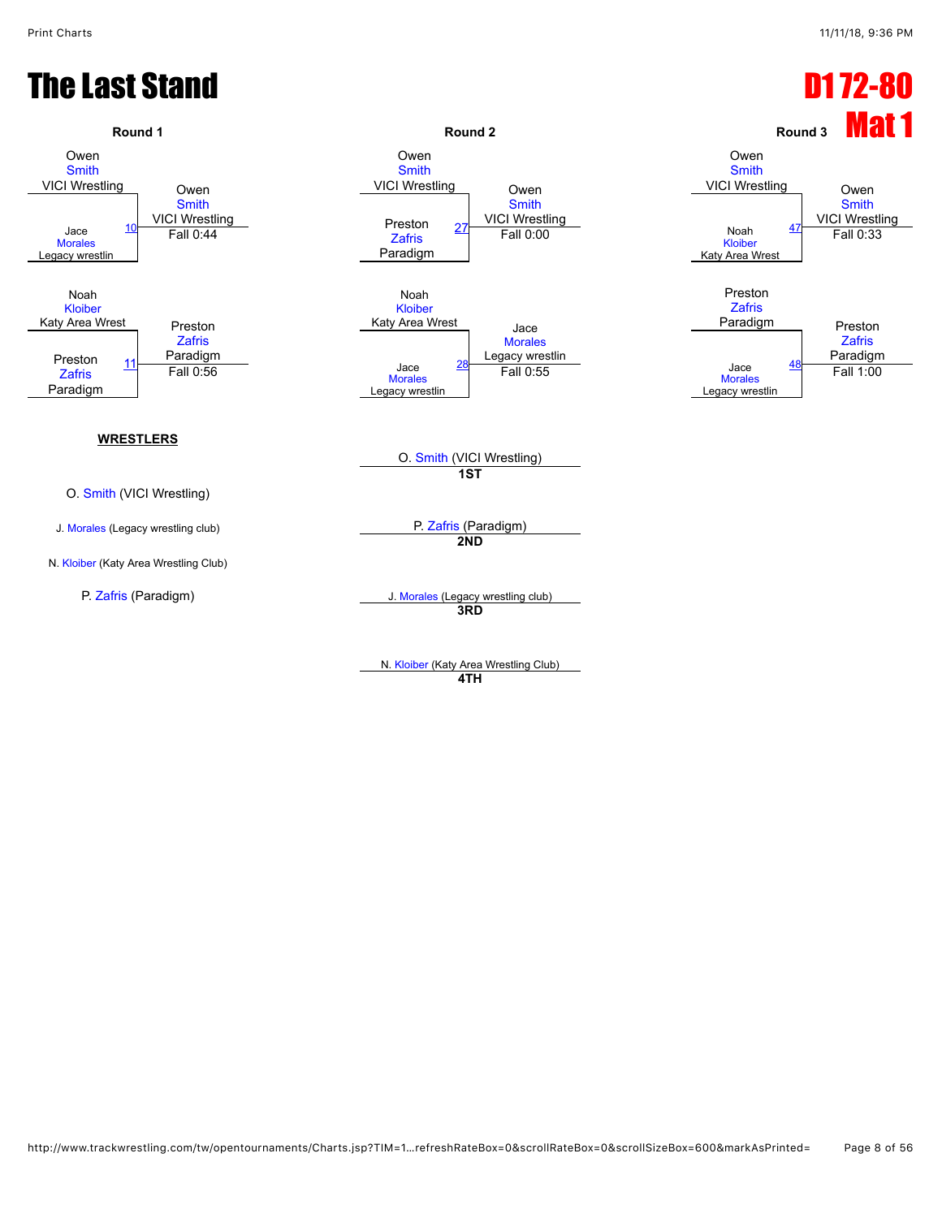# The Last Stand

# D1 72-80

# Mat 1

### Round 1

| Match | Wrestler 1 | Wrestler 2 | Winner | Result |
|---|---|---|---|---|
| 10 | Owen Smith (VICI Wrestling) | Jace Morales (Legacy wrestlin) | Owen Smith (VICI Wrestling) | Fall 0:44 |
| 11 | Noah Kloiber (Katy Area Wrest) | Preston Zafris (Paradigm) | Preston Zafris (Paradigm) | Fall 0:56 |

### Round 2

| Match | Wrestler 1 | Wrestler 2 | Winner | Result |
|---|---|---|---|---|
| 27 | Owen Smith (VICI Wrestling) | Preston Zafris (Paradigm) | Owen Smith (VICI Wrestling) | Fall 0:00 |
| 28 | Noah Kloiber (Katy Area Wrest) | Jace Morales (Legacy wrestlin) | Jace Morales (Legacy wrestlin) | Fall 0:55 |

### Round 3

| Match | Wrestler 1 | Wrestler 2 | Winner | Result |
|---|---|---|---|---|
| 47 | Owen Smith (VICI Wrestling) | Noah Kloiber (Katy Area Wrest) | Owen Smith (VICI Wrestling) | Fall 0:33 |
| 48 | Preston Zafris (Paradigm) | Jace Morales (Legacy wrestlin) | Preston Zafris (Paradigm) | Fall 1:00 |

**WRESTLERS**

- O. Smith (VICI Wrestling)
- J. Morales (Legacy wrestling club)
- N. Kloiber (Katy Area Wrestling Club)
- P. Zafris (Paradigm)

**Placements**

- **1ST**: O. Smith (VICI Wrestling)
- **2ND**: P. Zafris (Paradigm)
- **3RD**: J. Morales (Legacy wrestling club)
- **4TH**: N. Kloiber (Katy Area Wrestling Club)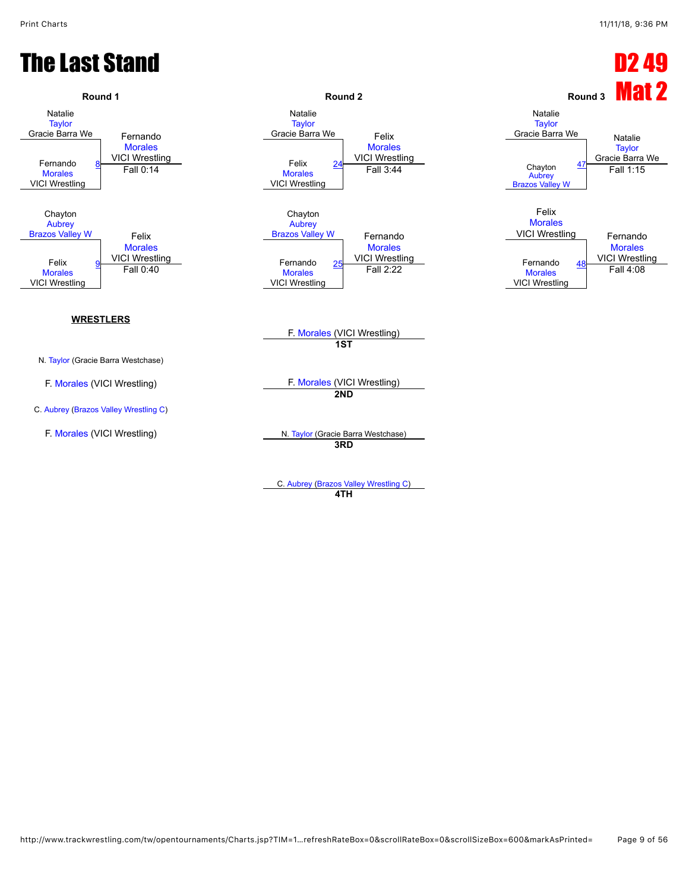# The Last Stand

# D2 49
# Mat 2

### Round 1

| Match | Wrestler 1 | Wrestler 2 | Winner | Result |
|---|---|---|---|---|
| 8 | Natalie Taylor, Gracie Barra We | Fernando Morales, VICI Wrestling | Fernando Morales, VICI Wrestling | Fall 0:14 |
| 9 | Chayton Aubrey, Brazos Valley W | Felix Morales, VICI Wrestling | Felix Morales, VICI Wrestling | Fall 0:40 |

### Round 2

| Match | Wrestler 1 | Wrestler 2 | Winner | Result |
|---|---|---|---|---|
| 24 | Natalie Taylor, Gracie Barra We | Felix Morales, VICI Wrestling | Felix Morales, VICI Wrestling | Fall 3:44 |
| 25 | Chayton Aubrey, Brazos Valley W | Fernando Morales, VICI Wrestling | Fernando Morales, VICI Wrestling | Fall 2:22 |

### Round 3

| Match | Wrestler 1 | Wrestler 2 | Winner | Result |
|---|---|---|---|---|
| 47 | Natalie Taylor, Gracie Barra We | Chayton Aubrey, Brazos Valley W | Natalie Taylor, Gracie Barra We | Fall 1:15 |
| 48 | Felix Morales, VICI Wrestling | Fernando Morales, VICI Wrestling | Fernando Morales, VICI Wrestling | Fall 4:08 |

**WRESTLERS**

N. Taylor (Gracie Barra Westchase)

F. Morales (VICI Wrestling)

C. Aubrey (Brazos Valley Wrestling C)

F. Morales (VICI Wrestling)

**Placements**

- **1ST:** F. Morales (VICI Wrestling)
- **2ND:** F. Morales (VICI Wrestling)
- **3RD:** N. Taylor (Gracie Barra Westchase)
- **4TH:** C. Aubrey (Brazos Valley Wrestling C)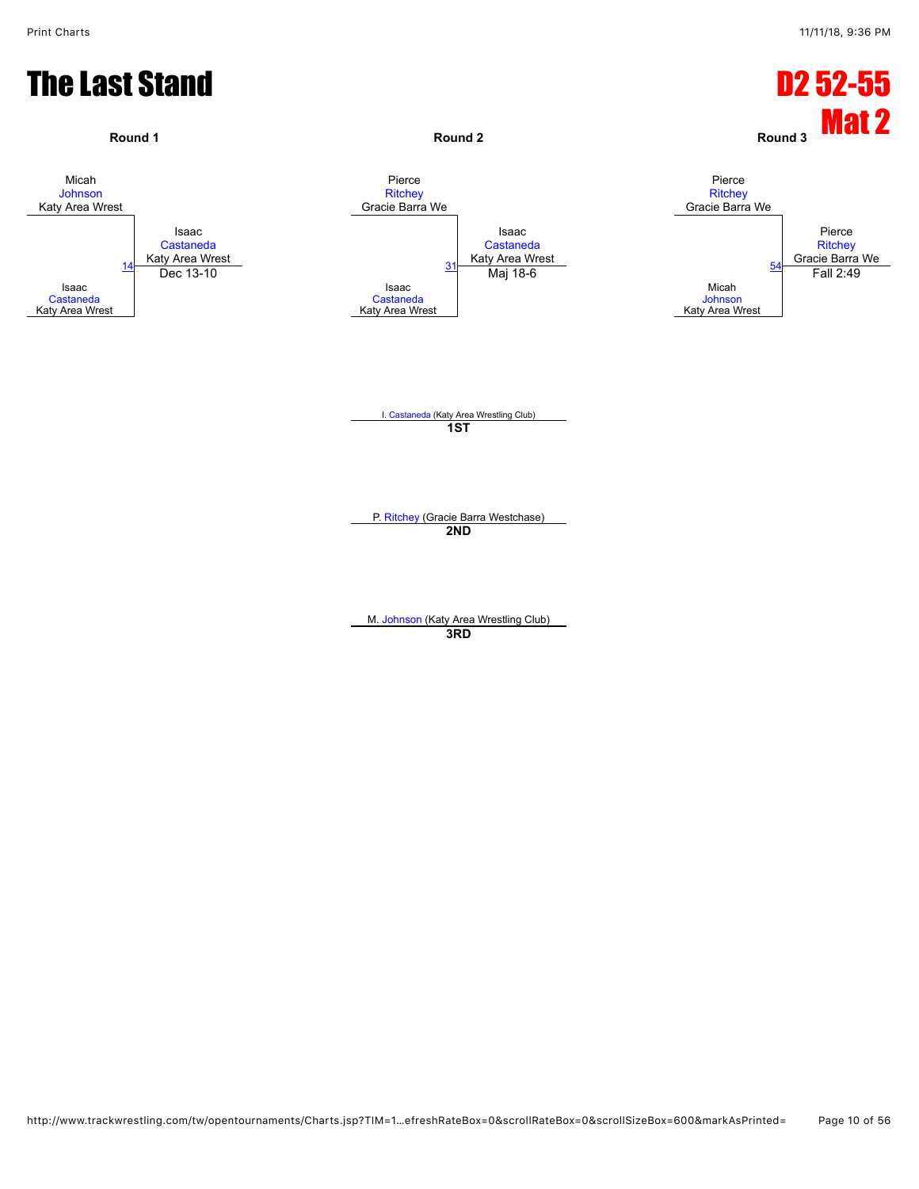# The Last Stand

## D2 52-55
## Mat 2

### Round 1

Micah Johnson, Katy Area Wrest
vs.
Isaac Castaneda, Katy Area Wrest

Match 14 — Winner: Isaac Castaneda, Katy Area Wrest — Dec 13-10

### Round 2

Pierce Ritchey, Gracie Barra We
vs.
Isaac Castaneda, Katy Area Wrest

Match 31 — Winner: Isaac Castaneda, Katy Area Wrest — Maj 18-6

### Round 3

Pierce Ritchey, Gracie Barra We
vs.
Micah Johnson, Katy Area Wrest

Match 54 — Winner: Pierce Ritchey, Gracie Barra We — Fall 2:49

---

I. Castaneda (Katy Area Wrestling Club)
**1ST**

P. Ritchey (Gracie Barra Westchase)
**2ND**

M. Johnson (Katy Area Wrestling Club)
**3RD**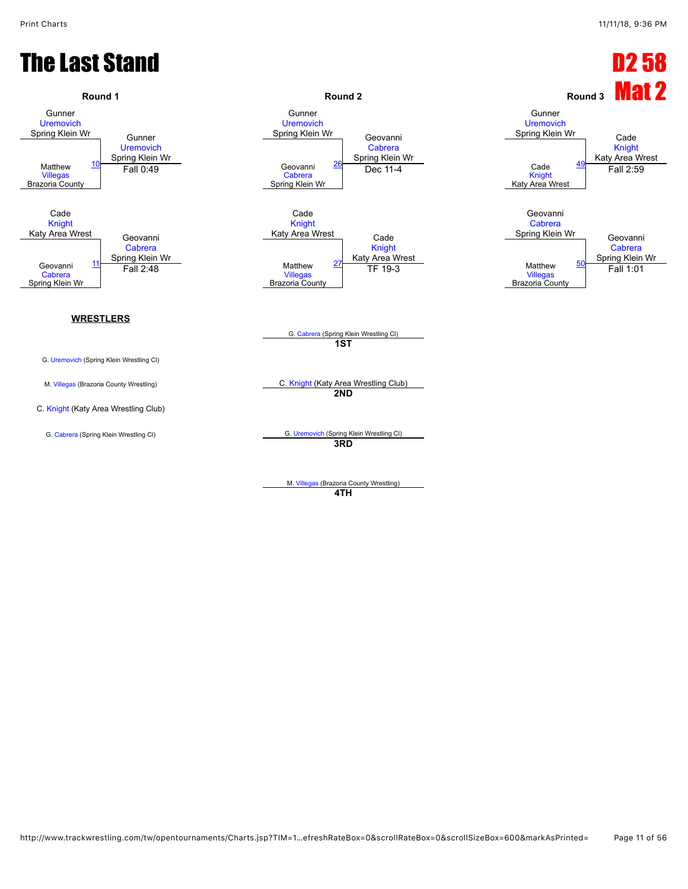# The Last Stand

## D2 58
## Mat 2

### Round 1

Gunner Uremovich, Spring Klein Wr
vs.
Matthew Villegas, Brazoria County
Match 10 — Winner: Gunner Uremovich, Spring Klein Wr — Fall 0:49

Cade Knight, Katy Area Wrest
vs.
Geovanni Cabrera, Spring Klein Wr
Match 11 — Winner: Geovanni Cabrera, Spring Klein Wr — Fall 2:48

### Round 2

Gunner Uremovich, Spring Klein Wr
vs.
Geovanni Cabrera, Spring Klein Wr
Match 26 — Winner: Geovanni Cabrera, Spring Klein Wr — Dec 11-4

Cade Knight, Katy Area Wrest
vs.
Matthew Villegas, Brazoria County
Match 27 — Winner: Cade Knight, Katy Area Wrest — TF 19-3

### Round 3

Gunner Uremovich, Spring Klein Wr
vs.
Cade Knight, Katy Area Wrest
Match 49 — Winner: Cade Knight, Katy Area Wrest — Fall 2:59

Geovanni Cabrera, Spring Klein Wr
vs.
Matthew Villegas, Brazoria County
Match 50 — Winner: Geovanni Cabrera, Spring Klein Wr — Fall 1:01

### WRESTLERS

G. Uremovich (Spring Klein Wrestling Cl)

M. Villegas (Brazoria County Wrestling)

C. Knight (Katy Area Wrestling Club)

G. Cabrera (Spring Klein Wrestling Cl)

### Placements

**1ST**: G. Cabrera (Spring Klein Wrestling Cl)

**2ND**: C. Knight (Katy Area Wrestling Club)

**3RD**: G. Uremovich (Spring Klein Wrestling Cl)

**4TH**: M. Villegas (Brazoria County Wrestling)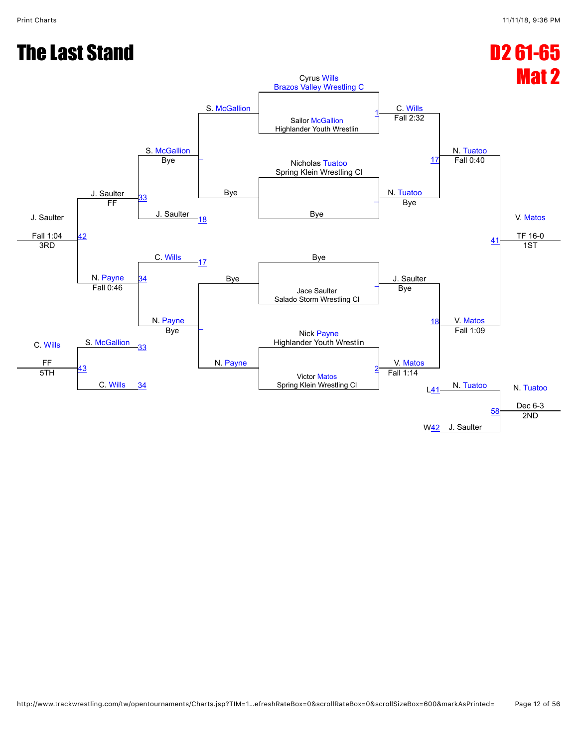# The Last Stand

## D2 61-65
## Mat 2

### Championship Bracket

**First Round**

- Cyrus Wills (Brazos Valley Wrestling C) vs. Sailor McGallion (Highlander Youth Wrestlin) — Match 1: C. Wills, Fall 2:32
- Nicholas Tuatoo (Spring Klein Wrestling Cl) vs. Bye — N. Tuatoo, Bye
- Bye vs. Jace Saulter (Salado Storm Wrestling Cl) — J. Saulter, Bye
- Nick Payne (Highlander Youth Wrestlin) vs. Victor Matos (Spring Klein Wrestling Cl) — Match 2: V. Matos, Fall 1:14

**Semifinals**

- Match 17: C. Wills vs. N. Tuatoo — N. Tuatoo, Fall 0:40
- Match 18: J. Saulter vs. V. Matos — V. Matos, Fall 1:09

**Final**

- Match 41: N. Tuatoo vs. V. Matos — V. Matos, TF 16-0 — 1ST

### Consolation Bracket

- S. McGallion vs. Bye — S. McGallion, Bye
- Bye vs. N. Payne — N. Payne, Bye
- Match 33: S. McGallion vs. J. Saulter (L18) — J. Saulter, FF
- Match 34: C. Wills (L17) vs. N. Payne — N. Payne, Fall 0:46
- Match 42: J. Saulter vs. N. Payne — J. Saulter, Fall 1:04 — 3RD

**5th Place**

- Match 43: S. McGallion (L33) vs. C. Wills (L34) — C. Wills, FF — 5TH

**2nd Place**

- Match 58: N. Tuatoo (L41) vs. J. Saulter (W42) — N. Tuatoo, Dec 6-3 — 2ND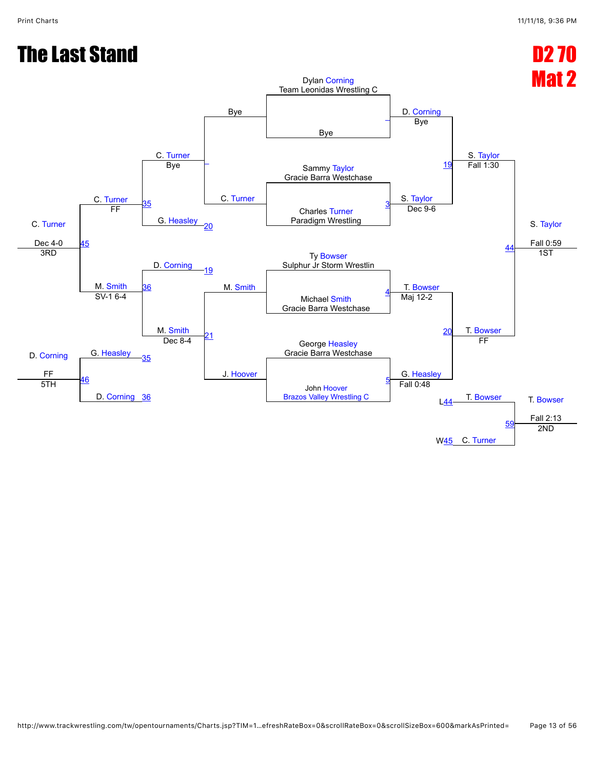# The Last Stand

## D2 70
## Mat 2

### Championship Bracket

**Match 1:** Dylan Corning (Team Leonidas Wrestling C) vs Bye → D. Corning (Bye)

**Match 3:** Sammy Taylor (Gracie Barra Westchase) vs Charles Turner (Paradigm Wrestling) → S. Taylor (Dec 9-6)

**Match 4:** Ty Bowser (Sulphur Jr Storm Wrestlin) vs Michael Smith (Gracie Barra Westchase) → T. Bowser (Maj 12-2)

**Match 5:** George Heasley (Gracie Barra Westchase) vs John Hoover (Brazos Valley Wrestling C) → G. Heasley (Fall 0:48)

**Match 19:** D. Corning vs S. Taylor → S. Taylor (Fall 1:30)

**Match 20:** T. Bowser vs G. Heasley → T. Bowser (FF)

**Match 44:** S. Taylor vs T. Bowser → S. Taylor (Fall 0:59) — 1ST

### Consolation Bracket

**Consolation:** Bye vs C. Turner → C. Turner (Bye)

**Consolation:** M. Smith vs J. Hoover → M. Smith (Dec 8-4)

**Match 35:** C. Turner vs G. Heasley (L20) → C. Turner (FF)

**Match 36:** D. Corning (L19) vs M. Smith → M. Smith (SV-1 6-4)

**Match 45:** C. Turner vs M. Smith → C. Turner (Dec 4-0) — 3RD

**Match 46:** G. Heasley (L35) vs D. Corning (L36) → D. Corning (FF) — 5TH

**Match 59:** T. Bowser (L44) vs C. Turner (W45) → T. Bowser (Fall 2:13) — 2ND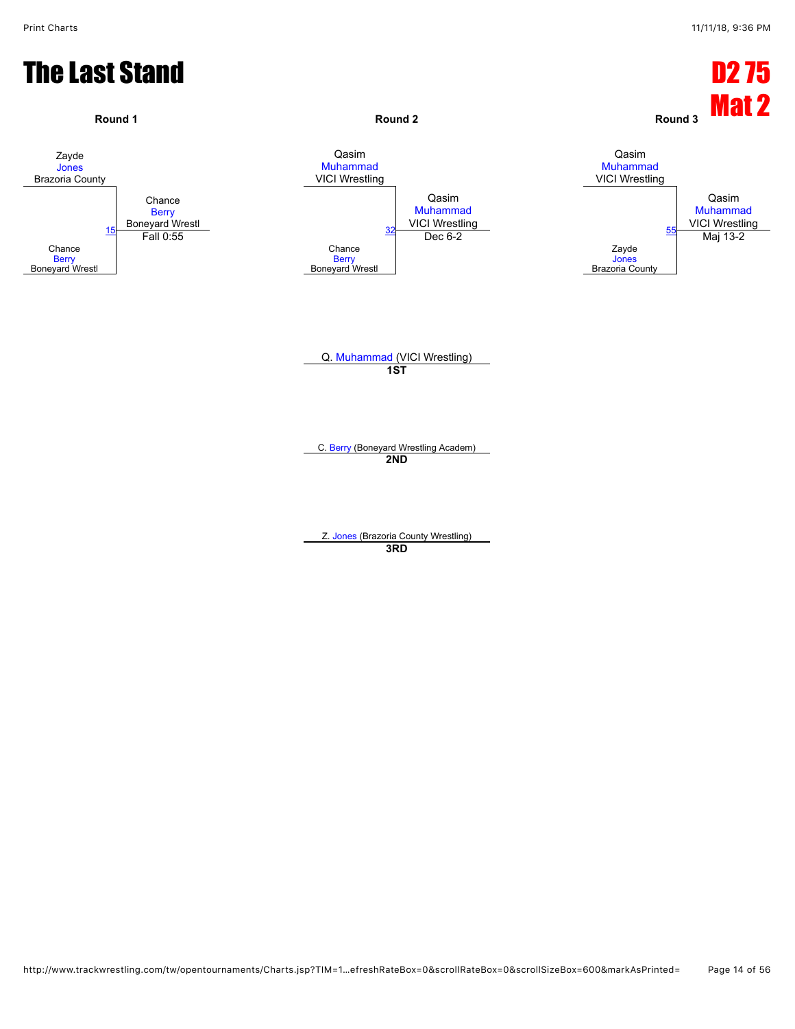# The Last Stand

## D2 75
## Mat 2

### Round 1

Zayde Jones, Brazoria County
vs.
Chance Berry, Boneyard Wrestl

Match 15 — Winner: Chance Berry, Boneyard Wrestl — Fall 0:55

### Round 2

Qasim Muhammad, VICI Wrestling
vs.
Chance Berry, Boneyard Wrestl

Match 32 — Winner: Qasim Muhammad, VICI Wrestling — Dec 6-2

### Round 3

Qasim Muhammad, VICI Wrestling
vs.
Zayde Jones, Brazoria County

Match 55 — Winner: Qasim Muhammad, VICI Wrestling — Maj 13-2

---

Q. Muhammad (VICI Wrestling)
**1ST**

C. Berry (Boneyard Wrestling Academ)
**2ND**

Z. Jones (Brazoria County Wrestling)
**3RD**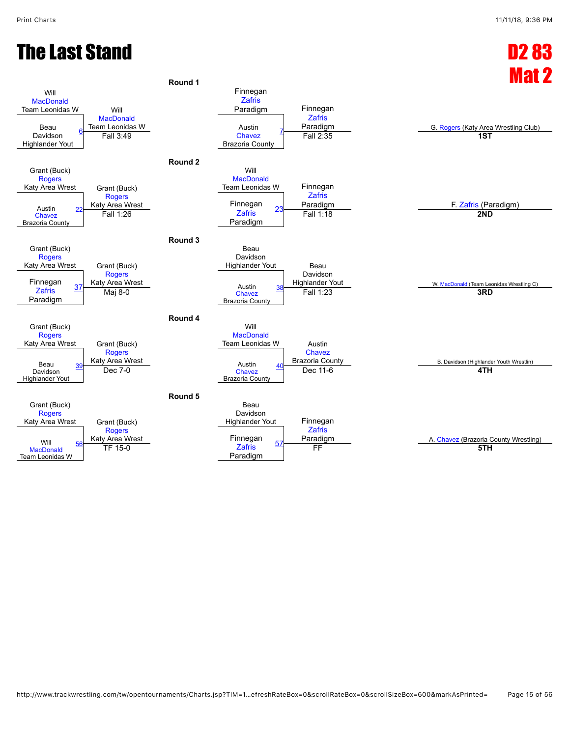# The Last Stand

## D2 83 Mat 2

### Round 1

| Bout | Wrestler 1 | Wrestler 2 | Winner | Result |
|---|---|---|---|---|
| 6 | Will MacDonald (Team Leonidas W) | Beau Davidson (Highlander Yout) | Will MacDonald (Team Leonidas W) | Fall 3:49 |
| 7 | Finnegan Zafris (Paradigm) | Austin Chavez (Brazoria County) | Finnegan Zafris (Paradigm) | Fall 2:35 |

### Round 2

| Bout | Wrestler 1 | Wrestler 2 | Winner | Result |
|---|---|---|---|---|
| 22 | Grant (Buck) Rogers (Katy Area Wrest) | Austin Chavez (Brazoria County) | Grant (Buck) Rogers (Katy Area Wrest) | Fall 1:26 |
| 23 | Will MacDonald (Team Leonidas W) | Finnegan Zafris (Paradigm) | Finnegan Zafris (Paradigm) | Fall 1:18 |

### Round 3

| Bout | Wrestler 1 | Wrestler 2 | Winner | Result |
|---|---|---|---|---|
| 37 | Grant (Buck) Rogers (Katy Area Wrest) | Finnegan Zafris (Paradigm) | Grant (Buck) Rogers (Katy Area Wrest) | Maj 8-0 |
| 38 | Beau Davidson (Highlander Yout) | Austin Chavez (Brazoria County) | Beau Davidson (Highlander Yout) | Fall 1:23 |

### Round 4

| Bout | Wrestler 1 | Wrestler 2 | Winner | Result |
|---|---|---|---|---|
| 39 | Grant (Buck) Rogers (Katy Area Wrest) | Beau Davidson (Highlander Yout) | Grant (Buck) Rogers (Katy Area Wrest) | Dec 7-0 |
| 40 | Will MacDonald (Team Leonidas W) | Austin Chavez (Brazoria County) | Austin Chavez (Brazoria County) | Dec 11-6 |

### Round 5

| Bout | Wrestler 1 | Wrestler 2 | Winner | Result |
|---|---|---|---|---|
| 56 | Grant (Buck) Rogers (Katy Area Wrest) | Will MacDonald (Team Leonidas W) | Grant (Buck) Rogers (Katy Area Wrest) | TF 15-0 |
| 57 | Beau Davidson (Highlander Yout) | Finnegan Zafris (Paradigm) | Finnegan Zafris (Paradigm) | FF |

### Placements

| Place | Wrestler |
|---|---|
| 1ST | G. Rogers (Katy Area Wrestling Club) |
| 2ND | F. Zafris (Paradigm) |
| 3RD | W. MacDonald (Team Leonidas Wrestling C) |
| 4TH | B. Davidson (Highlander Youth Wrestlin) |
| 5TH | A. Chavez (Brazoria County Wrestling) |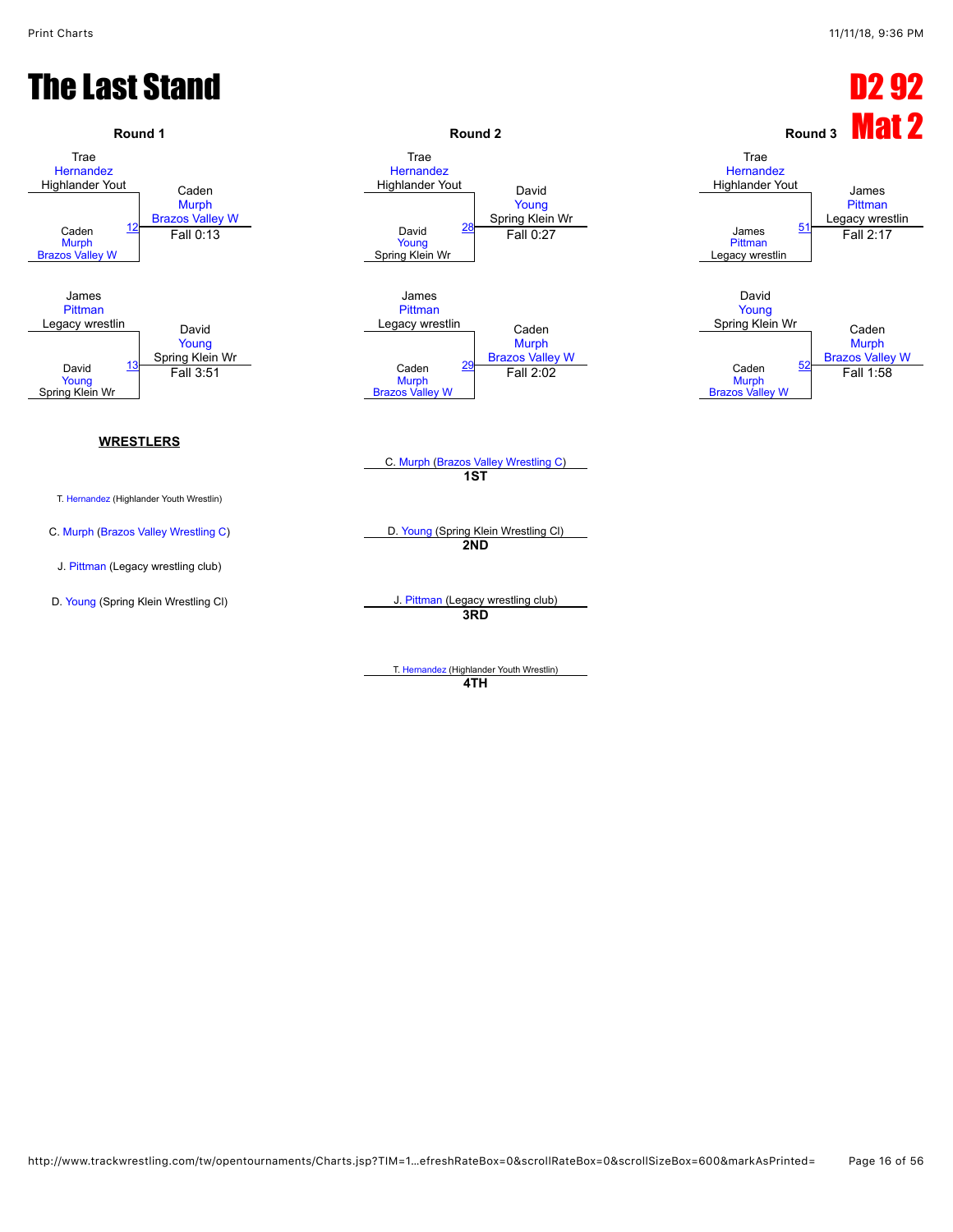# The Last Stand

## D2 92
## Mat 2

### Round 1

| Wrestler 1 | Wrestler 2 | Bout | Winner | Result |
|---|---|---|---|---|
| Trae Hernandez (Highlander Yout) | Caden Murph (Brazos Valley W) | 12 | Caden Murph (Brazos Valley W) | Fall 0:13 |
| James Pittman (Legacy wrestlin) | David Young (Spring Klein Wr) | 13 | David Young (Spring Klein Wr) | Fall 3:51 |

### Round 2

| Wrestler 1 | Wrestler 2 | Bout | Winner | Result |
|---|---|---|---|---|
| Trae Hernandez (Highlander Yout) | David Young (Spring Klein Wr) | 28 | David Young (Spring Klein Wr) | Fall 0:27 |
| James Pittman (Legacy wrestlin) | Caden Murph (Brazos Valley W) | 29 | Caden Murph (Brazos Valley W) | Fall 2:02 |

### Round 3

| Wrestler 1 | Wrestler 2 | Bout | Winner | Result |
|---|---|---|---|---|
| Trae Hernandez (Highlander Yout) | James Pittman (Legacy wrestlin) | 51 | James Pittman (Legacy wrestlin) | Fall 2:17 |
| David Young (Spring Klein Wr) | Caden Murph (Brazos Valley W) | 52 | Caden Murph (Brazos Valley W) | Fall 1:58 |

### WRESTLERS

- T. Hernandez (Highlander Youth Wrestlin)
- C. Murph (Brazos Valley Wrestling C)
- J. Pittman (Legacy wrestling club)
- D. Young (Spring Klein Wrestling Cl)

### Placings

- **1ST**: C. Murph (Brazos Valley Wrestling C)
- **2ND**: D. Young (Spring Klein Wrestling Cl)
- **3RD**: J. Pittman (Legacy wrestling club)
- **4TH**: T. Hernandez (Highlander Youth Wrestlin)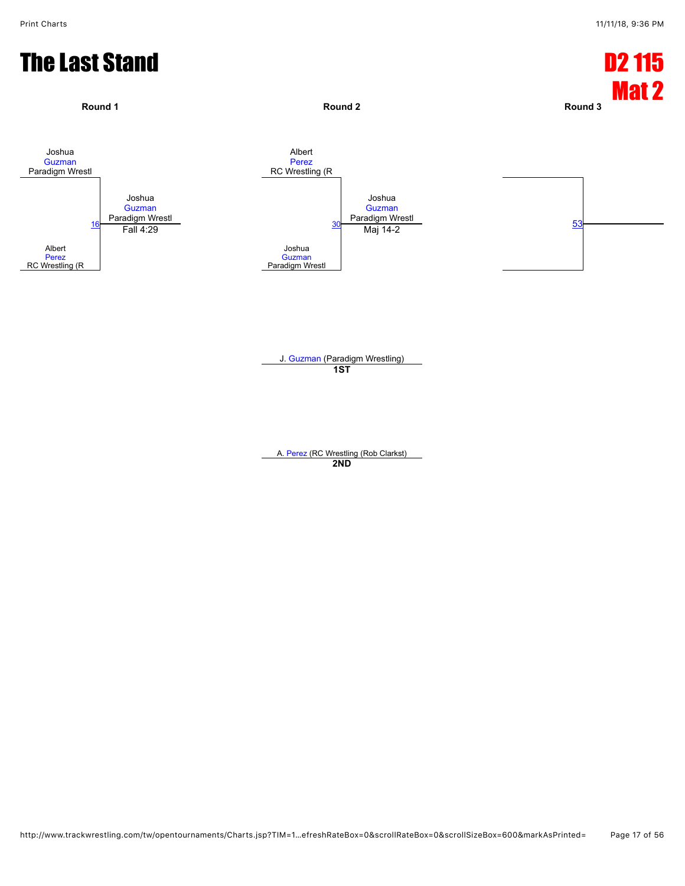# The Last Stand

## D2 115
## Mat 2

**Round 1**

Joshua Guzman
Paradigm Wrestl

16

Albert Perez
RC Wrestling (R

Joshua Guzman
Paradigm Wrestl
Fall 4:29

**Round 2**

Albert Perez
RC Wrestling (R

30

Joshua Guzman
Paradigm Wrestl

Joshua Guzman
Paradigm Wrestl
Maj 14-2

**Round 3**

53

J. Guzman (Paradigm Wrestling)
**1ST**

A. Perez (RC Wrestling (Rob Clarkst)
**2ND**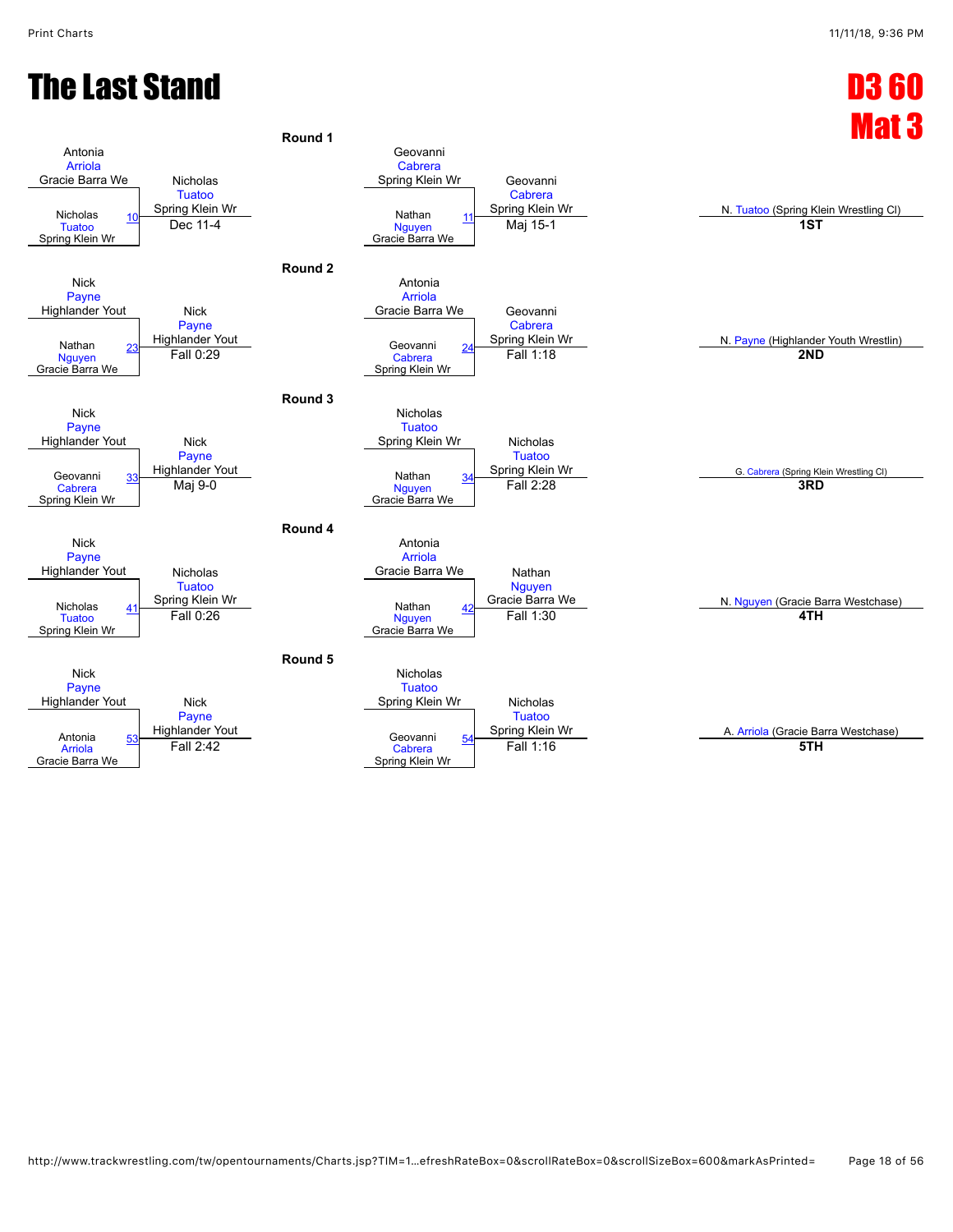# The Last Stand

## D3 60 Mat 3

### Round 1

| Bout | Wrestler 1 | Wrestler 2 | Winner | Result |
|---|---|---|---|---|
| 10 | Antonia Arriola (Gracie Barra We) | Nicholas Tuatoo (Spring Klein Wr) | Nicholas Tuatoo (Spring Klein Wr) | Dec 11-4 |
| 11 | Geovanni Cabrera (Spring Klein Wr) | Nathan Nguyen (Gracie Barra We) | Geovanni Cabrera (Spring Klein Wr) | Maj 15-1 |

### Round 2

| Bout | Wrestler 1 | Wrestler 2 | Winner | Result |
|---|---|---|---|---|
| 23 | Nick Payne (Highlander Yout) | Nathan Nguyen (Gracie Barra We) | Nick Payne (Highlander Yout) | Fall 0:29 |
| 24 | Antonia Arriola (Gracie Barra We) | Geovanni Cabrera (Spring Klein Wr) | Geovanni Cabrera (Spring Klein Wr) | Fall 1:18 |

### Round 3

| Bout | Wrestler 1 | Wrestler 2 | Winner | Result |
|---|---|---|---|---|
| 33 | Nick Payne (Highlander Yout) | Geovanni Cabrera (Spring Klein Wr) | Nick Payne (Highlander Yout) | Maj 9-0 |
| 34 | Nicholas Tuatoo (Spring Klein Wr) | Nathan Nguyen (Gracie Barra We) | Nicholas Tuatoo (Spring Klein Wr) | Fall 2:28 |

### Round 4

| Bout | Wrestler 1 | Wrestler 2 | Winner | Result |
|---|---|---|---|---|
| 41 | Nick Payne (Highlander Yout) | Nicholas Tuatoo (Spring Klein Wr) | Nicholas Tuatoo (Spring Klein Wr) | Fall 0:26 |
| 42 | Antonia Arriola (Gracie Barra We) | Nathan Nguyen (Gracie Barra We) | Nathan Nguyen (Gracie Barra We) | Fall 1:30 |

### Round 5

| Bout | Wrestler 1 | Wrestler 2 | Winner | Result |
|---|---|---|---|---|
| 53 | Nick Payne (Highlander Yout) | Antonia Arriola (Gracie Barra We) | Nick Payne (Highlander Yout) | Fall 2:42 |
| 54 | Nicholas Tuatoo (Spring Klein Wr) | Geovanni Cabrera (Spring Klein Wr) | Nicholas Tuatoo (Spring Klein Wr) | Fall 1:16 |

### Placements

| Place | Wrestler |
|---|---|
| 1ST | N. Tuatoo (Spring Klein Wrestling Cl) |
| 2ND | N. Payne (Highlander Youth Wrestlin) |
| 3RD | G. Cabrera (Spring Klein Wrestling Cl) |
| 4TH | N. Nguyen (Gracie Barra Westchase) |
| 5TH | A. Arriola (Gracie Barra Westchase) |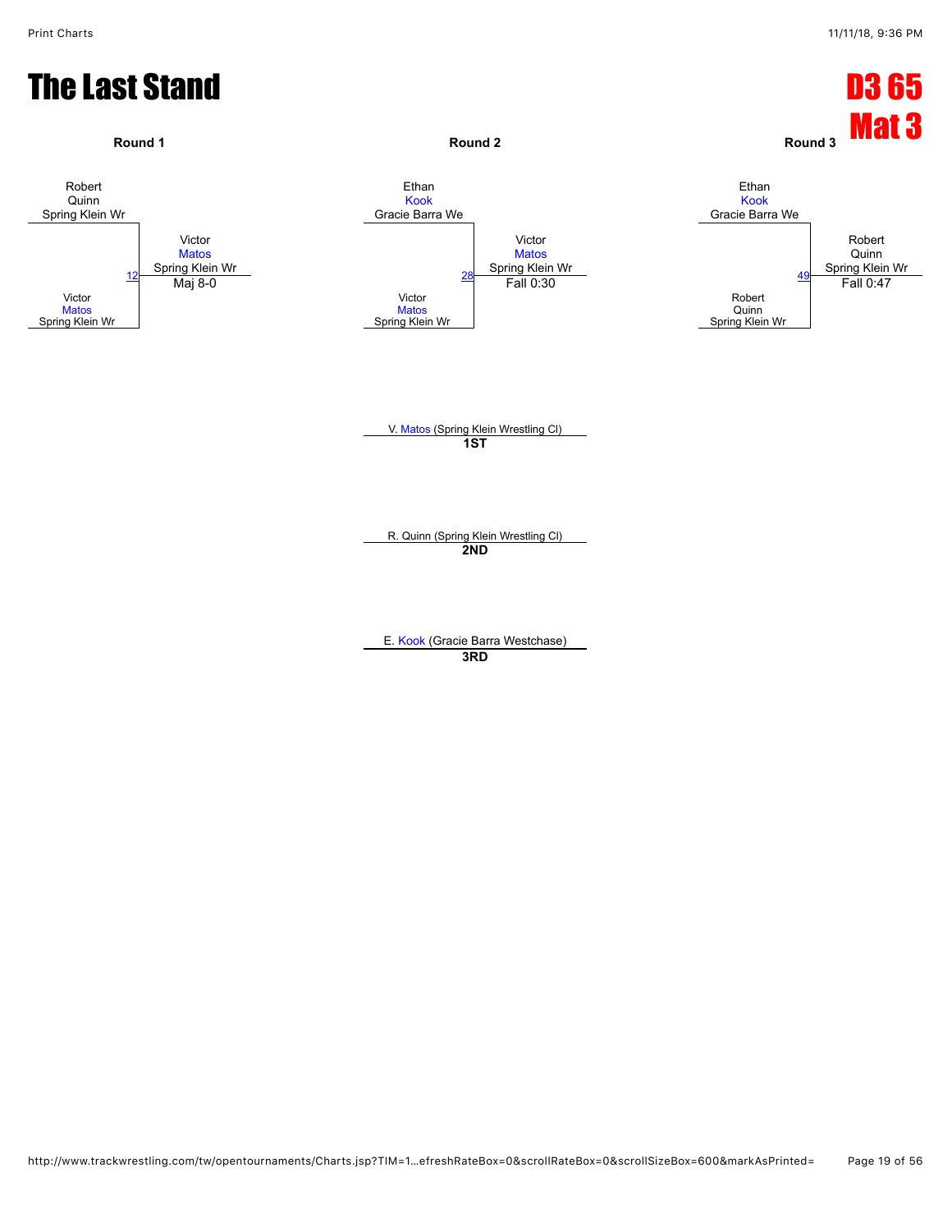# The Last Stand

**D3 65**
**Mat 3**

**Round 1**

Robert Quinn, Spring Klein Wr
vs.
Victor Matos, Spring Klein Wr

Bout 12 — Winner: Victor Matos, Spring Klein Wr — Maj 8-0

**Round 2**

Ethan Kook, Gracie Barra We
vs.
Victor Matos, Spring Klein Wr

Bout 28 — Winner: Victor Matos, Spring Klein Wr — Fall 0:30

**Round 3**

Ethan Kook, Gracie Barra We
vs.
Robert Quinn, Spring Klein Wr

Bout 49 — Winner: Robert Quinn, Spring Klein Wr — Fall 0:47

**1ST**: V. Matos (Spring Klein Wrestling Cl)

**2ND**: R. Quinn (Spring Klein Wrestling Cl)

**3RD**: E. Kook (Gracie Barra Westchase)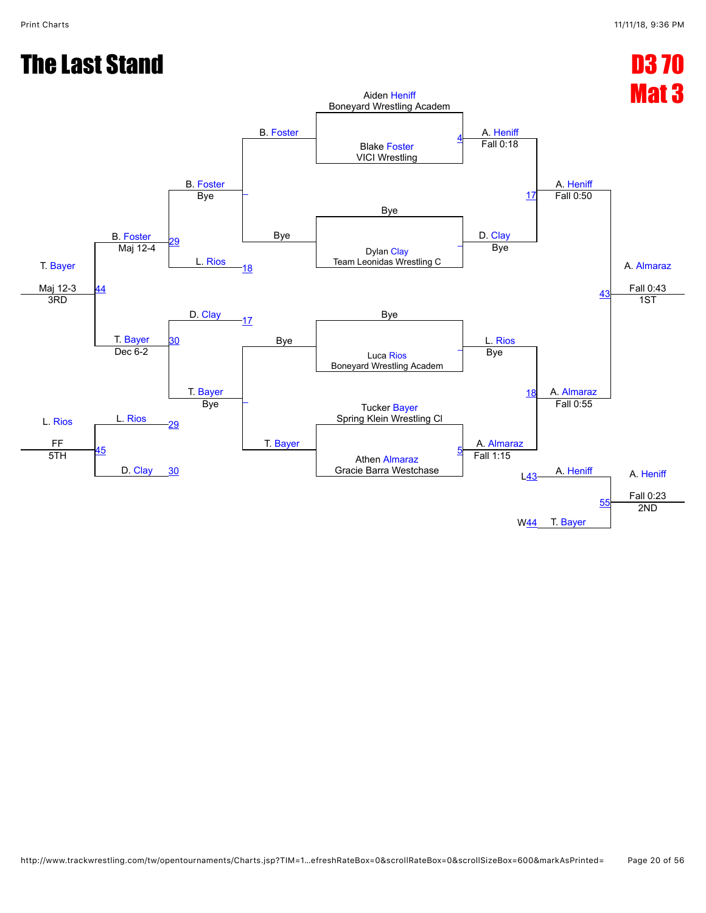# The Last Stand

## D3 70
## Mat 3

**Championship Bracket**

- Aiden Heniff (Boneyard Wrestling Academ) vs. Blake Foster (VICI Wrestling) — Match 4: A. Heniff, Fall 0:18
- Bye vs. Dylan Clay (Team Leonidas Wrestling C) — D. Clay, Bye
- Bye vs. Luca Rios (Boneyard Wrestling Academ) — L. Rios, Bye
- Tucker Bayer (Spring Klein Wrestling Cl) vs. Athen Almaraz (Gracie Barra Westchase) — Match 5: A. Almaraz, Fall 1:15
- Match 17: A. Heniff, Fall 0:50
- Match 18: A. Almaraz, Fall 0:55
- Match 43: A. Almaraz, Fall 0:43 — 1ST

**Consolation Bracket**

- B. Foster vs. Bye — B. Foster, Bye
- Bye vs. T. Bayer — T. Bayer, Bye
- Match 29: B. Foster vs. L. Rios (L18) — B. Foster, Maj 12-4
- Match 30: D. Clay (L17) vs. T. Bayer — T. Bayer, Dec 6-2
- Match 44: B. Foster vs. T. Bayer — T. Bayer, Maj 12-3 — 3RD
- Match 45: L. Rios (L29) vs. D. Clay (L30) — L. Rios, FF — 5TH

**Second Place Match**

- Match 55: A. Heniff (L43) vs. T. Bayer (W44) — A. Heniff, Fall 0:23 — 2ND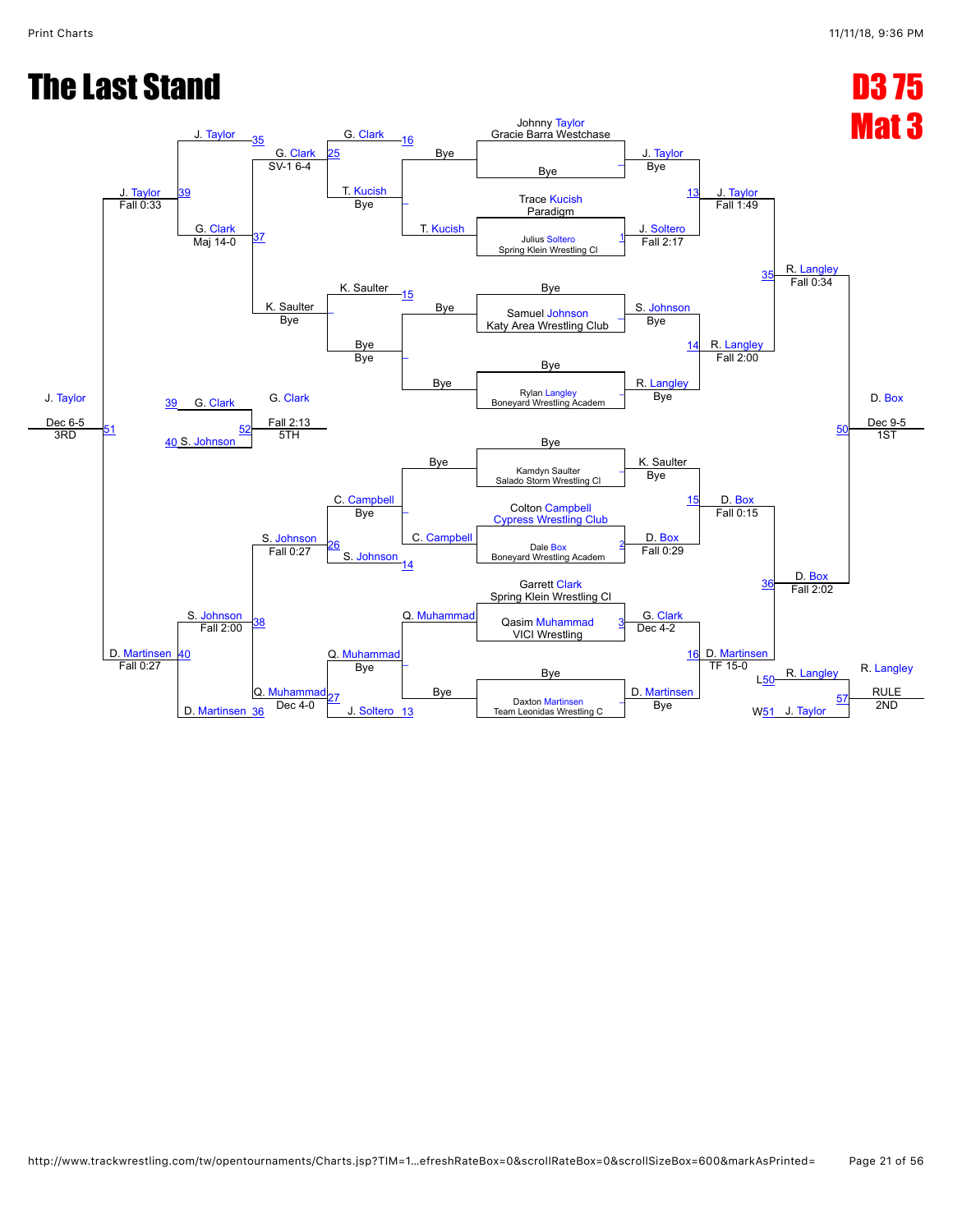# The Last Stand

## D3 75
## Mat 3

### Championship Bracket

| Match | Wrestler 1 | Wrestler 2 | Winner | Result |
| --- | --- | --- | --- | --- |
| – | Johnny Taylor, Gracie Barra Westchase | Bye | J. Taylor | Bye |
| 1 | Trace Kucish, Paradigm | Julius Soltero, Spring Klein Wrestling Cl | J. Soltero | Fall 2:17 |
| – | Bye | Samuel Johnson, Katy Area Wrestling Club | S. Johnson | Bye |
| – | Bye | Rylan Langley, Boneyard Wrestling Academ | R. Langley | Bye |
| – | Bye | Kamdyn Saulter, Salado Storm Wrestling Cl | K. Saulter | Bye |
| 2 | Colton Campbell, Cypress Wrestling Club | Dale Box, Boneyard Wrestling Academ | D. Box | Fall 0:29 |
| 3 | Garrett Clark, Spring Klein Wrestling Cl | Qasim Muhammad, VICI Wrestling | G. Clark | Dec 4-2 |
| – | Bye | Daxton Martinsen, Team Leonidas Wrestling C | D. Martinsen | Bye |
| 13 | J. Taylor | J. Soltero | J. Taylor | Fall 1:49 |
| 14 | S. Johnson | R. Langley | R. Langley | Fall 2:00 |
| 15 | K. Saulter | D. Box | D. Box | Fall 0:15 |
| 16 | G. Clark | D. Martinsen | D. Martinsen | TF 15-0 |
| 35 | J. Taylor | R. Langley | R. Langley | Fall 0:34 |
| 36 | D. Box | D. Martinsen | D. Box | Fall 2:02 |
| 50 | R. Langley | D. Box | D. Box | Dec 9-5 (1ST) |

### Consolation Bracket

| Match | Wrestler 1 | Wrestler 2 | Winner | Result |
| --- | --- | --- | --- | --- |
| – | Bye | T. Kucish | T. Kucish | |
| – | Bye | Bye | Bye | |
| – | Bye | C. Campbell | C. Campbell | |
| – | Q. Muhammad | Bye | Q. Muhammad | |
| – | T. Kucish (L1) | G. Clark (L16) | G. Clark | |
| – | Bye (L15) | K. Saulter | K. Saulter | |
| – | C. Campbell | S. Johnson (L14) | C. Campbell | Bye |
| – | Q. Muhammad | J. Soltero (L13) | Q. Muhammad | Bye |
| 25 | G. Clark | T. Kucish | G. Clark | SV-1 6-4 |
| 26 | C. Campbell | S. Johnson | S. Johnson | Fall 0:27 |
| 27 | Q. Muhammad | J. Soltero | Q. Muhammad | Dec 4-0 |
| 37 | J. Taylor (L35) | G. Clark | G. Clark | Maj 14-0 |
| – | G. Clark | K. Saulter | K. Saulter | Bye |
| 38 | S. Johnson | Q. Muhammad | S. Johnson | Fall 2:00 |
| 40 | S. Johnson | D. Martinsen (L36) | D. Martinsen | Fall 0:27 |
| 39 | J. Taylor | G. Clark | J. Taylor | Fall 0:33 |
| 51 | J. Taylor | D. Martinsen | J. Taylor | Dec 6-5 (3RD) |
| 52 | G. Clark (L39) | S. Johnson (L40) | G. Clark | Fall 2:13 (5TH) |
| 57 | R. Langley (L50) | J. Taylor (W51) | R. Langley | RULE (2ND) |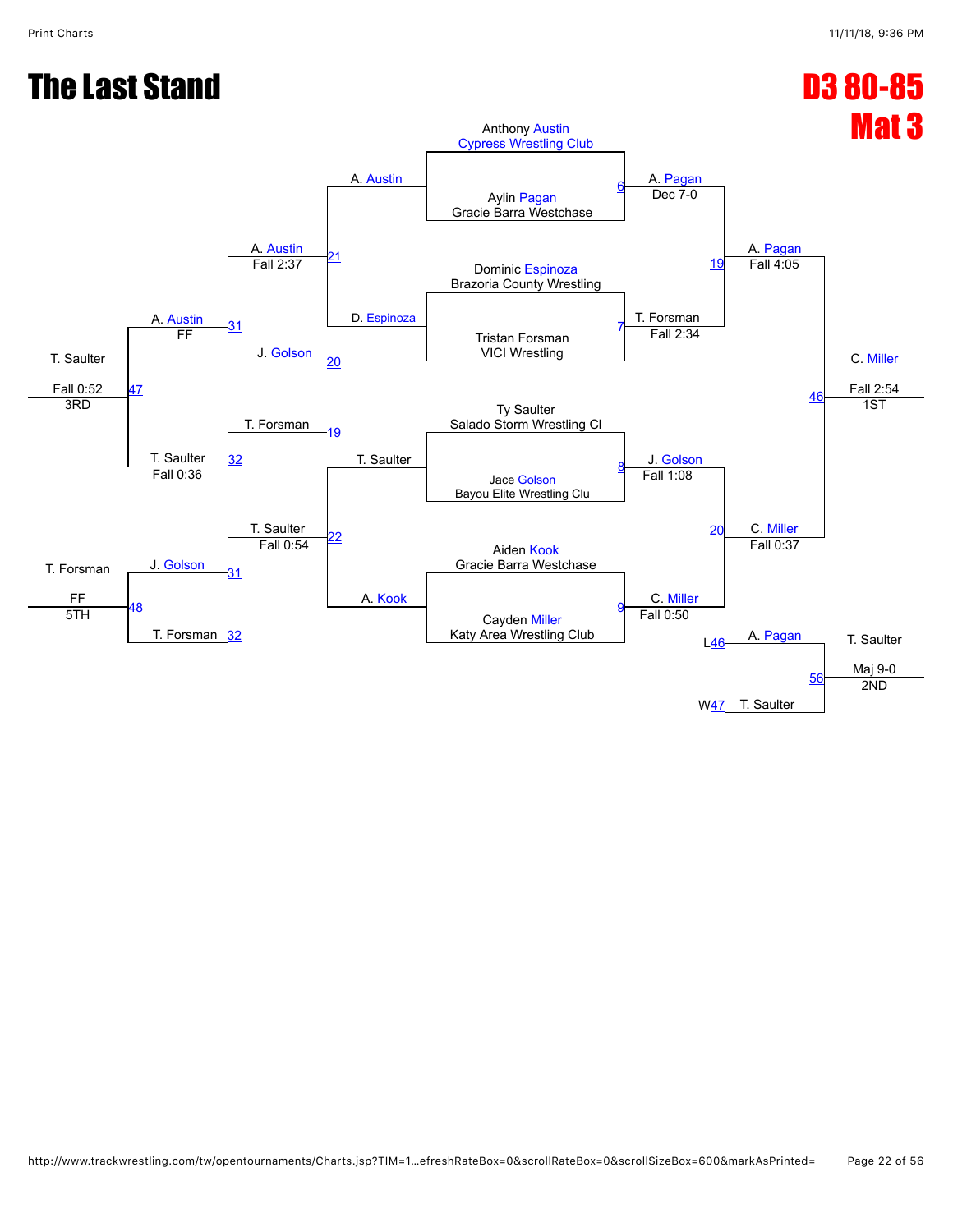# The Last Stand

## D3 80-85
## Mat 3

**Championship Bracket**

Match 6:
- Anthony Austin, Cypress Wrestling Club
- Aylin Pagan, Gracie Barra Westchase
- Winner: A. Pagan — Dec 7-0

Match 7:
- Dominic Espinoza, Brazoria County Wrestling
- Tristan Forsman, VICI Wrestling
- Winner: T. Forsman — Fall 2:34

Match 8:
- Ty Saulter, Salado Storm Wrestling Cl
- Jace Golson, Bayou Elite Wrestling Clu
- Winner: J. Golson — Fall 1:08

Match 9:
- Aiden Kook, Gracie Barra Westchase
- Cayden Miller, Katy Area Wrestling Club
- Winner: C. Miller — Fall 0:50

Match 19: A. Pagan vs. T. Forsman — Winner: A. Pagan, Fall 4:05

Match 20: J. Golson vs. C. Miller — Winner: C. Miller, Fall 0:37

Match 46: A. Pagan vs. C. Miller — Winner: C. Miller, Fall 2:54 — 1ST

**Consolation Bracket**

Match 21: A. Austin vs. D. Espinoza — Winner: A. Austin

Match 22: T. Saulter vs. A. Kook — Winner: T. Saulter

Match 31: A. Austin vs. J. Golson (20) — Winner: A. Austin, Fall 2:37

Match 32: T. Forsman (19) vs. T. Saulter — Winner: T. Saulter, Fall 0:54

Match 47: A. Austin (31) vs. T. Saulter (32) — A. Austin FF; T. Saulter Fall 0:36 — Winner: T. Saulter, Fall 0:52 — 3RD

Match 48: J. Golson (31) vs. T. Forsman (32) — Winner: T. Forsman, FF — 5TH

Match 56: A. Pagan (L46) vs. T. Saulter (W47) — Winner: T. Saulter, Maj 9-0 — 2ND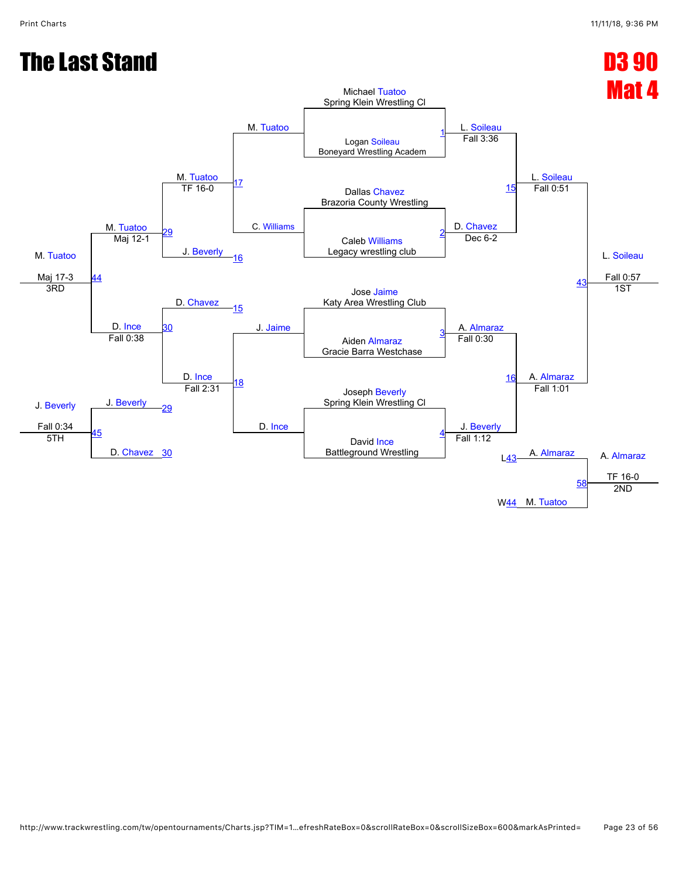# The Last Stand

## D3 90
## Mat 4

### Championship Bracket

**Quarterfinals**

- Match 1: Michael Tuatoo (Spring Klein Wrestling Cl) vs. Logan Soileau (Boneyard Wrestling Academ) — L. Soileau, Fall 3:36
- Match 2: Dallas Chavez (Brazoria County Wrestling) vs. Caleb Williams (Legacy wrestling club) — D. Chavez, Dec 6-2
- Match 3: Jose Jaime (Katy Area Wrestling Club) vs. Aiden Almaraz (Gracie Barra Westchase) — A. Almaraz, Fall 0:30
- Match 4: Joseph Beverly (Spring Klein Wrestling Cl) vs. David Ince (Battleground Wrestling) — J. Beverly, Fall 1:12

**Semifinals**

- Match 15: L. Soileau vs. D. Chavez — L. Soileau, Fall 0:51
- Match 16: A. Almaraz vs. J. Beverly — A. Almaraz, Fall 1:01

**Final**

- Match 43: L. Soileau vs. A. Almaraz — L. Soileau, Fall 0:57 — 1ST

### Consolation Bracket

- Match 17: M. Tuatoo vs. C. Williams — M. Tuatoo
- Match 18: J. Jaime vs. D. Ince — D. Ince, Fall 2:31
- Match 29: M. Tuatoo vs. J. Beverly (L16) — M. Tuatoo, TF 16-0
- Match 30: D. Chavez (L15) vs. D. Ince — D. Ince, Fall 0:38
- Match 44: M. Tuatoo vs. D. Ince — M. Tuatoo, Maj 12-1
- 3rd Place: M. Tuatoo, Maj 17-3 — 3RD
- Match 45: J. Beverly (L29) vs. D. Chavez (L30) — J. Beverly, Fall 0:34 — 5TH
- Match 58: A. Almaraz (L43) vs. M. Tuatoo (W44) — A. Almaraz, TF 16-0 — 2ND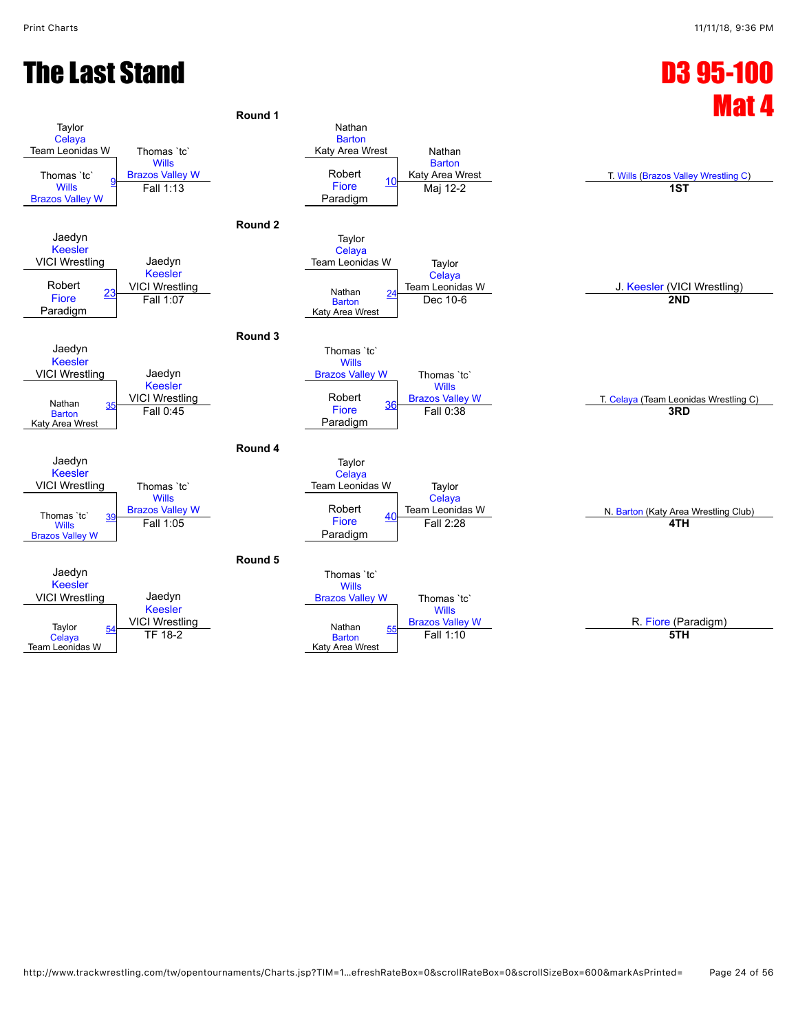# The Last Stand

# D3 95-100 Mat 4

## Round 1

| Bout | Wrestler 1 | Wrestler 2 | Winner | Result |
|---|---|---|---|---|
| 9 | Taylor Celaya (Team Leonidas W) | Thomas `tc` Wills (Brazos Valley W) | Thomas `tc` Wills (Brazos Valley W) | Fall 1:13 |
| 10 | Nathan Barton (Katy Area Wrest) | Robert Fiore (Paradigm) | Nathan Barton (Katy Area Wrest) | Maj 12-2 |

## Round 2

| Bout | Wrestler 1 | Wrestler 2 | Winner | Result |
|---|---|---|---|---|
| 23 | Jaedyn Keesler (VICI Wrestling) | Robert Fiore (Paradigm) | Jaedyn Keesler (VICI Wrestling) | Fall 1:07 |
| 24 | Taylor Celaya (Team Leonidas W) | Nathan Barton (Katy Area Wrest) | Taylor Celaya (Team Leonidas W) | Dec 10-6 |

## Round 3

| Bout | Wrestler 1 | Wrestler 2 | Winner | Result |
|---|---|---|---|---|
| 35 | Jaedyn Keesler (VICI Wrestling) | Nathan Barton (Katy Area Wrest) | Jaedyn Keesler (VICI Wrestling) | Fall 0:45 |
| 36 | Thomas `tc` Wills (Brazos Valley W) | Robert Fiore (Paradigm) | Thomas `tc` Wills (Brazos Valley W) | Fall 0:38 |

## Round 4

| Bout | Wrestler 1 | Wrestler 2 | Winner | Result |
|---|---|---|---|---|
| 39 | Jaedyn Keesler (VICI Wrestling) | Thomas `tc` Wills (Brazos Valley W) | Thomas `tc` Wills (Brazos Valley W) | Fall 1:05 |
| 40 | Taylor Celaya (Team Leonidas W) | Robert Fiore (Paradigm) | Taylor Celaya (Team Leonidas W) | Fall 2:28 |

## Round 5

| Bout | Wrestler 1 | Wrestler 2 | Winner | Result |
|---|---|---|---|---|
| 54 | Jaedyn Keesler (VICI Wrestling) | Taylor Celaya (Team Leonidas W) | Jaedyn Keesler (VICI Wrestling) | TF 18-2 |
| 55 | Thomas `tc` Wills (Brazos Valley W) | Nathan Barton (Katy Area Wrest) | Thomas `tc` Wills (Brazos Valley W) | Fall 1:10 |

## Placements

| Place | Wrestler |
|---|---|
| 1ST | T. Wills (Brazos Valley Wrestling C) |
| 2ND | J. Keesler (VICI Wrestling) |
| 3RD | T. Celaya (Team Leonidas Wrestling C) |
| 4TH | N. Barton (Katy Area Wrestling Club) |
| 5TH | R. Fiore (Paradigm) |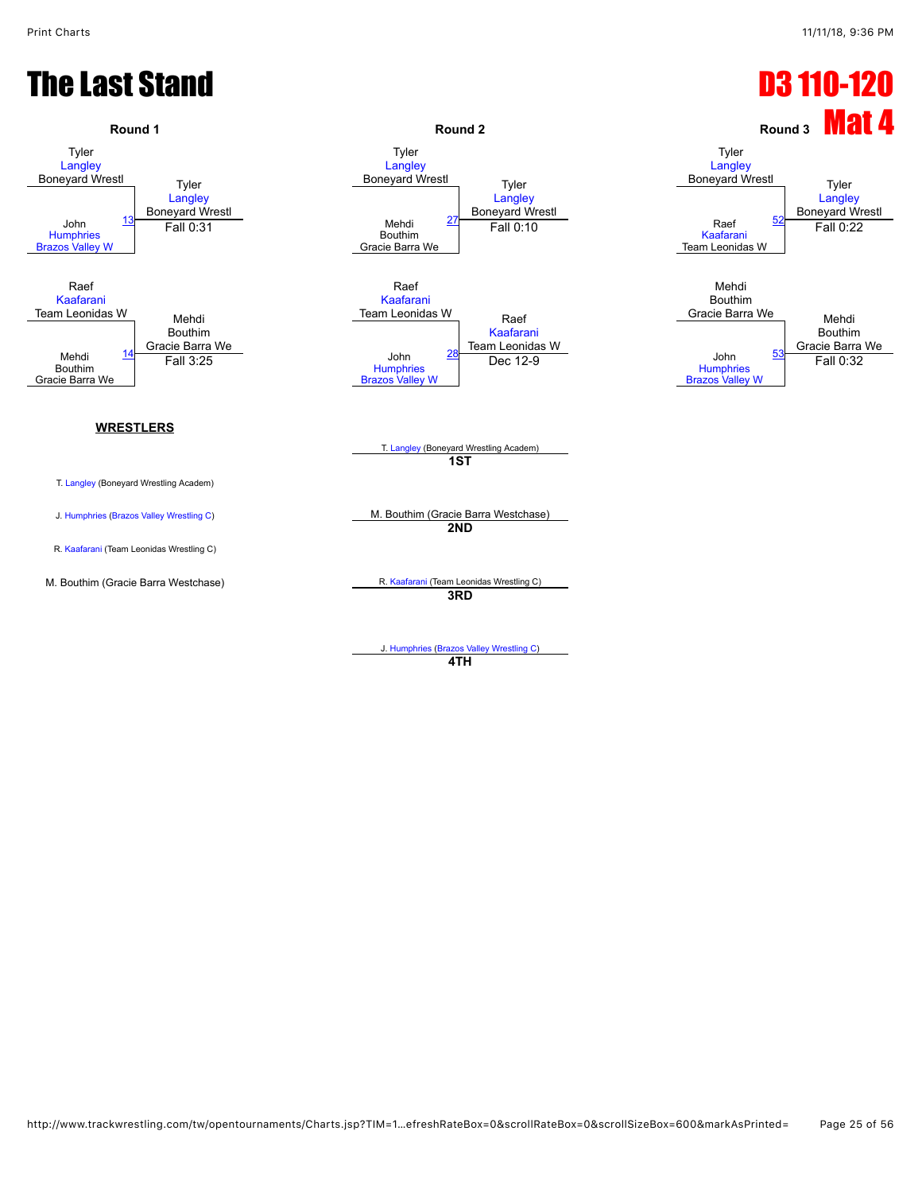# The Last Stand

# D3 110-120

## Mat 4

### Round 1

| Match | Wrestler 1 | Wrestler 2 | Winner | Result |
|---|---|---|---|---|
| 13 | Tyler Langley (Boneyard Wrestl) | John Humphries (Brazos Valley W) | Tyler Langley (Boneyard Wrestl) | Fall 0:31 |
| 14 | Raef Kaafarani (Team Leonidas W) | Mehdi Bouthim (Gracie Barra We) | Mehdi Bouthim (Gracie Barra We) | Fall 3:25 |

### Round 2

| Match | Wrestler 1 | Wrestler 2 | Winner | Result |
|---|---|---|---|---|
| 27 | Tyler Langley (Boneyard Wrestl) | Mehdi Bouthim (Gracie Barra We) | Tyler Langley (Boneyard Wrestl) | Fall 0:10 |
| 28 | Raef Kaafarani (Team Leonidas W) | John Humphries (Brazos Valley W) | Raef Kaafarani (Team Leonidas W) | Dec 12-9 |

### Round 3

| Match | Wrestler 1 | Wrestler 2 | Winner | Result |
|---|---|---|---|---|
| 52 | Tyler Langley (Boneyard Wrestl) | Raef Kaafarani (Team Leonidas W) | Tyler Langley (Boneyard Wrestl) | Fall 0:22 |
| 53 | Mehdi Bouthim (Gracie Barra We) | John Humphries (Brazos Valley W) | Mehdi Bouthim (Gracie Barra We) | Fall 0:32 |

### WRESTLERS

- T. Langley (Boneyard Wrestling Academ)
- J. Humphries (Brazos Valley Wrestling C)
- R. Kaafarani (Team Leonidas Wrestling C)
- M. Bouthim (Gracie Barra Westchase)

### Placements

- **1ST**: T. Langley (Boneyard Wrestling Academ)
- **2ND**: M. Bouthim (Gracie Barra Westchase)
- **3RD**: R. Kaafarani (Team Leonidas Wrestling C)
- **4TH**: J. Humphries (Brazos Valley Wrestling C)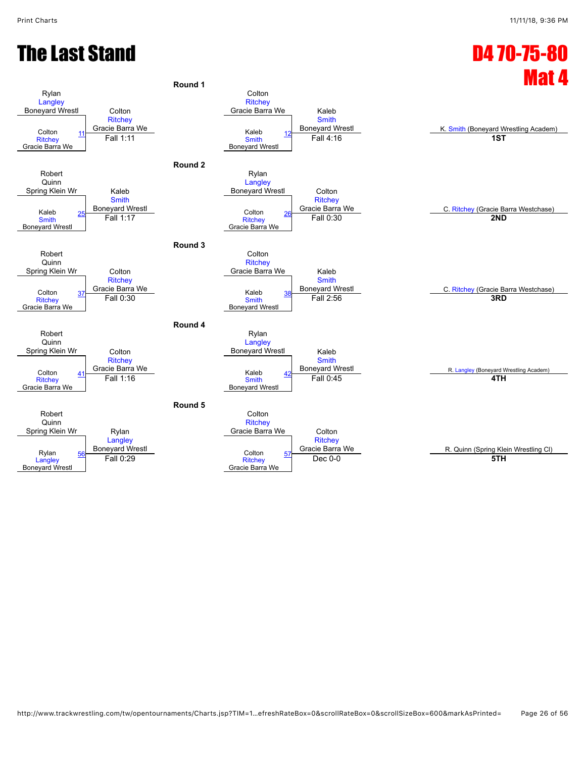# The Last Stand

# D4 70-75-80 Mat 4

## Round 1

| Wrestler 1 | Wrestler 2 | Bout | Winner | Result |
|---|---|---|---|---|
| Rylan Langley, Boneyard Wrestl | Colton Ritchey, Gracie Barra We | 11 | Colton Ritchey, Gracie Barra We | Fall 1:11 |
| Colton Ritchey, Gracie Barra We | Kaleb Smith, Boneyard Wrestl | 12 | Kaleb Smith, Boneyard Wrestl | Fall 4:16 |

## Round 2

| Wrestler 1 | Wrestler 2 | Bout | Winner | Result |
|---|---|---|---|---|
| Robert Quinn, Spring Klein Wr | Kaleb Smith, Boneyard Wrestl | 25 | Kaleb Smith, Boneyard Wrestl | Fall 1:17 |
| Rylan Langley, Boneyard Wrestl | Colton Ritchey, Gracie Barra We | 26 | Colton Ritchey, Gracie Barra We | Fall 0:30 |

## Round 3

| Wrestler 1 | Wrestler 2 | Bout | Winner | Result |
|---|---|---|---|---|
| Robert Quinn, Spring Klein Wr | Colton Ritchey, Gracie Barra We | 37 | Colton Ritchey, Gracie Barra We | Fall 0:30 |
| Colton Ritchey, Gracie Barra We | Kaleb Smith, Boneyard Wrestl | 38 | Kaleb Smith, Boneyard Wrestl | Fall 2:56 |

## Round 4

| Wrestler 1 | Wrestler 2 | Bout | Winner | Result |
|---|---|---|---|---|
| Robert Quinn, Spring Klein Wr | Colton Ritchey, Gracie Barra We | 41 | Colton Ritchey, Gracie Barra We | Fall 1:16 |
| Rylan Langley, Boneyard Wrestl | Kaleb Smith, Boneyard Wrestl | 42 | Kaleb Smith, Boneyard Wrestl | Fall 0:45 |

## Round 5

| Wrestler 1 | Wrestler 2 | Bout | Winner | Result |
|---|---|---|---|---|
| Robert Quinn, Spring Klein Wr | Rylan Langley, Boneyard Wrestl | 56 | Rylan Langley, Boneyard Wrestl | Fall 0:29 |
| Colton Ritchey, Gracie Barra We | Colton Ritchey, Gracie Barra We | 57 | Colton Ritchey, Gracie Barra We | Dec 0-0 |

## Placements

| Place | Wrestler |
|---|---|
| 1ST | K. Smith (Boneyard Wrestling Academ) |
| 2ND | C. Ritchey (Gracie Barra Westchase) |
| 3RD | C. Ritchey (Gracie Barra Westchase) |
| 4TH | R. Langley (Boneyard Wrestling Academ) |
| 5TH | R. Quinn (Spring Klein Wrestling Cl) |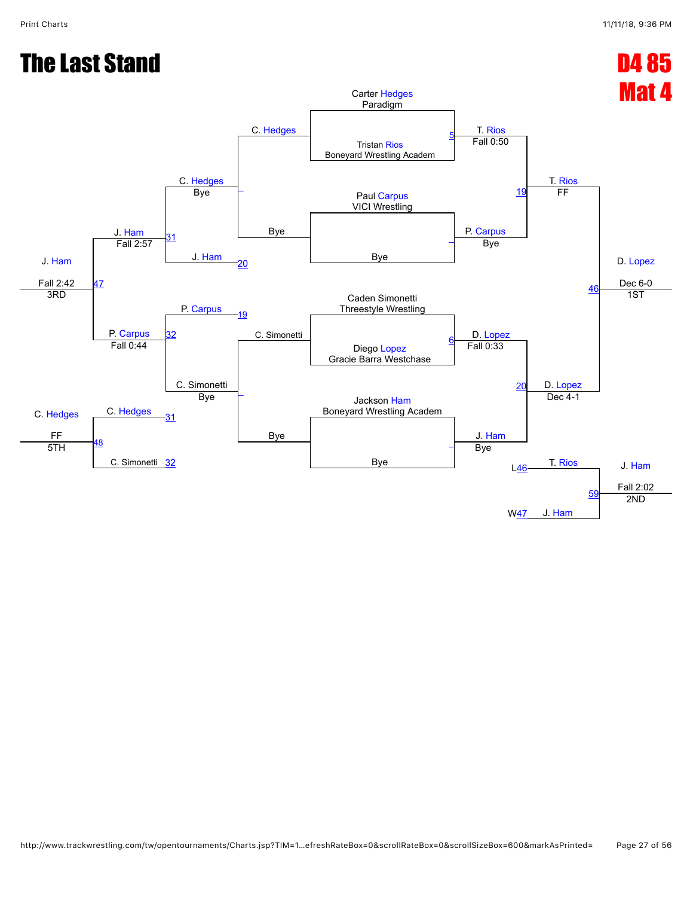# The Last Stand

## D4 85
## Mat 4

### Championship Bracket

**First Round**

- Carter Hedges (Paradigm) vs. Tristan Rios (Boneyard Wrestling Academ) — Match 5: T. Rios, Fall 0:50
- Paul Carpus (VICI Wrestling) vs. Bye — P. Carpus, Bye
- Caden Simonetti (Threestyle Wrestling) vs. Diego Lopez (Gracie Barra Westchase) — Match 6: D. Lopez, Fall 0:33
- Jackson Ham (Boneyard Wrestling Academ) vs. Bye — J. Ham, Bye

**Semifinals**

- Match 19: T. Rios vs. P. Carpus — T. Rios, FF
- Match 20: D. Lopez vs. J. Ham — D. Lopez, Dec 4-1

**Final**

- Match 46: T. Rios vs. D. Lopez — D. Lopez, Dec 6-0 — **1ST**

### Consolation Bracket

**Consolation First Round**

- C. Hedges vs. Bye — C. Hedges, Bye
- C. Simonetti vs. Bye — C. Simonetti, Bye

**Consolation Second Round**

- Match 31: C. Hedges vs. J. Ham (L20) — J. Ham, Fall 2:57
- Match 32: P. Carpus (L19) vs. C. Simonetti — P. Carpus, Fall 0:44

**3rd Place**

- Match 47: J. Ham vs. P. Carpus — J. Ham, Fall 2:42 — **3RD**

**5th Place**

- Match 48: C. Hedges (L31) vs. C. Simonetti (L32) — C. Hedges, FF — **5TH**

**2nd Place**

- Match 59: T. Rios (L46) vs. J. Ham (W47) — J. Ham, Fall 2:02 — **2ND**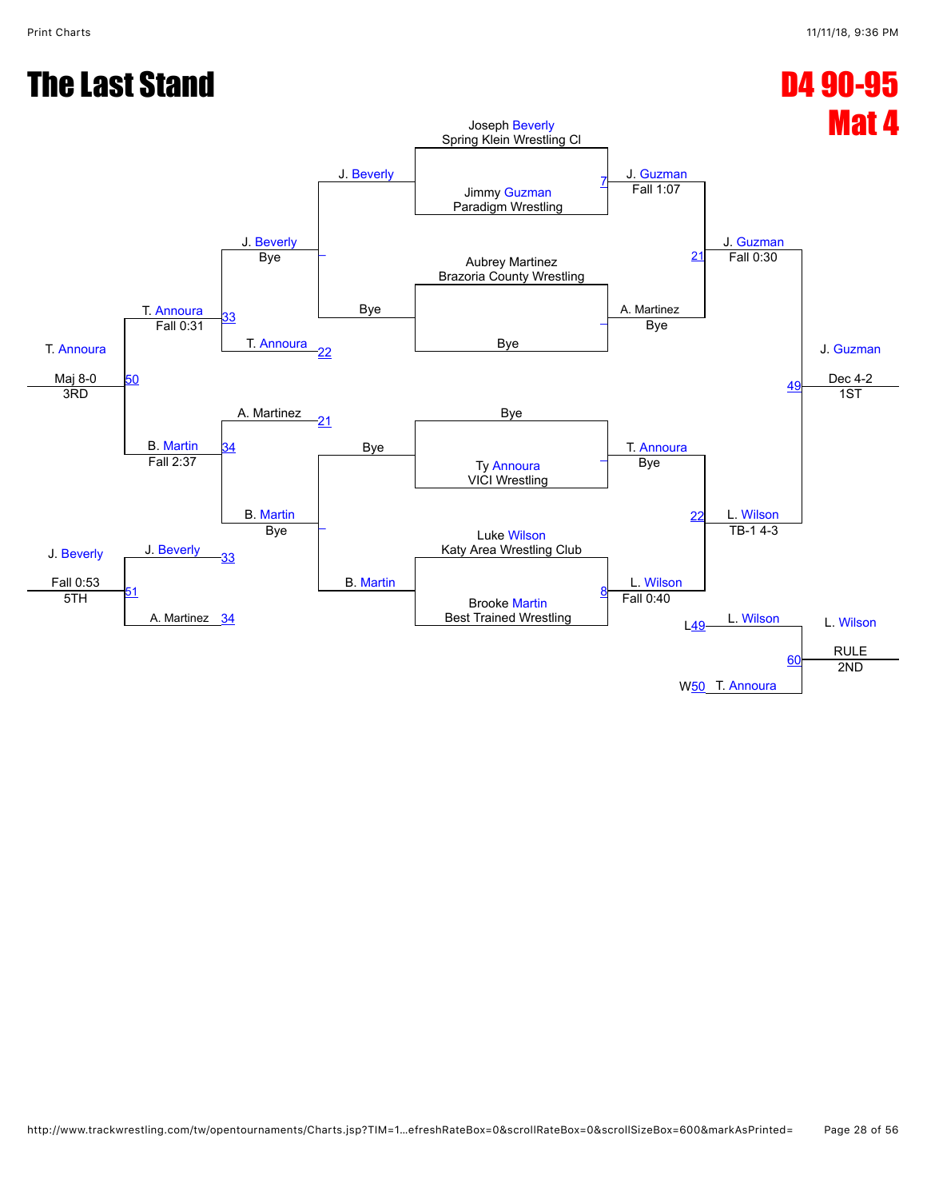# The Last Stand

## D4 90-95
## Mat 4

**Championship Bracket**

- Joseph Beverly, Spring Klein Wrestling Cl vs. Jimmy Guzman, Paradigm Wrestling — Match 7: J. Guzman, Fall 1:07
- Aubrey Martinez, Brazoria County Wrestling vs. Bye — A. Martinez, Bye
- Bye vs. Ty Annoura, VICI Wrestling — T. Annoura, Bye
- Luke Wilson, Katy Area Wrestling Club vs. Brooke Martin, Best Trained Wrestling — Match 8: L. Wilson, Fall 0:40
- Match 21: J. Guzman vs. A. Martinez — J. Guzman, Fall 0:30
- Match 22: T. Annoura vs. L. Wilson — L. Wilson, TB-1 4-3
- Match 49: J. Guzman vs. L. Wilson — J. Guzman, Dec 4-2, 1ST

**Consolation Bracket**

- J. Beverly vs. Bye — J. Beverly, Bye
- Bye vs. B. Martin — B. Martin, Bye
- Match 33: J. Beverly vs. T. Annoura (L22) — T. Annoura, Fall 0:31
- Match 34: A. Martinez (L21) vs. B. Martin — B. Martin, Fall 2:37
- Match 50: T. Annoura vs. B. Martin — T. Annoura, Maj 8-0, 3RD
- Match 51: J. Beverly (L33) vs. A. Martinez (L34) — J. Beverly, Fall 0:53, 5TH
- Match 60: L. Wilson (L49) vs. T. Annoura (W50) — L. Wilson, RULE, 2ND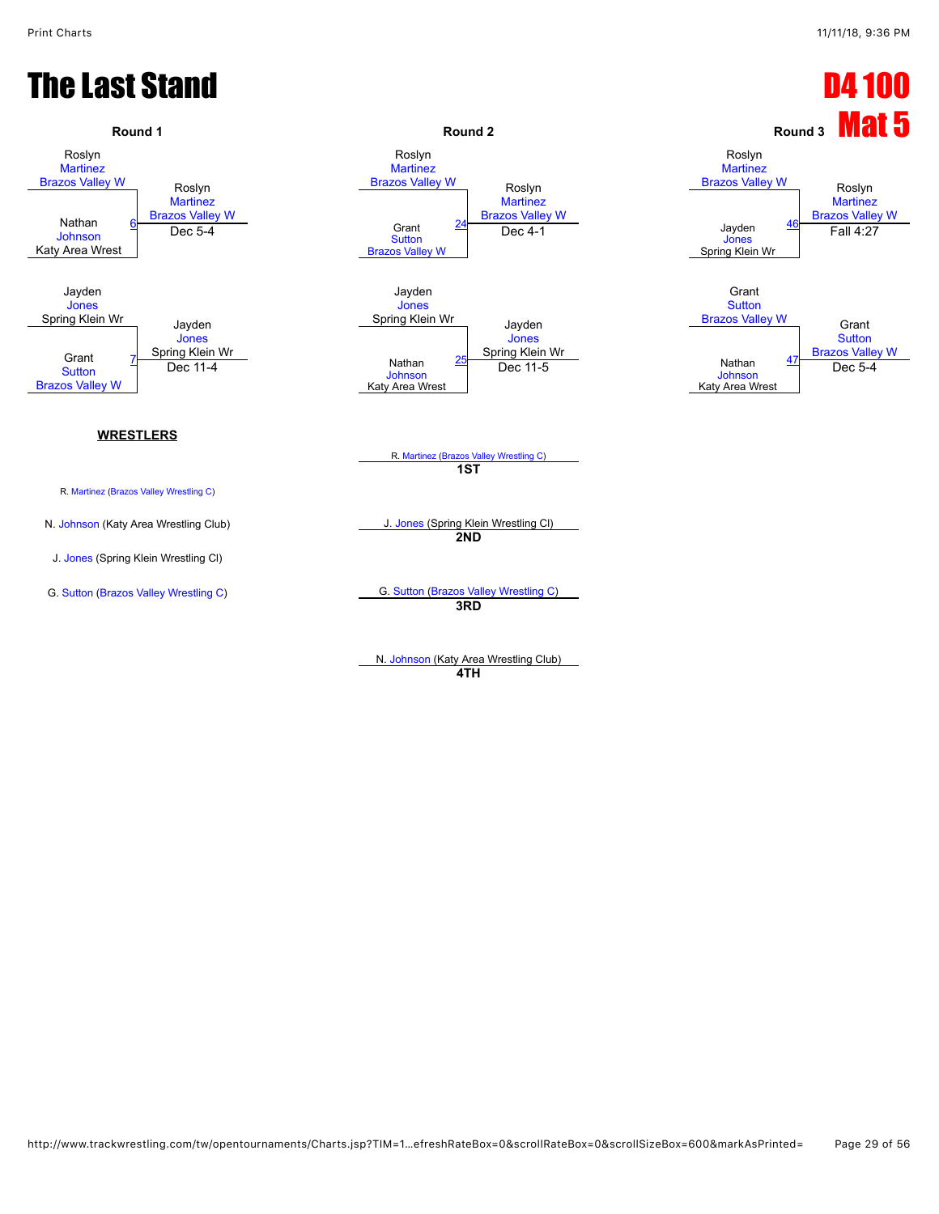# The Last Stand

## D4 100
## Mat 5

### Round 1

**Match 6:** Roslyn Martinez (Brazos Valley W) vs. Nathan Johnson (Katy Area Wrest)
Winner: Roslyn Martinez (Brazos Valley W) — Dec 5-4

**Match 7:** Jayden Jones (Spring Klein Wr) vs. Grant Sutton (Brazos Valley W)
Winner: Jayden Jones (Spring Klein Wr) — Dec 11-4

### Round 2

**Match 24:** Roslyn Martinez (Brazos Valley W) vs. Grant Sutton (Brazos Valley W)
Winner: Roslyn Martinez (Brazos Valley W) — Dec 4-1

**Match 25:** Jayden Jones (Spring Klein Wr) vs. Nathan Johnson (Katy Area Wrest)
Winner: Jayden Jones (Spring Klein Wr) — Dec 11-5

### Round 3

**Match 46:** Roslyn Martinez (Brazos Valley W) vs. Jayden Jones (Spring Klein Wr)
Winner: Roslyn Martinez (Brazos Valley W) — Fall 4:27

**Match 47:** Grant Sutton (Brazos Valley W) vs. Nathan Johnson (Katy Area Wrest)
Winner: Grant Sutton (Brazos Valley W) — Dec 5-4

### WRESTLERS

- R. Martinez (Brazos Valley Wrestling C)
- N. Johnson (Katy Area Wrestling Club)
- J. Jones (Spring Klein Wrestling Cl)
- G. Sutton (Brazos Valley Wrestling C)

### Placings

- **1ST:** R. Martinez (Brazos Valley Wrestling C)
- **2ND:** J. Jones (Spring Klein Wrestling Cl)
- **3RD:** G. Sutton (Brazos Valley Wrestling C)
- **4TH:** N. Johnson (Katy Area Wrestling Club)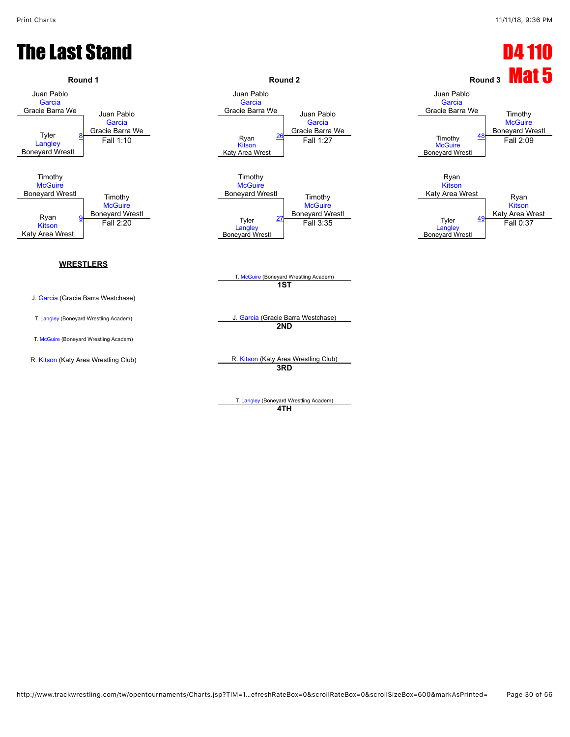# The Last Stand

# D4 110

# Mat 5

## Round 1

| Match | Wrestler 1 | Wrestler 2 | Winner | Result |
|---|---|---|---|---|
| 8 | Juan Pablo Garcia (Gracie Barra We) | Tyler Langley (Boneyard Wrestl) | Juan Pablo Garcia (Gracie Barra We) | Fall 1:10 |
| 9 | Timothy McGuire (Boneyard Wrestl) | Ryan Kitson (Katy Area Wrest) | Timothy McGuire (Boneyard Wrestl) | Fall 2:20 |

## Round 2

| Match | Wrestler 1 | Wrestler 2 | Winner | Result |
|---|---|---|---|---|
| 26 | Juan Pablo Garcia (Gracie Barra We) | Ryan Kitson (Katy Area Wrest) | Juan Pablo Garcia (Gracie Barra We) | Fall 1:27 |
| 27 | Timothy McGuire (Boneyard Wrestl) | Tyler Langley (Boneyard Wrestl) | Timothy McGuire (Boneyard Wrestl) | Fall 3:35 |

## Round 3

| Match | Wrestler 1 | Wrestler 2 | Winner | Result |
|---|---|---|---|---|
| 48 | Juan Pablo Garcia (Gracie Barra We) | Timothy McGuire (Boneyard Wrestl) | Timothy McGuire (Boneyard Wrestl) | Fall 2:09 |
| 49 | Ryan Kitson (Katy Area Wrest) | Tyler Langley (Boneyard Wrestl) | Ryan Kitson (Katy Area Wrest) | Fall 0:37 |

## WRESTLERS

- J. Garcia (Gracie Barra Westchase)
- T. Langley (Boneyard Wrestling Academ)
- T. McGuire (Boneyard Wrestling Academ)
- R. Kitson (Katy Area Wrestling Club)

## Placings

- **1ST**: T. McGuire (Boneyard Wrestling Academ)
- **2ND**: J. Garcia (Gracie Barra Westchase)
- **3RD**: R. Kitson (Katy Area Wrestling Club)
- **4TH**: T. Langley (Boneyard Wrestling Academ)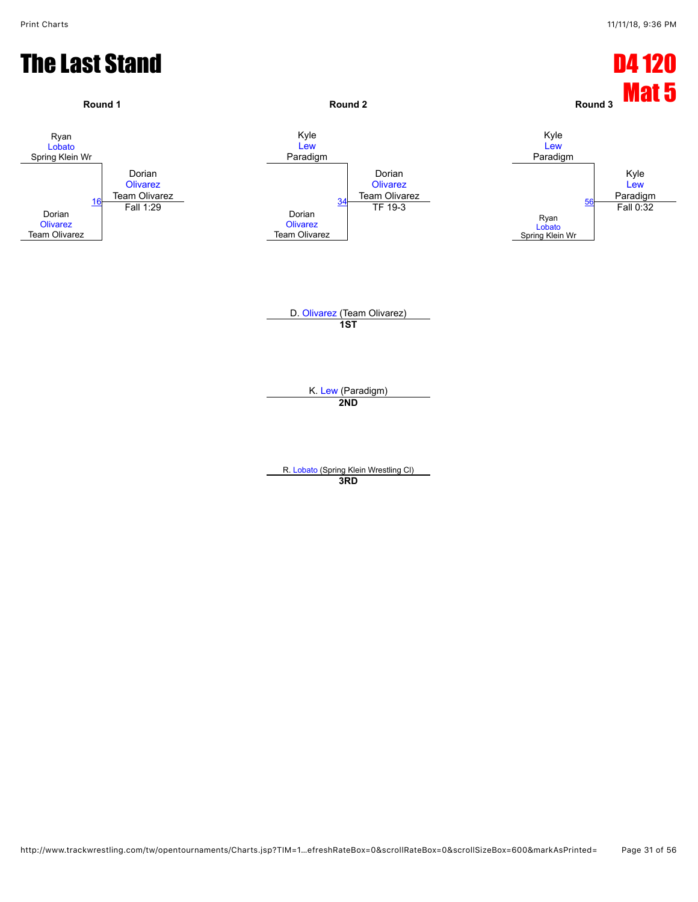# The Last Stand

## D4 120
## Mat 5

### Round 1

Ryan Lobato, Spring Klein Wr
vs.
Dorian Olivarez, Team Olivarez

Match 16 — Winner: Dorian Olivarez, Team Olivarez — Fall 1:29

### Round 2

Kyle Lew, Paradigm
vs.
Dorian Olivarez, Team Olivarez

Match 34 — Winner: Dorian Olivarez, Team Olivarez — TF 19-3

### Round 3

Kyle Lew, Paradigm
vs.
Ryan Lobato, Spring Klein Wr

Match 56 — Winner: Kyle Lew, Paradigm — Fall 0:32

D. Olivarez (Team Olivarez)
**1ST**

K. Lew (Paradigm)
**2ND**

R. Lobato (Spring Klein Wrestling Cl)
**3RD**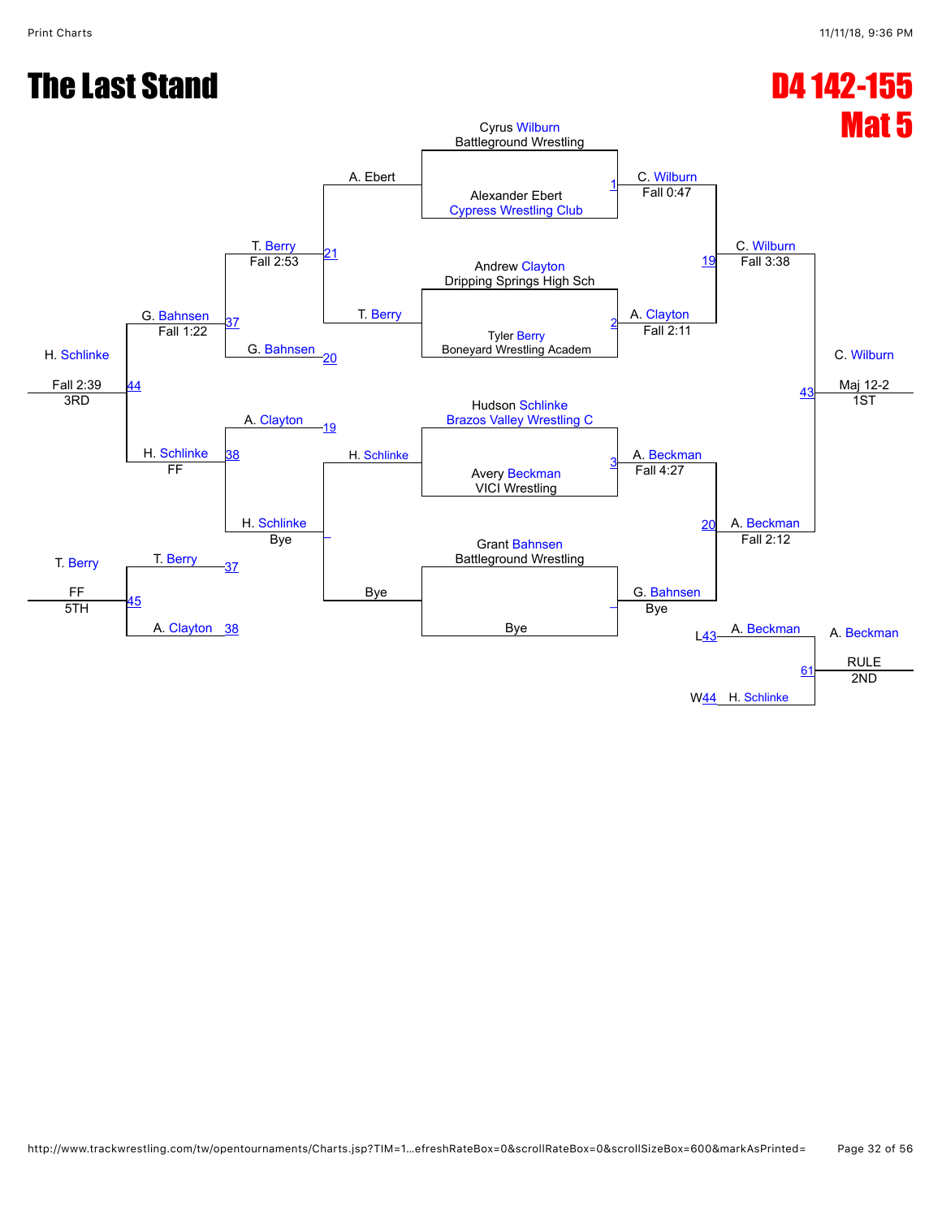# The Last Stand

# D4 142-155
# Mat 5

## Championship Bracket

**First Round**

- Cyrus Wilburn, Battleground Wrestling vs. Alexander Ebert, Cypress Wrestling Club (Match 1) — C. Wilburn, Fall 0:47
- Andrew Clayton, Dripping Springs High Sch vs. Tyler Berry, Boneyard Wrestling Academ (Match 2) — A. Clayton, Fall 2:11
- Hudson Schlinke, Brazos Valley Wrestling C vs. Avery Beckman, VICI Wrestling (Match 3) — A. Beckman, Fall 4:27
- Grant Bahnsen, Battleground Wrestling vs. Bye — G. Bahnsen, Bye

**Semifinals**

- C. Wilburn vs. A. Clayton (Match 19) — C. Wilburn, Fall 3:38
- A. Beckman vs. G. Bahnsen (Match 20) — A. Beckman, Fall 2:12

**Final**

- C. Wilburn vs. A. Beckman (Match 43) — C. Wilburn, Maj 12-2 — 1ST

**Second Place**

- L43 A. Beckman vs. W44 H. Schlinke (Match 61) — A. Beckman, RULE — 2ND

## Consolation Bracket

- A. Ebert vs. T. Berry (Match 21) — T. Berry, Fall 2:53
- H. Schlinke vs. Bye — H. Schlinke, Bye
- T. Berry vs. G. Bahnsen (Match 37) — G. Bahnsen, Fall 1:22
- A. Clayton vs. H. Schlinke (Match 38) — H. Schlinke, FF
- G. Bahnsen vs. H. Schlinke (Match 44) — H. Schlinke, Fall 2:39 — 3RD
- T. Berry vs. A. Clayton (Match 45) — T. Berry, FF — 5TH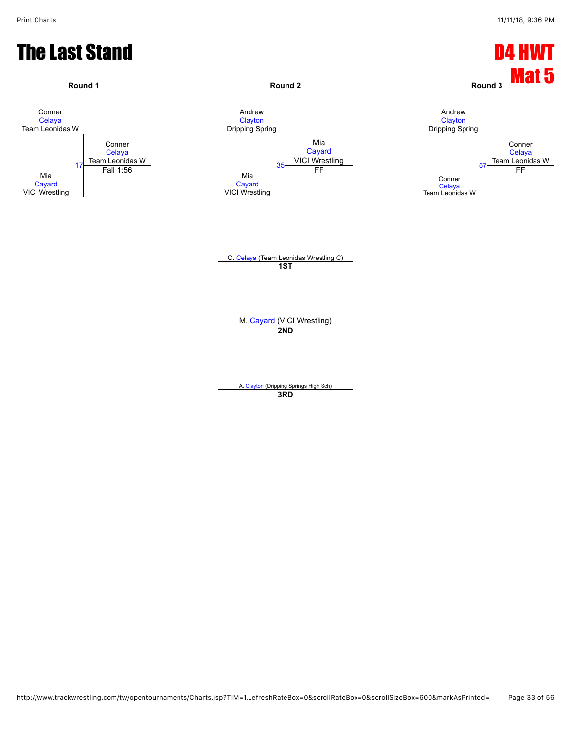# The Last Stand

# D4 HWT
# Mat 5

**Round 1**

Conner
Celaya
Team Leonidas W

17

Mia
Cayard
VICI Wrestling

Conner
Celaya
Team Leonidas W
Fall 1:56

**Round 2**

Andrew
Clayton
Dripping Spring

35

Mia
Cayard
VICI Wrestling

Mia
Cayard
VICI Wrestling
FF

**Round 3**

Andrew
Clayton
Dripping Spring

57

Conner
Celaya
Team Leonidas W

Conner
Celaya
Team Leonidas W
FF

C. Celaya (Team Leonidas Wrestling C)
**1ST**

M. Cayard (VICI Wrestling)
**2ND**

A. Clayton (Dripping Springs High Sch)
**3RD**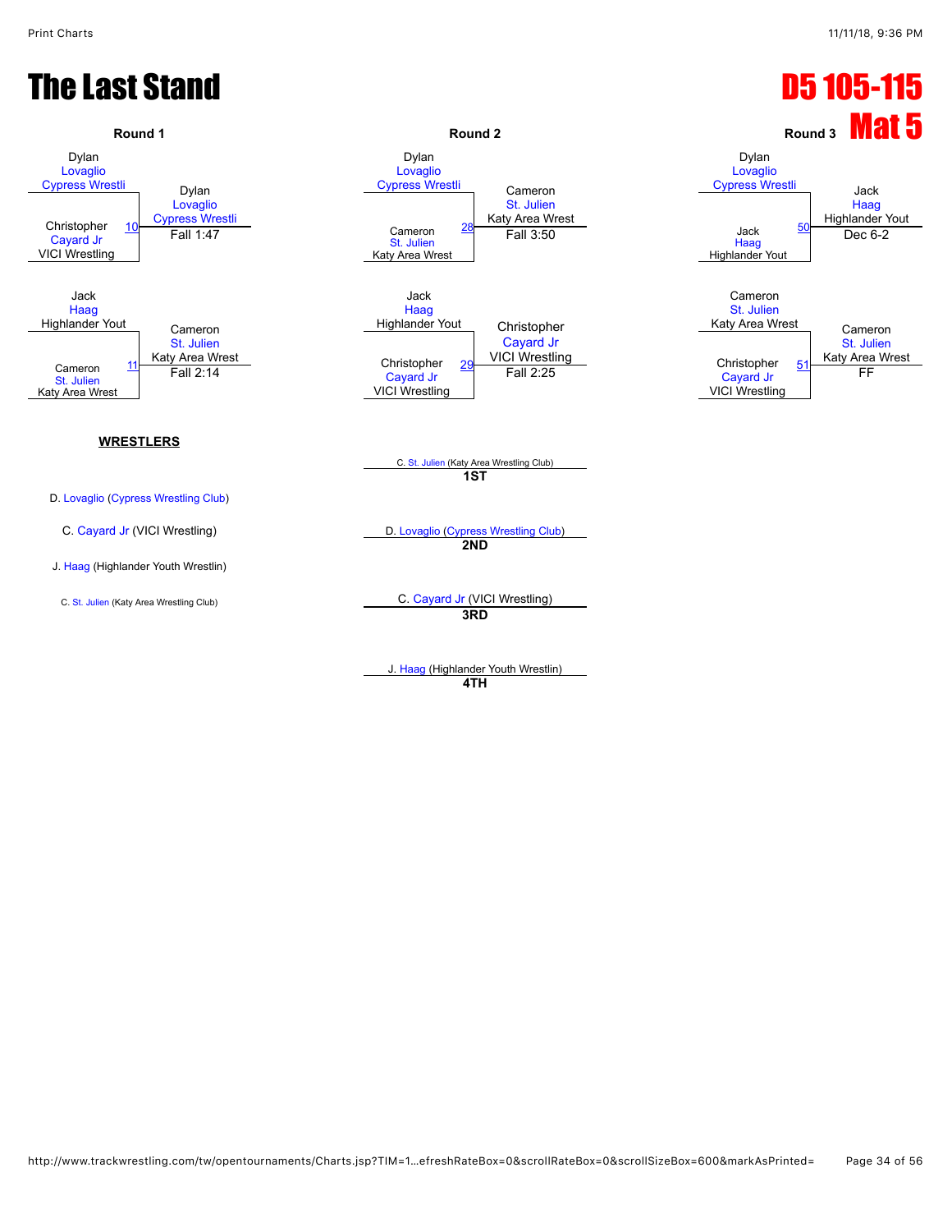# The Last Stand

# D5 105-115

# Mat 5

## Round 1

- Dylan Lovaglio (Cypress Wrestli) vs Christopher Cayard Jr (VICI Wrestling) — Match 10 — Winner: Dylan Lovaglio (Cypress Wrestli), Fall 1:47
- Jack Haag (Highlander Yout) vs Cameron St. Julien (Katy Area Wrest) — Match 11 — Winner: Cameron St. Julien (Katy Area Wrest), Fall 2:14

## Round 2

- Dylan Lovaglio (Cypress Wrestli) vs Cameron St. Julien (Katy Area Wrest) — Match 28 — Winner: Cameron St. Julien (Katy Area Wrest), Fall 3:50
- Jack Haag (Highlander Yout) vs Christopher Cayard Jr (VICI Wrestling) — Match 29 — Winner: Christopher Cayard Jr (VICI Wrestling), Fall 2:25

## Round 3

- Dylan Lovaglio (Cypress Wrestli) vs Jack Haag (Highlander Yout) — Match 50 — Winner: Jack Haag (Highlander Yout), Dec 6-2
- Cameron St. Julien (Katy Area Wrest) vs Christopher Cayard Jr (VICI Wrestling) — Match 51 — Winner: Cameron St. Julien (Katy Area Wrest), FF

## WRESTLERS

- D. Lovaglio (Cypress Wrestling Club)
- C. Cayard Jr (VICI Wrestling)
- J. Haag (Highlander Youth Wrestlin)
- C. St. Julien (Katy Area Wrestling Club)

## Placements

- **1ST**: C. St. Julien (Katy Area Wrestling Club)
- **2ND**: D. Lovaglio (Cypress Wrestling Club)
- **3RD**: C. Cayard Jr (VICI Wrestling)
- **4TH**: J. Haag (Highlander Youth Wrestlin)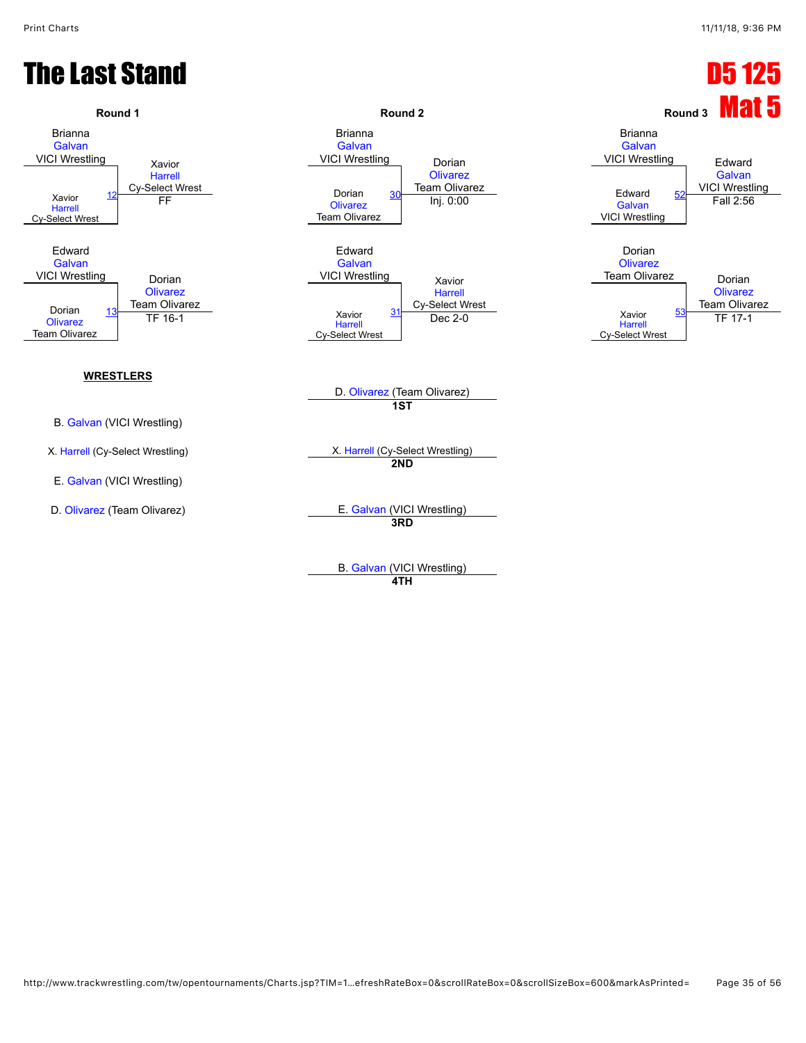# The Last Stand

# D5 125
# Mat 5

### Round 1

| Match | Wrestler 1 | Wrestler 2 | Winner | Result |
|---|---|---|---|---|
| 12 | Brianna Galvan (VICI Wrestling) | Xavior Harrell (Cy-Select Wrest) | Xavior Harrell (Cy-Select Wrest) | FF |
| 13 | Edward Galvan (VICI Wrestling) | Dorian Olivarez (Team Olivarez) | Dorian Olivarez (Team Olivarez) | TF 16-1 |

### Round 2

| Match | Wrestler 1 | Wrestler 2 | Winner | Result |
|---|---|---|---|---|
| 30 | Brianna Galvan (VICI Wrestling) | Dorian Olivarez (Team Olivarez) | Dorian Olivarez (Team Olivarez) | Inj. 0:00 |
| 31 | Edward Galvan (VICI Wrestling) | Xavior Harrell (Cy-Select Wrest) | Xavior Harrell (Cy-Select Wrest) | Dec 2-0 |

### Round 3

| Match | Wrestler 1 | Wrestler 2 | Winner | Result |
|---|---|---|---|---|
| 52 | Brianna Galvan (VICI Wrestling) | Edward Galvan (VICI Wrestling) | Edward Galvan (VICI Wrestling) | Fall 2:56 |
| 53 | Dorian Olivarez (Team Olivarez) | Xavior Harrell (Cy-Select Wrest) | Dorian Olivarez (Team Olivarez) | TF 17-1 |

**WRESTLERS**

- B. Galvan (VICI Wrestling)
- X. Harrell (Cy-Select Wrestling)
- E. Galvan (VICI Wrestling)
- D. Olivarez (Team Olivarez)

**1ST** D. Olivarez (Team Olivarez)

**2ND** X. Harrell (Cy-Select Wrestling)

**3RD** E. Galvan (VICI Wrestling)

**4TH** B. Galvan (VICI Wrestling)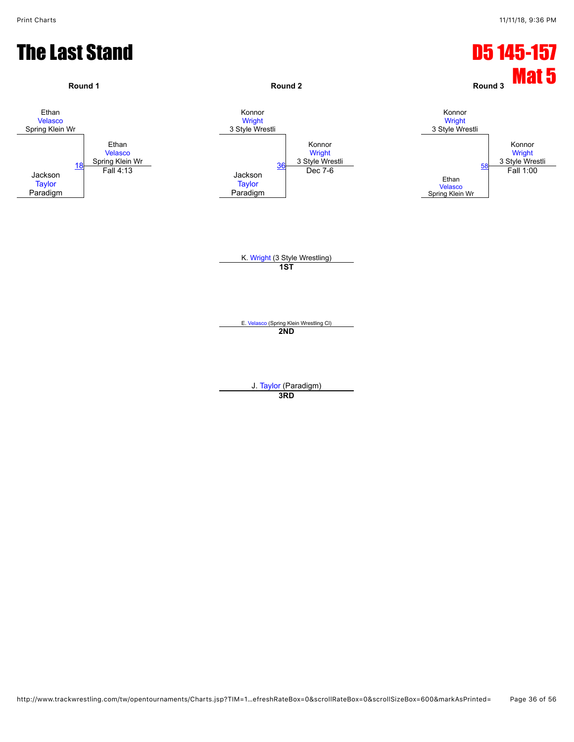# The Last Stand

# D5 145-157 Mat 5

### Round 1

Ethan Velasco, Spring Klein Wr
Jackson Taylor, Paradigm

Match 18 — Winner: Ethan Velasco, Spring Klein Wr — Fall 4:13

### Round 2

Konnor Wright, 3 Style Wrestli
Jackson Taylor, Paradigm

Match 36 — Winner: Konnor Wright, 3 Style Wrestli — Dec 7-6

### Round 3

Konnor Wright, 3 Style Wrestli
Ethan Velasco, Spring Klein Wr

Match 58 — Winner: Konnor Wright, 3 Style Wrestli — Fall 1:00

K. Wright (3 Style Wrestling)
**1ST**

E. Velasco (Spring Klein Wrestling Cl)
**2ND**

J. Taylor (Paradigm)
**3RD**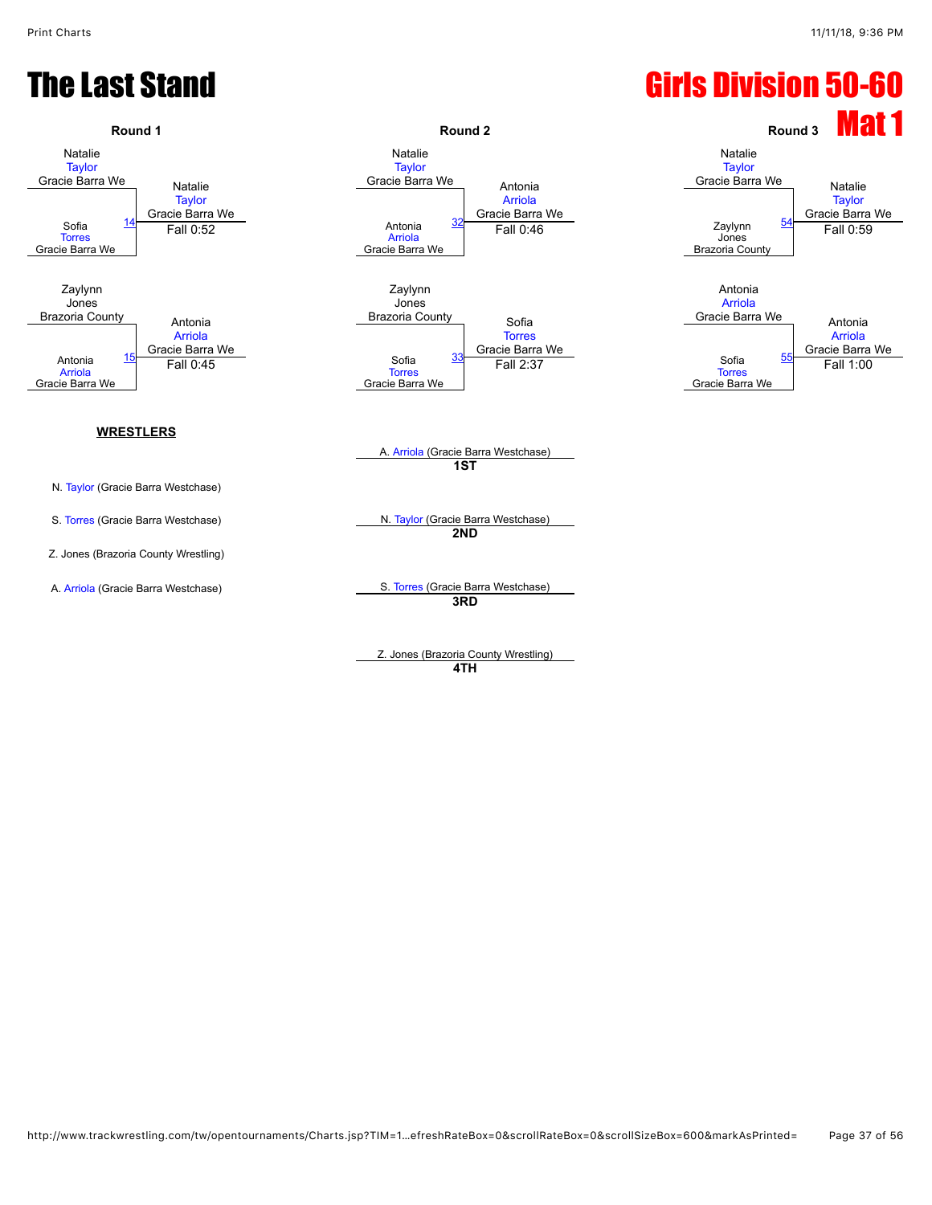# The Last Stand

# Girls Division 50-60

## Mat 1

### Round 1

Natalie Taylor (Gracie Barra We) vs. Sofia Torres (Gracie Barra We) — Match 14
Winner: Natalie Taylor (Gracie Barra We) — Fall 0:52

Zaylynn Jones (Brazoria County) vs. Antonia Arriola (Gracie Barra We) — Match 15
Winner: Antonia Arriola (Gracie Barra We) — Fall 0:45

### Round 2

Natalie Taylor (Gracie Barra We) vs. Antonia Arriola (Gracie Barra We) — Match 32
Winner: Antonia Arriola (Gracie Barra We) — Fall 0:46

Zaylynn Jones (Brazoria County) vs. Sofia Torres (Gracie Barra We) — Match 33
Winner: Sofia Torres (Gracie Barra We) — Fall 2:37

### Round 3

Natalie Taylor (Gracie Barra We) vs. Zaylynn Jones (Brazoria County) — Match 54
Winner: Natalie Taylor (Gracie Barra We) — Fall 0:59

Antonia Arriola (Gracie Barra We) vs. Sofia Torres (Gracie Barra We) — Match 55
Winner: Antonia Arriola (Gracie Barra We) — Fall 1:00

### WRESTLERS

- N. Taylor (Gracie Barra Westchase)
- S. Torres (Gracie Barra Westchase)
- Z. Jones (Brazoria County Wrestling)
- A. Arriola (Gracie Barra Westchase)

### Placements

**1ST**: A. Arriola (Gracie Barra Westchase)

**2ND**: N. Taylor (Gracie Barra Westchase)

**3RD**: S. Torres (Gracie Barra Westchase)

**4TH**: Z. Jones (Brazoria County Wrestling)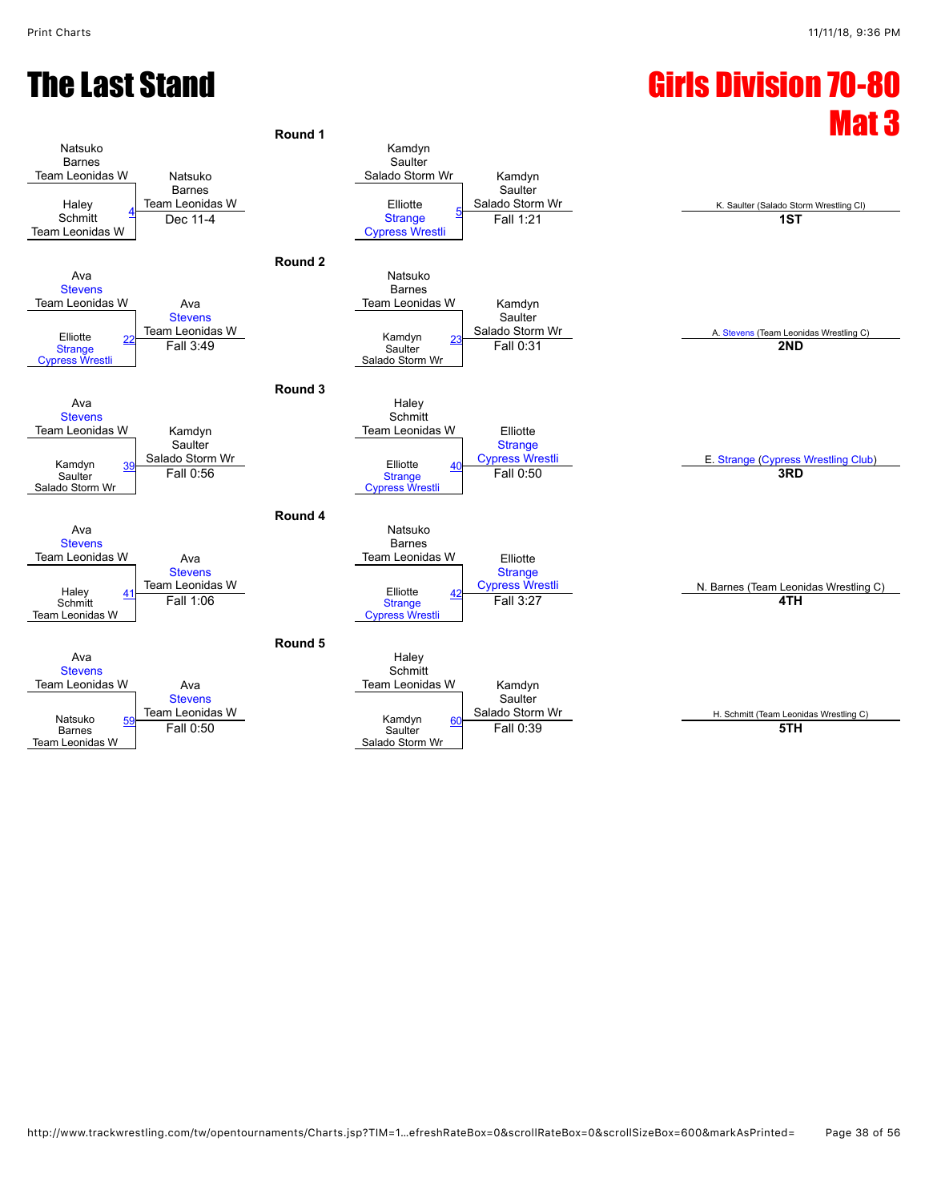# The Last Stand

# Girls Division 70-80
## Mat 3

### Round 1

| Wrestler 1 | Wrestler 2 | Bout | Winner | Result |
|---|---|---|---|---|
| Natsuko Barnes, Team Leonidas W | Haley Schmitt, Team Leonidas W | 4 | Natsuko Barnes, Team Leonidas W | Dec 11-4 |
| Kamdyn Saulter, Salado Storm Wr | Elliotte Strange, Cypress Wrestli | 5 | Kamdyn Saulter, Salado Storm Wr | Fall 1:21 |

### Round 2

| Wrestler 1 | Wrestler 2 | Bout | Winner | Result |
|---|---|---|---|---|
| Ava Stevens, Team Leonidas W | Elliotte Strange, Cypress Wrestli | 22 | Ava Stevens, Team Leonidas W | Fall 3:49 |
| Natsuko Barnes, Team Leonidas W | Kamdyn Saulter, Salado Storm Wr | 23 | Kamdyn Saulter, Salado Storm Wr | Fall 0:31 |

### Round 3

| Wrestler 1 | Wrestler 2 | Bout | Winner | Result |
|---|---|---|---|---|
| Ava Stevens, Team Leonidas W | Kamdyn Saulter, Salado Storm Wr | 39 | Kamdyn Saulter, Salado Storm Wr | Fall 0:56 |
| Haley Schmitt, Team Leonidas W | Elliotte Strange, Cypress Wrestli | 40 | Elliotte Strange, Cypress Wrestli | Fall 0:50 |

### Round 4

| Wrestler 1 | Wrestler 2 | Bout | Winner | Result |
|---|---|---|---|---|
| Ava Stevens, Team Leonidas W | Haley Schmitt, Team Leonidas W | 41 | Ava Stevens, Team Leonidas W | Fall 1:06 |
| Natsuko Barnes, Team Leonidas W | Elliotte Strange, Cypress Wrestli | 42 | Elliotte Strange, Cypress Wrestli | Fall 3:27 |

### Round 5

| Wrestler 1 | Wrestler 2 | Bout | Winner | Result |
|---|---|---|---|---|
| Ava Stevens, Team Leonidas W | Natsuko Barnes, Team Leonidas W | 59 | Ava Stevens, Team Leonidas W | Fall 0:50 |
| Haley Schmitt, Team Leonidas W | Kamdyn Saulter, Salado Storm Wr | 60 | Kamdyn Saulter, Salado Storm Wr | Fall 0:39 |

### Placings

| Place | Wrestler |
|---|---|
| 1ST | K. Saulter (Salado Storm Wrestling Cl) |
| 2ND | A. Stevens (Team Leonidas Wrestling C) |
| 3RD | E. Strange (Cypress Wrestling Club) |
| 4TH | N. Barnes (Team Leonidas Wrestling C) |
| 5TH | H. Schmitt (Team Leonidas Wrestling C) |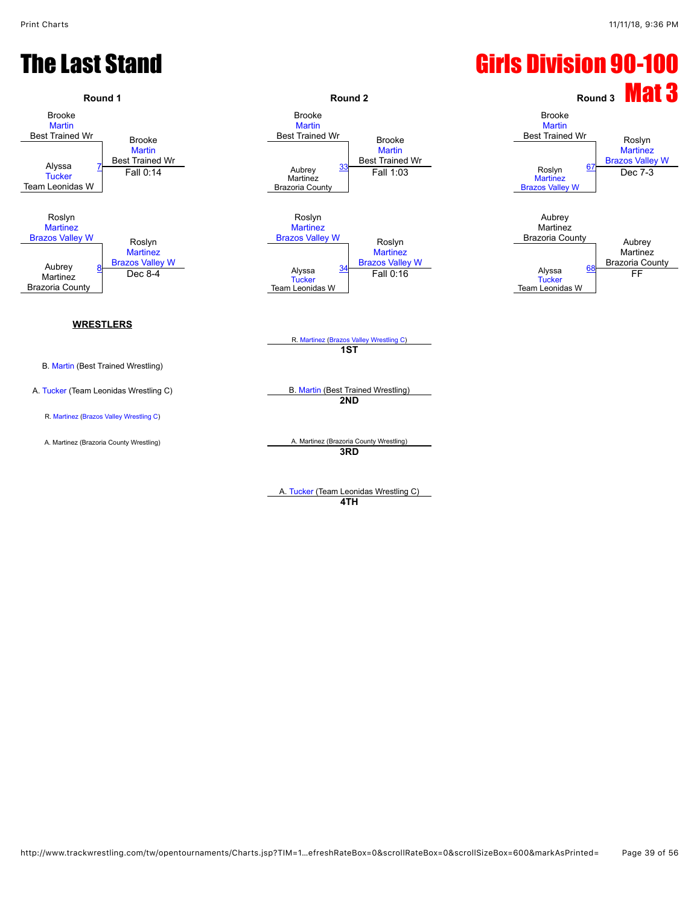# The Last Stand

# Girls Division 90-100

## Mat 3

### Round 1

| Wrestler 1 | Wrestler 2 | Match | Winner | Result |
|---|---|---|---|---|
| Brooke Martin, Best Trained Wr | Alyssa Tucker, Team Leonidas W | 7 | Brooke Martin, Best Trained Wr | Fall 0:14 |
| Roslyn Martinez, Brazos Valley W | Aubrey Martinez, Brazoria County | 8 | Roslyn Martinez, Brazos Valley W | Dec 8-4 |

### Round 2

| Wrestler 1 | Wrestler 2 | Match | Winner | Result |
|---|---|---|---|---|
| Brooke Martin, Best Trained Wr | Aubrey Martinez, Brazoria County | 33 | Brooke Martin, Best Trained Wr | Fall 1:03 |
| Roslyn Martinez, Brazos Valley W | Alyssa Tucker, Team Leonidas W | 34 | Roslyn Martinez, Brazos Valley W | Fall 0:16 |

### Round 3

| Wrestler 1 | Wrestler 2 | Match | Winner | Result |
|---|---|---|---|---|
| Brooke Martin, Best Trained Wr | Roslyn Martinez, Brazos Valley W | 67 | Roslyn Martinez, Brazos Valley W | Dec 7-3 |
| Aubrey Martinez, Brazoria County | Alyssa Tucker, Team Leonidas W | 68 | Aubrey Martinez, Brazoria County | FF |

**WRESTLERS**

- B. Martin (Best Trained Wrestling)
- A. Tucker (Team Leonidas Wrestling C)
- R. Martinez (Brazos Valley Wrestling C)
- A. Martinez (Brazoria County Wrestling)

**Placements**

- **1ST**: R. Martinez (Brazos Valley Wrestling C)
- **2ND**: B. Martin (Best Trained Wrestling)
- **3RD**: A. Martinez (Brazoria County Wrestling)
- **4TH**: A. Tucker (Team Leonidas Wrestling C)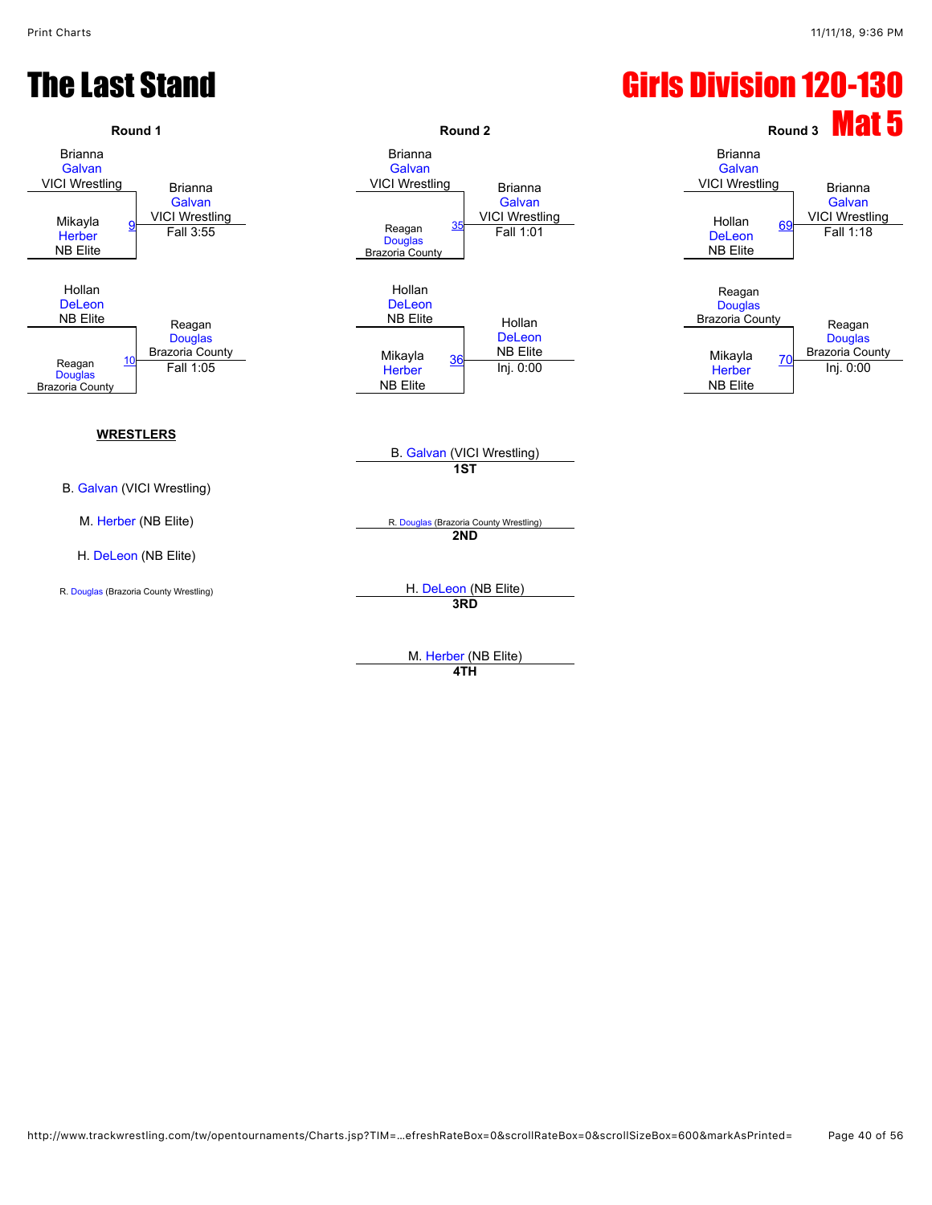# The Last Stand

# Girls Division 120-130

# Mat 5

### Round 1

| Match | Wrestler 1 | Wrestler 2 | Winner | Result |
|---|---|---|---|---|
| 9 | Brianna Galvan (VICI Wrestling) | Mikayla Herber (NB Elite) | Brianna Galvan (VICI Wrestling) | Fall 3:55 |
| 10 | Hollan DeLeon (NB Elite) | Reagan Douglas (Brazoria County) | Reagan Douglas (Brazoria County) | Fall 1:05 |

### Round 2

| Match | Wrestler 1 | Wrestler 2 | Winner | Result |
|---|---|---|---|---|
| 35 | Brianna Galvan (VICI Wrestling) | Reagan Douglas (Brazoria County) | Brianna Galvan (VICI Wrestling) | Fall 1:01 |
| 36 | Hollan DeLeon (NB Elite) | Mikayla Herber (NB Elite) | Hollan DeLeon (NB Elite) | Inj. 0:00 |

### Round 3

| Match | Wrestler 1 | Wrestler 2 | Winner | Result |
|---|---|---|---|---|
| 69 | Brianna Galvan (VICI Wrestling) | Hollan DeLeon (NB Elite) | Brianna Galvan (VICI Wrestling) | Fall 1:18 |
| 70 | Reagan Douglas (Brazoria County) | Mikayla Herber (NB Elite) | Reagan Douglas (Brazoria County) | Inj. 0:00 |

**WRESTLERS**

- B. Galvan (VICI Wrestling)
- M. Herber (NB Elite)
- H. DeLeon (NB Elite)
- R. Douglas (Brazoria County Wrestling)

| Place | Wrestler |
|---|---|
| **1ST** | B. Galvan (VICI Wrestling) |
| **2ND** | R. Douglas (Brazoria County Wrestling) |
| **3RD** | H. DeLeon (NB Elite) |
| **4TH** | M. Herber (NB Elite) |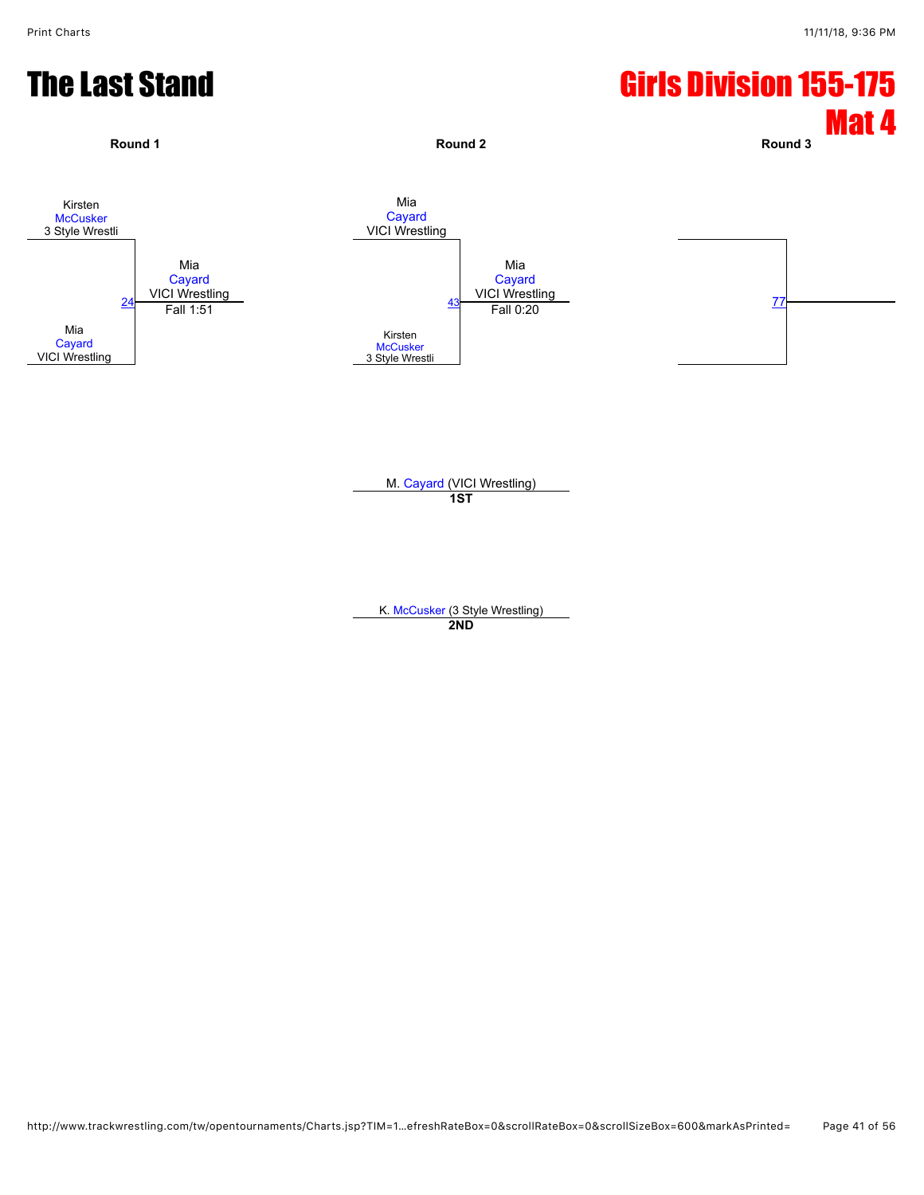# The Last Stand

# Girls Division 155-175

## Mat 4

**Round 1**

Kirsten McCusker
3 Style Wrestli

24

Mia Cayard
VICI Wrestling

Winner: Mia Cayard, VICI Wrestling, Fall 1:51

**Round 2**

Mia Cayard
VICI Wrestling

43

Kirsten McCusker
3 Style Wrestli

Winner: Mia Cayard, VICI Wrestling, Fall 0:20

**Round 3**

77

M. Cayard (VICI Wrestling)
**1ST**

K. McCusker (3 Style Wrestling)
**2ND**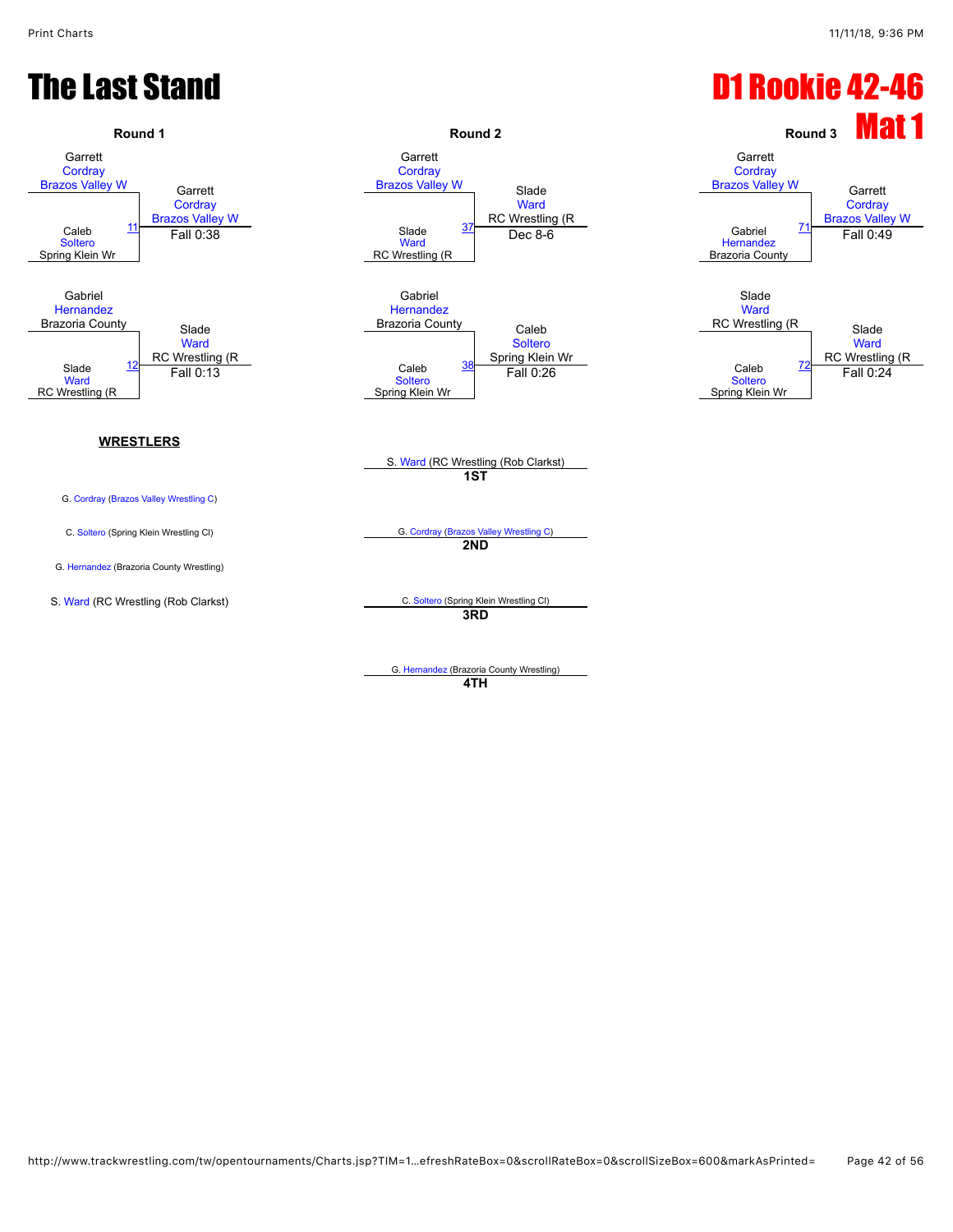# The Last Stand

# D1 Rookie 42-46

# Mat 1

### Round 1

Garrett Cordray, Brazos Valley W
vs.
Caleb Soltero, Spring Klein Wr
Match 11 — Winner: Garrett Cordray, Brazos Valley W — Fall 0:38

Gabriel Hernandez, Brazoria County
vs.
Slade Ward, RC Wrestling (R
Match 12 — Winner: Slade Ward, RC Wrestling (R — Fall 0:13

### Round 2

Garrett Cordray, Brazos Valley W
vs.
Slade Ward, RC Wrestling (R
Match 37 — Winner: Slade Ward, RC Wrestling (R — Dec 8-6

Gabriel Hernandez, Brazoria County
vs.
Caleb Soltero, Spring Klein Wr
Match 38 — Winner: Caleb Soltero, Spring Klein Wr — Fall 0:26

### Round 3

Garrett Cordray, Brazos Valley W
vs.
Gabriel Hernandez, Brazoria County
Match 71 — Winner: Garrett Cordray, Brazos Valley W — Fall 0:49

Slade Ward, RC Wrestling (R
vs.
Caleb Soltero, Spring Klein Wr
Match 72 — Winner: Slade Ward, RC Wrestling (R — Fall 0:24

**WRESTLERS**

- G. Cordray (Brazos Valley Wrestling C)
- C. Soltero (Spring Klein Wrestling Cl)
- G. Hernandez (Brazoria County Wrestling)
- S. Ward (RC Wrestling (Rob Clarkst)

**Placements**

- **1ST**: S. Ward (RC Wrestling (Rob Clarkst)
- **2ND**: G. Cordray (Brazos Valley Wrestling C)
- **3RD**: C. Soltero (Spring Klein Wrestling Cl)
- **4TH**: G. Hernandez (Brazoria County Wrestling)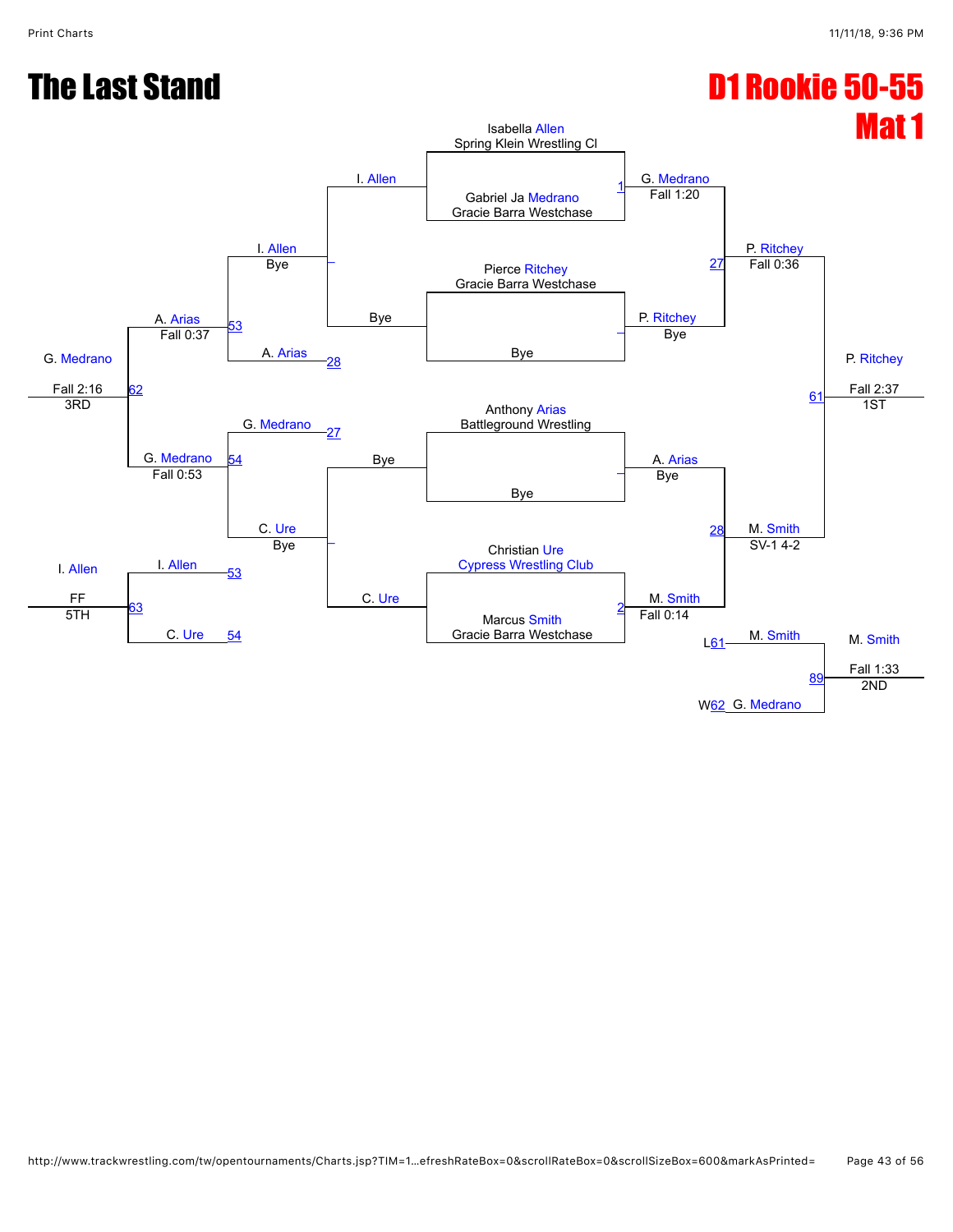# The Last Stand

# D1 Rookie 50-55 Mat 1

## Championship Bracket

**Round 1**

- Isabella Allen (Spring Klein Wrestling Cl) vs. Gabriel Ja Medrano (Gracie Barra Westchase) — Match 1: G. Medrano, Fall 1:20
- Pierce Ritchey (Gracie Barra Westchase) vs. Bye: P. Ritchey, Bye
- Anthony Arias (Battleground Wrestling) vs. Bye: A. Arias, Bye
- Christian Ure (Cypress Wrestling Club) vs. Marcus Smith (Gracie Barra Westchase) — Match 2: M. Smith, Fall 0:14

**Semifinals**

- Match 27: G. Medrano vs. P. Ritchey — P. Ritchey, Fall 0:36
- Match 28: A. Arias vs. M. Smith — M. Smith, SV-1 4-2

**Final**

- Match 61: P. Ritchey vs. M. Smith — P. Ritchey, Fall 2:37 — **1ST**

## Consolation Bracket

- I. Allen vs. Bye: I. Allen, Bye
- Bye vs. C. Ure: C. Ure, Bye
- Match 53: I. Allen vs. A. Arias (L28) — A. Arias, Fall 0:37
- Match 54: G. Medrano (L27) vs. C. Ure — G. Medrano, Fall 0:53
- Match 62: A. Arias vs. G. Medrano — G. Medrano, Fall 2:16 — **3RD**
- Match 63: I. Allen (L53) vs. C. Ure (L54) — I. Allen, FF — **5TH**

## 2nd Place Match

- Match 89: M. Smith (L61) vs. G. Medrano (W62) — M. Smith, Fall 1:33 — **2ND**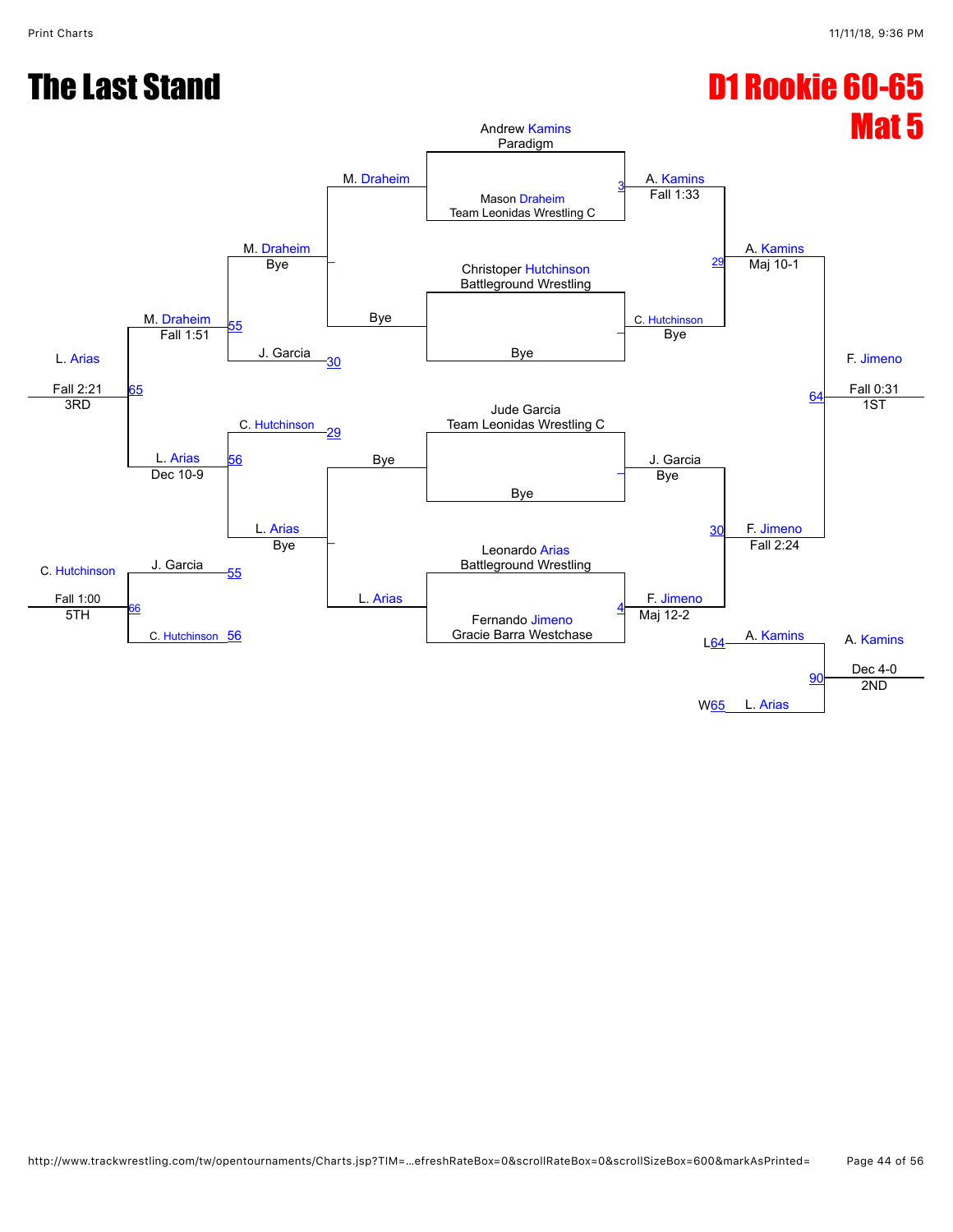# The Last Stand

## D1 Rookie 60-65

## Mat 5

### Championship Bracket

**Round 1 / Quarterfinals**

- Andrew Kamins (Paradigm) vs. Mason Draheim (Team Leonidas Wrestling C) — Bout 3 — A. Kamins, Fall 1:33
- Christoper Hutchinson (Battleground Wrestling) vs. Bye — C. Hutchinson, Bye
- Jude Garcia (Team Leonidas Wrestling C) vs. Bye — J. Garcia, Bye
- Leonardo Arias (Battleground Wrestling) vs. Fernando Jimeno (Gracie Barra Westchase) — Bout 4 — F. Jimeno, Maj 12-2

**Semifinals**

- Bout 29: A. Kamins vs. C. Hutchinson — A. Kamins, Maj 10-1
- Bout 30: J. Garcia vs. F. Jimeno — F. Jimeno, Fall 2:24

**Final**

- Bout 64: A. Kamins vs. F. Jimeno — F. Jimeno, Fall 0:31 — 1ST

### Consolation Bracket

- M. Draheim vs. Bye — M. Draheim, Bye
- Bye vs. L. Arias — L. Arias, Bye
- Bout 55: M. Draheim vs. J. Garcia (loser of 30) — M. Draheim, Fall 1:51
- Bout 56: C. Hutchinson (loser of 29) vs. L. Arias — L. Arias, Dec 10-9
- Bout 65: M. Draheim vs. L. Arias — L. Arias, Fall 2:21 — 3RD
- Bout 66: J. Garcia (loser of 55) vs. C. Hutchinson (loser of 56) — C. Hutchinson, Fall 1:00 — 5TH

### Second Place Match

- Bout 90: A. Kamins (L64) vs. L. Arias (W65) — A. Kamins, Dec 4-0 — 2ND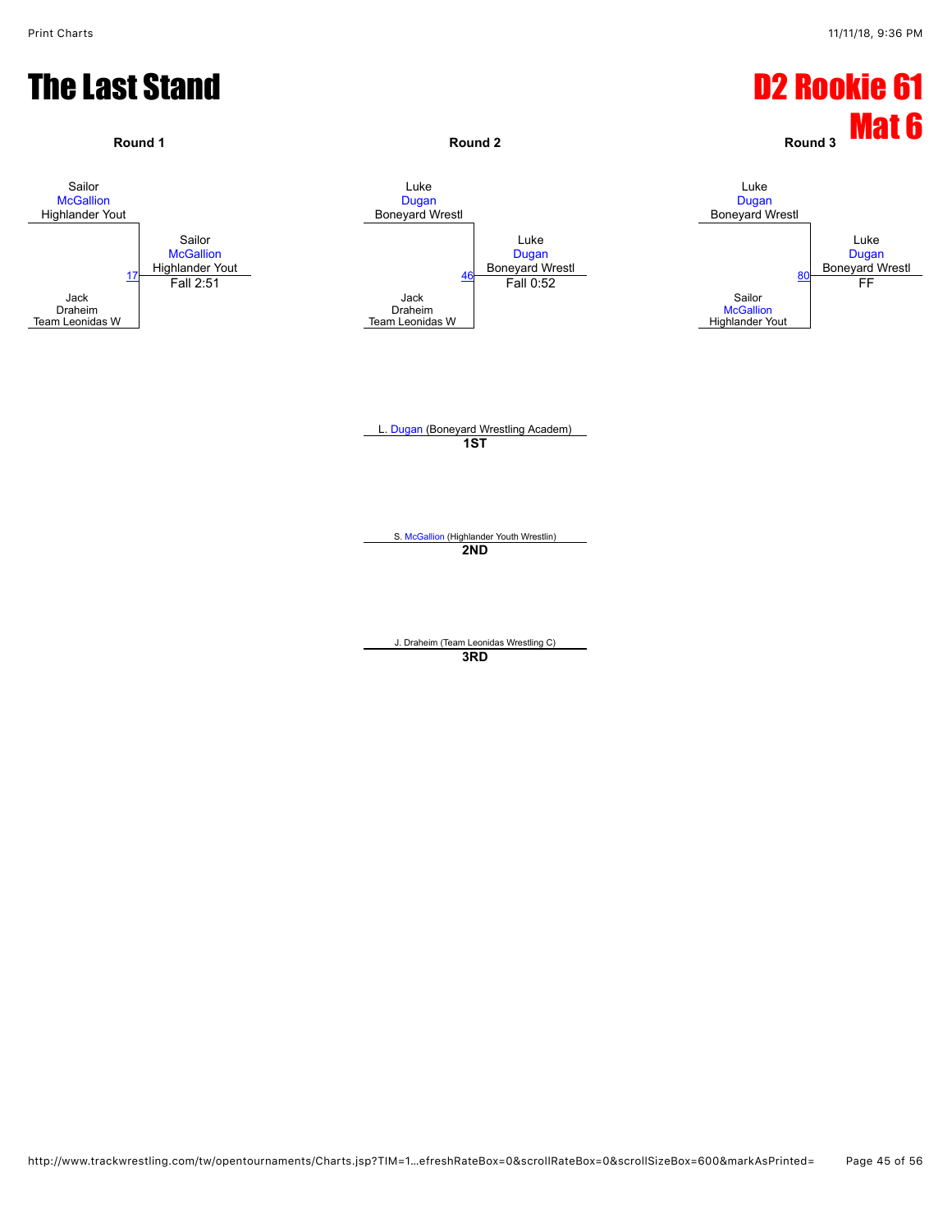# The Last Stand

# D2 Rookie 61
# Mat 6

**Round 1**

Sailor McGallion, Highlander Yout
vs.
Jack Draheim, Team Leonidas W

17 — Sailor McGallion, Highlander Yout — Fall 2:51

**Round 2**

Luke Dugan, Boneyard Wrestl
vs.
Jack Draheim, Team Leonidas W

46 — Luke Dugan, Boneyard Wrestl — Fall 0:52

**Round 3**

Luke Dugan, Boneyard Wrestl
vs.
Sailor McGallion, Highlander Yout

80 — Luke Dugan, Boneyard Wrestl — FF

L. Dugan (Boneyard Wrestling Academ)
**1ST**

S. McGallion (Highlander Youth Wrestlin)
**2ND**

J. Draheim (Team Leonidas Wrestling C)
**3RD**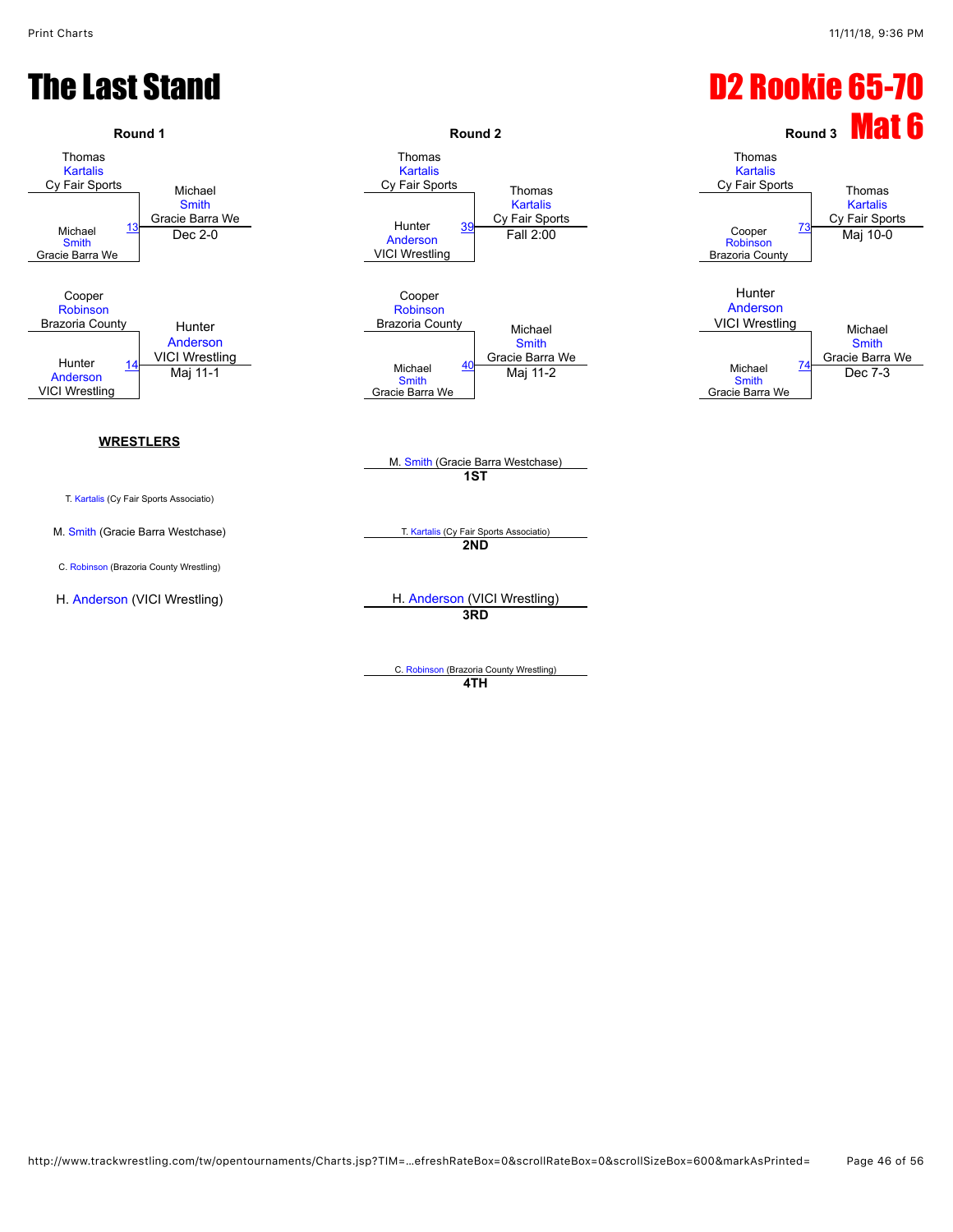# The Last Stand

# D2 Rookie 65-70

# Mat 6

### Round 1

| Bout | Wrestler 1 | Wrestler 2 | Winner | Result |
|---|---|---|---|---|
| 13 | Thomas Kartalis (Cy Fair Sports) | Michael Smith (Gracie Barra We) | Michael Smith (Gracie Barra We) | Dec 2-0 |
| 14 | Cooper Robinson (Brazoria County) | Hunter Anderson (VICI Wrestling) | Hunter Anderson (VICI Wrestling) | Maj 11-1 |

### Round 2

| Bout | Wrestler 1 | Wrestler 2 | Winner | Result |
|---|---|---|---|---|
| 39 | Thomas Kartalis (Cy Fair Sports) | Hunter Anderson (VICI Wrestling) | Thomas Kartalis (Cy Fair Sports) | Fall 2:00 |
| 40 | Cooper Robinson (Brazoria County) | Michael Smith (Gracie Barra We) | Michael Smith (Gracie Barra We) | Maj 11-2 |

### Round 3

| Bout | Wrestler 1 | Wrestler 2 | Winner | Result |
|---|---|---|---|---|
| 73 | Thomas Kartalis (Cy Fair Sports) | Cooper Robinson (Brazoria County) | Thomas Kartalis (Cy Fair Sports) | Maj 10-0 |
| 74 | Hunter Anderson (VICI Wrestling) | Michael Smith (Gracie Barra We) | Michael Smith (Gracie Barra We) | Dec 7-3 |

**WRESTLERS**

- T. Kartalis (Cy Fair Sports Associatio)
- M. Smith (Gracie Barra Westchase)
- C. Robinson (Brazoria County Wrestling)
- H. Anderson (VICI Wrestling)

**Placements**

- **1ST**: M. Smith (Gracie Barra Westchase)
- **2ND**: T. Kartalis (Cy Fair Sports Associatio)
- **3RD**: H. Anderson (VICI Wrestling)
- **4TH**: C. Robinson (Brazoria County Wrestling)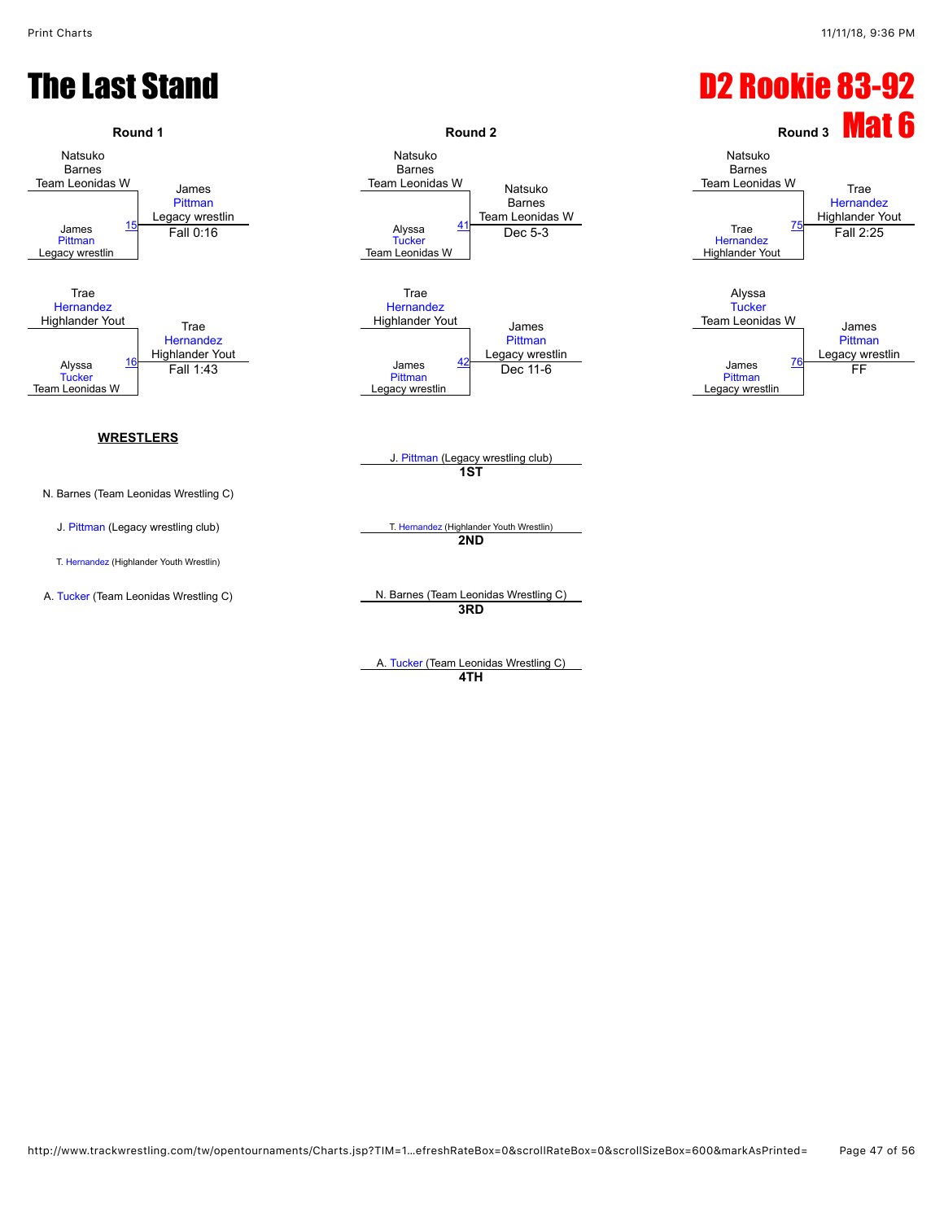# The Last Stand

# D2 Rookie 83-92

# Mat 6

## Round 1

| Match | Wrestler 1 | Wrestler 2 | Winner | Result |
|---|---|---|---|---|
| 15 | Natsuko Barnes, Team Leonidas W | James Pittman, Legacy wrestlin | James Pittman, Legacy wrestlin | Fall 0:16 |
| 16 | Trae Hernandez, Highlander Yout | Alyssa Tucker, Team Leonidas W | Trae Hernandez, Highlander Yout | Fall 1:43 |

## Round 2

| Match | Wrestler 1 | Wrestler 2 | Winner | Result |
|---|---|---|---|---|
| 41 | Natsuko Barnes, Team Leonidas W | Alyssa Tucker, Team Leonidas W | Natsuko Barnes, Team Leonidas W | Dec 5-3 |
| 42 | Trae Hernandez, Highlander Yout | James Pittman, Legacy wrestlin | James Pittman, Legacy wrestlin | Dec 11-6 |

## Round 3

| Match | Wrestler 1 | Wrestler 2 | Winner | Result |
|---|---|---|---|---|
| 75 | Natsuko Barnes, Team Leonidas W | Trae Hernandez, Highlander Yout | Trae Hernandez, Highlander Yout | Fall 2:25 |
| 76 | Alyssa Tucker, Team Leonidas W | James Pittman, Legacy wrestlin | James Pittman, Legacy wrestlin | FF |

**WRESTLERS**

- N. Barnes (Team Leonidas Wrestling C)
- J. Pittman (Legacy wrestling club)
- T. Hernandez (Highlander Youth Wrestlin)
- A. Tucker (Team Leonidas Wrestling C)

**1ST** J. Pittman (Legacy wrestling club)

**2ND** T. Hernandez (Highlander Youth Wrestlin)

**3RD** N. Barnes (Team Leonidas Wrestling C)

**4TH** A. Tucker (Team Leonidas Wrestling C)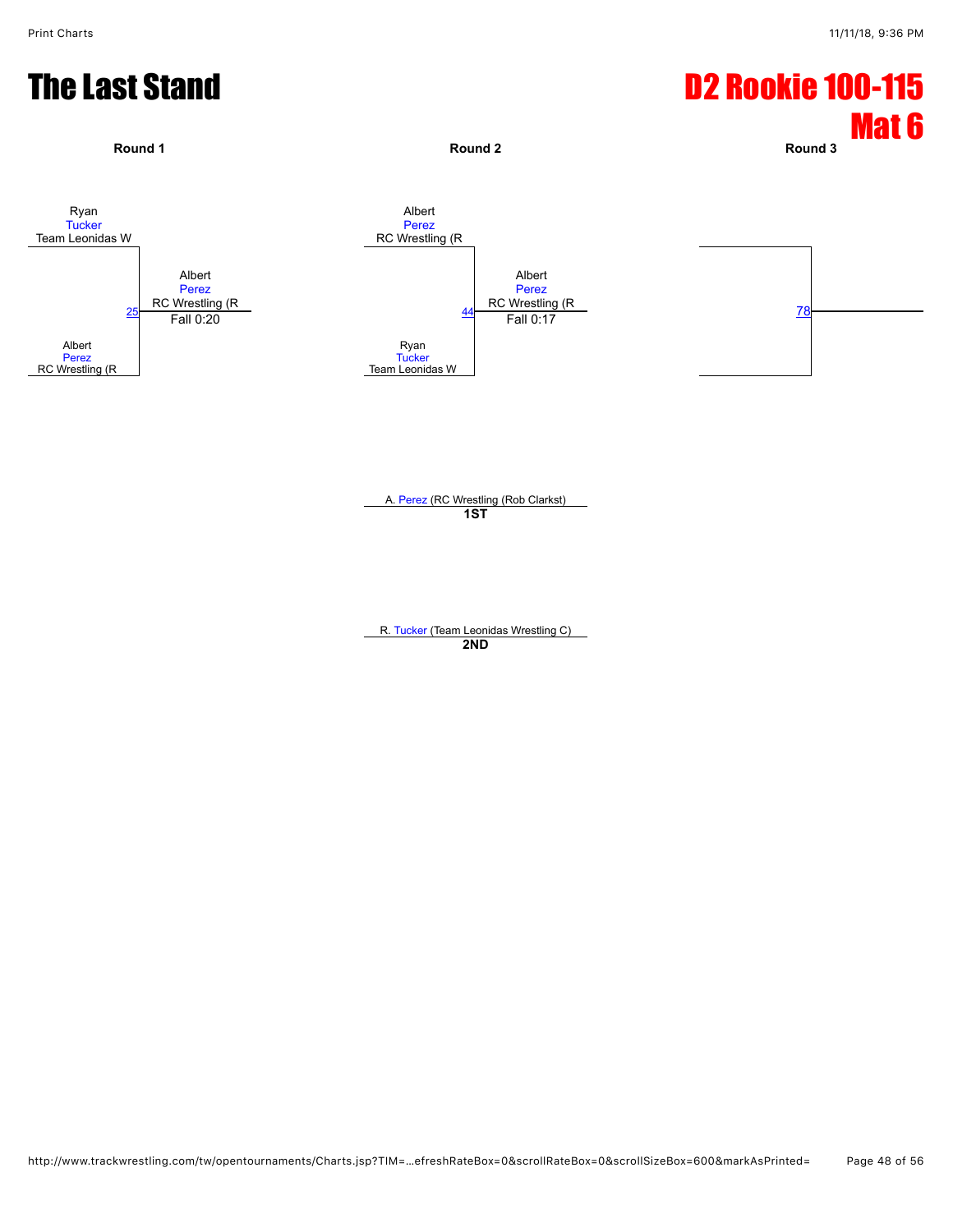# The Last Stand

# D2 Rookie 100-115
# Mat 6

**Round 1**

Ryan
Tucker
Team Leonidas W

25

Albert
Perez
RC Wrestling (R

Albert
Perez
RC Wrestling (R
Fall 0:20

**Round 2**

Albert
Perez
RC Wrestling (R

44

Ryan
Tucker
Team Leonidas W

Albert
Perez
RC Wrestling (R
Fall 0:17

**Round 3**

78

A. Perez (RC Wrestling (Rob Clarkst)
**1ST**

R. Tucker (Team Leonidas Wrestling C)
**2ND**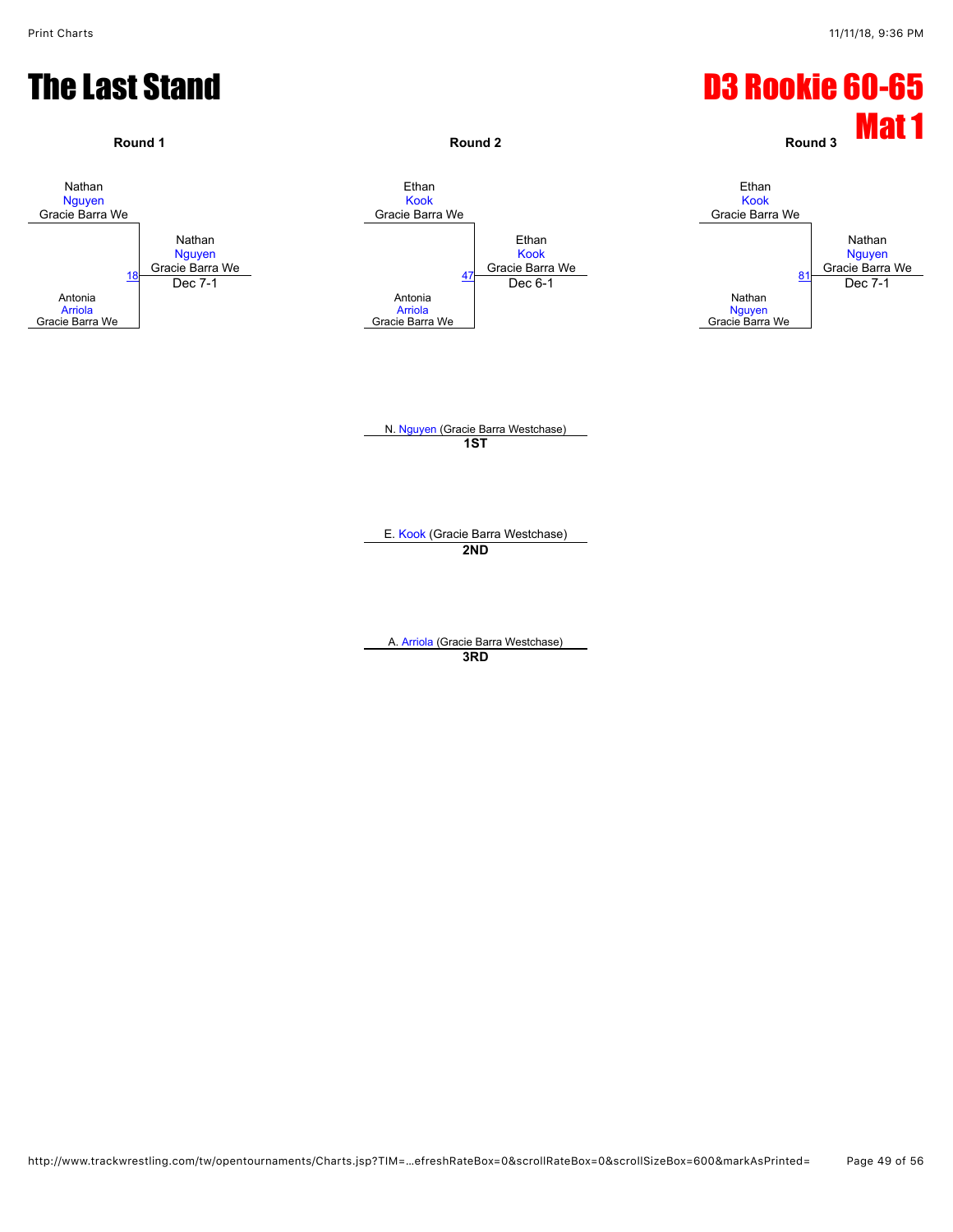# The Last Stand

# D3 Rookie 60-65
# Mat 1

### Round 1

Nathan
Nguyen
Gracie Barra We

Antonia
Arriola
Gracie Barra We

18

Nathan
Nguyen
Gracie Barra We
Dec 7-1

### Round 2

Ethan
Kook
Gracie Barra We

Antonia
Arriola
Gracie Barra We

47

Ethan
Kook
Gracie Barra We
Dec 6-1

### Round 3

Ethan
Kook
Gracie Barra We

Nathan
Nguyen
Gracie Barra We

81

Nathan
Nguyen
Gracie Barra We
Dec 7-1

N. Nguyen (Gracie Barra Westchase)
**1ST**

E. Kook (Gracie Barra Westchase)
**2ND**

A. Arriola (Gracie Barra Westchase)
**3RD**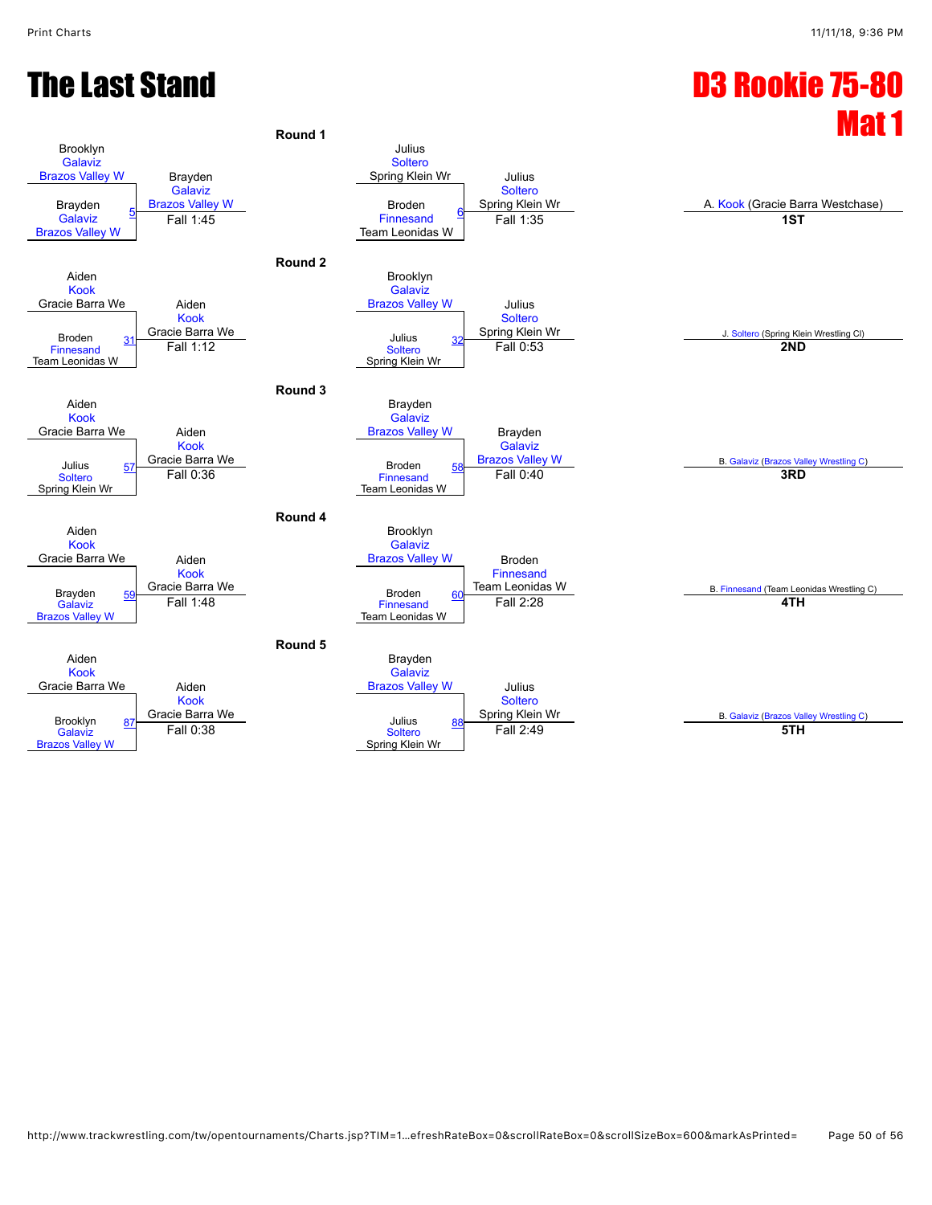# The Last Stand

# D3 Rookie 75-80
## Mat 1

### Round 1

| Wrestler 1 | Wrestler 2 | Bout | Winner | Result |
|---|---|---|---|---|
| Brooklyn Galaviz, Brazos Valley W | Brayden Galaviz, Brazos Valley W | 5 | Brayden Galaviz, Brazos Valley W | Fall 1:45 |
| Julius Soltero, Spring Klein Wr | Broden Finnesand, Team Leonidas W | 6 | Julius Soltero, Spring Klein Wr | Fall 1:35 |

### Round 2

| Wrestler 1 | Wrestler 2 | Bout | Winner | Result |
|---|---|---|---|---|
| Aiden Kook, Gracie Barra We | Broden Finnesand, Team Leonidas W | 31 | Aiden Kook, Gracie Barra We | Fall 1:12 |
| Brooklyn Galaviz, Brazos Valley W | Julius Soltero, Spring Klein Wr | 32 | Julius Soltero, Spring Klein Wr | Fall 0:53 |

### Round 3

| Wrestler 1 | Wrestler 2 | Bout | Winner | Result |
|---|---|---|---|---|
| Aiden Kook, Gracie Barra We | Julius Soltero, Spring Klein Wr | 57 | Aiden Kook, Gracie Barra We | Fall 0:36 |
| Brayden Galaviz, Brazos Valley W | Broden Finnesand, Team Leonidas W | 58 | Brayden Galaviz, Brazos Valley W | Fall 0:40 |

### Round 4

| Wrestler 1 | Wrestler 2 | Bout | Winner | Result |
|---|---|---|---|---|
| Aiden Kook, Gracie Barra We | Brayden Galaviz, Brazos Valley W | 59 | Aiden Kook, Gracie Barra We | Fall 1:48 |
| Brooklyn Galaviz, Brazos Valley W | Broden Finnesand, Team Leonidas W | 60 | Broden Finnesand, Team Leonidas W | Fall 2:28 |

### Round 5

| Wrestler 1 | Wrestler 2 | Bout | Winner | Result |
|---|---|---|---|---|
| Aiden Kook, Gracie Barra We | Brooklyn Galaviz, Brazos Valley W | 87 | Aiden Kook, Gracie Barra We | Fall 0:38 |
| Brayden Galaviz, Brazos Valley W | Julius Soltero, Spring Klein Wr | 88 | Julius Soltero, Spring Klein Wr | Fall 2:49 |

### Placements

| Place | Wrestler |
|---|---|
| 1ST | A. Kook (Gracie Barra Westchase) |
| 2ND | J. Soltero (Spring Klein Wrestling Cl) |
| 3RD | B. Galaviz (Brazos Valley Wrestling C) |
| 4TH | B. Finnesand (Team Leonidas Wrestling C) |
| 5TH | B. Galaviz (Brazos Valley Wrestling C) |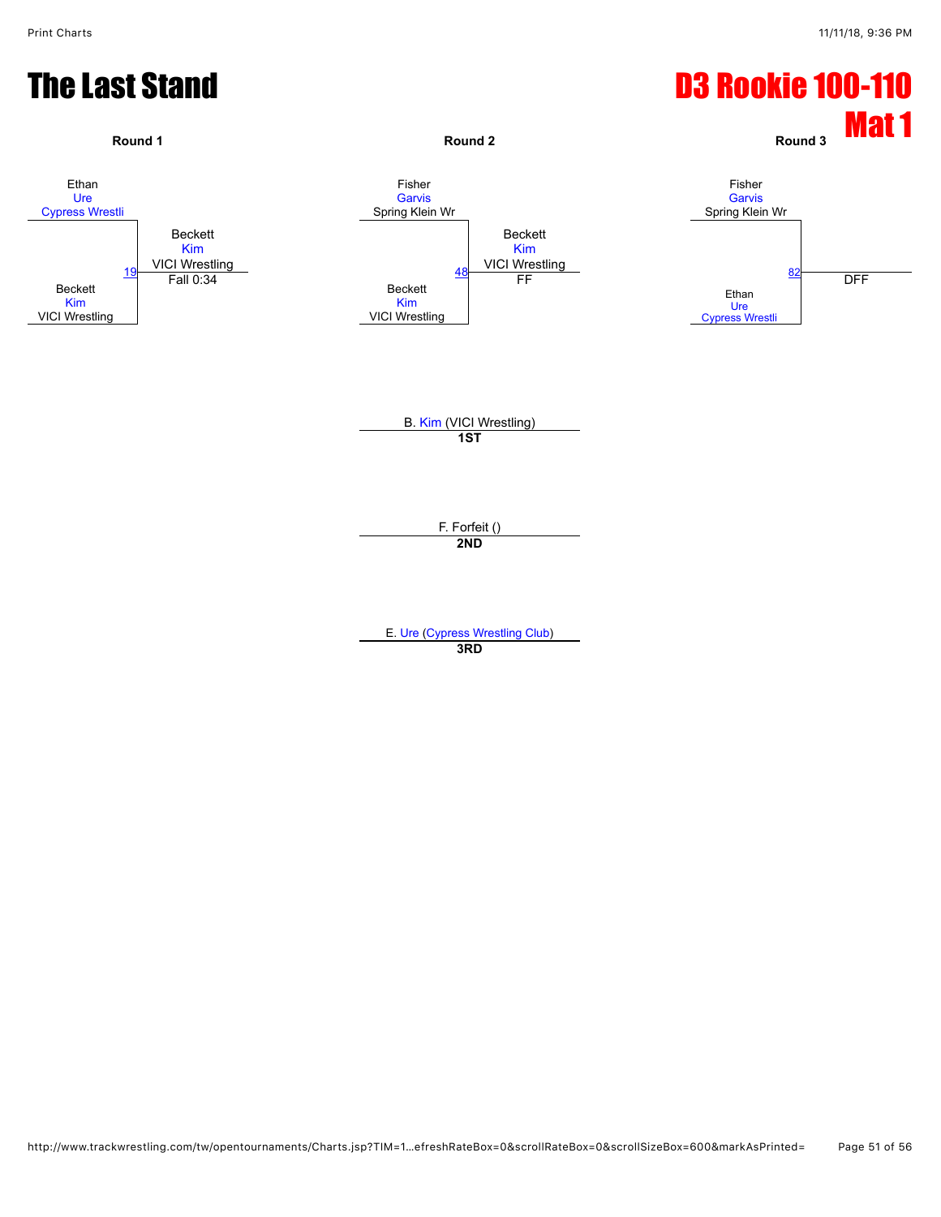# The Last Stand

# D3 Rookie 100-110
# Mat 1

**Round 1**

Ethan
Ure
Cypress Wrestli

19

Beckett
Kim
VICI Wrestling

Beckett
Kim
VICI Wrestling
Fall 0:34

**Round 2**

Fisher
Garvis
Spring Klein Wr

48

Beckett
Kim
VICI Wrestling

Beckett
Kim
VICI Wrestling
FF

**Round 3**

Fisher
Garvis
Spring Klein Wr

82

Ethan
Ure
Cypress Wrestli

DFF

B. Kim (VICI Wrestling)
**1ST**

F. Forfeit ()
**2ND**

E. Ure (Cypress Wrestling Club)
**3RD**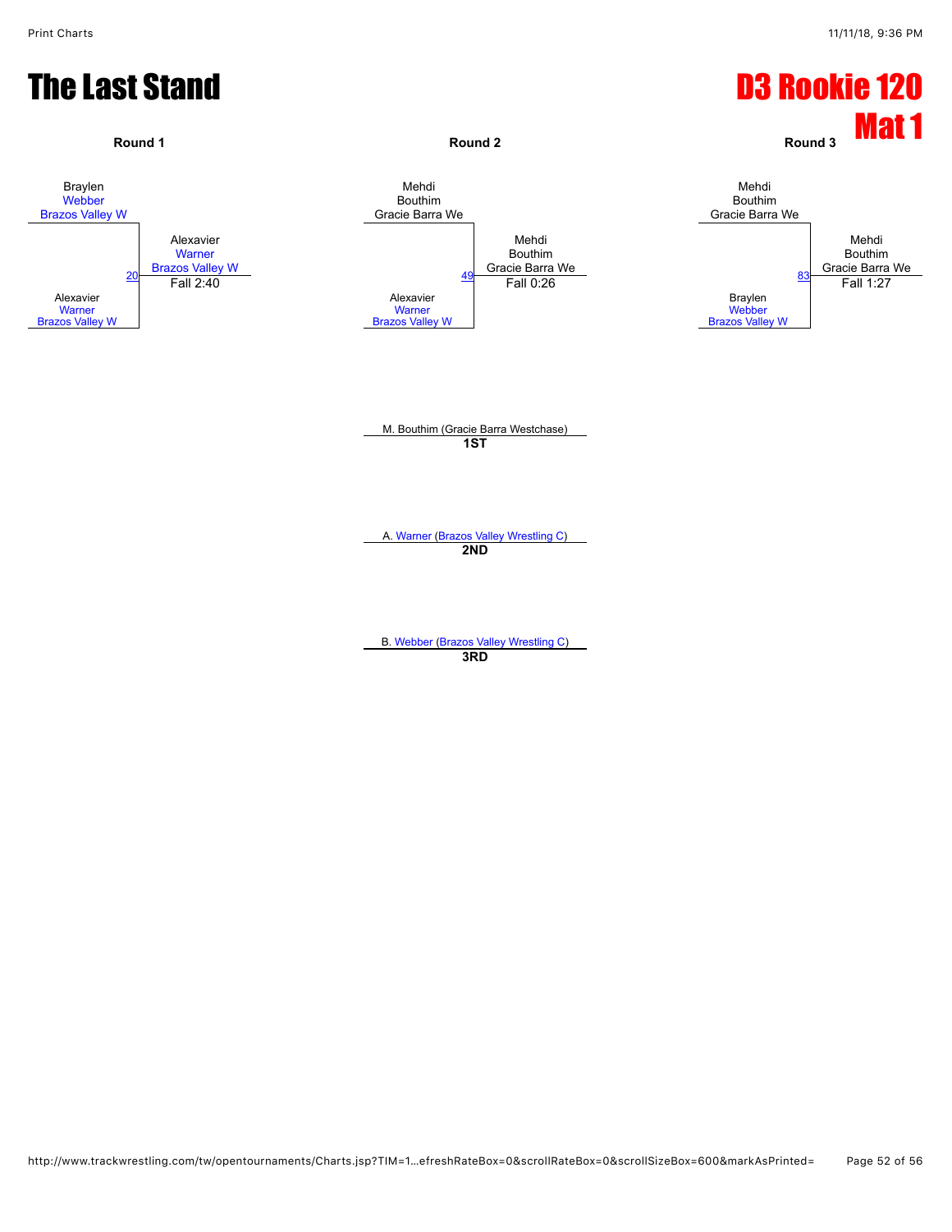# The Last Stand

# D3 Rookie 120
# Mat 1

### Round 1

Braylen Webber, Brazos Valley W
vs.
Alexavier Warner, Brazos Valley W

Bout 20 — Winner: Alexavier Warner, Brazos Valley W — Fall 2:40

### Round 2

Mehdi Bouthim, Gracie Barra We
vs.
Alexavier Warner, Brazos Valley W

Bout 49 — Winner: Mehdi Bouthim, Gracie Barra We — Fall 0:26

### Round 3

Mehdi Bouthim, Gracie Barra We
vs.
Braylen Webber, Brazos Valley W

Bout 83 — Winner: Mehdi Bouthim, Gracie Barra We — Fall 1:27

**1ST**: M. Bouthim (Gracie Barra Westchase)

**2ND**: A. Warner (Brazos Valley Wrestling C)

**3RD**: B. Webber (Brazos Valley Wrestling C)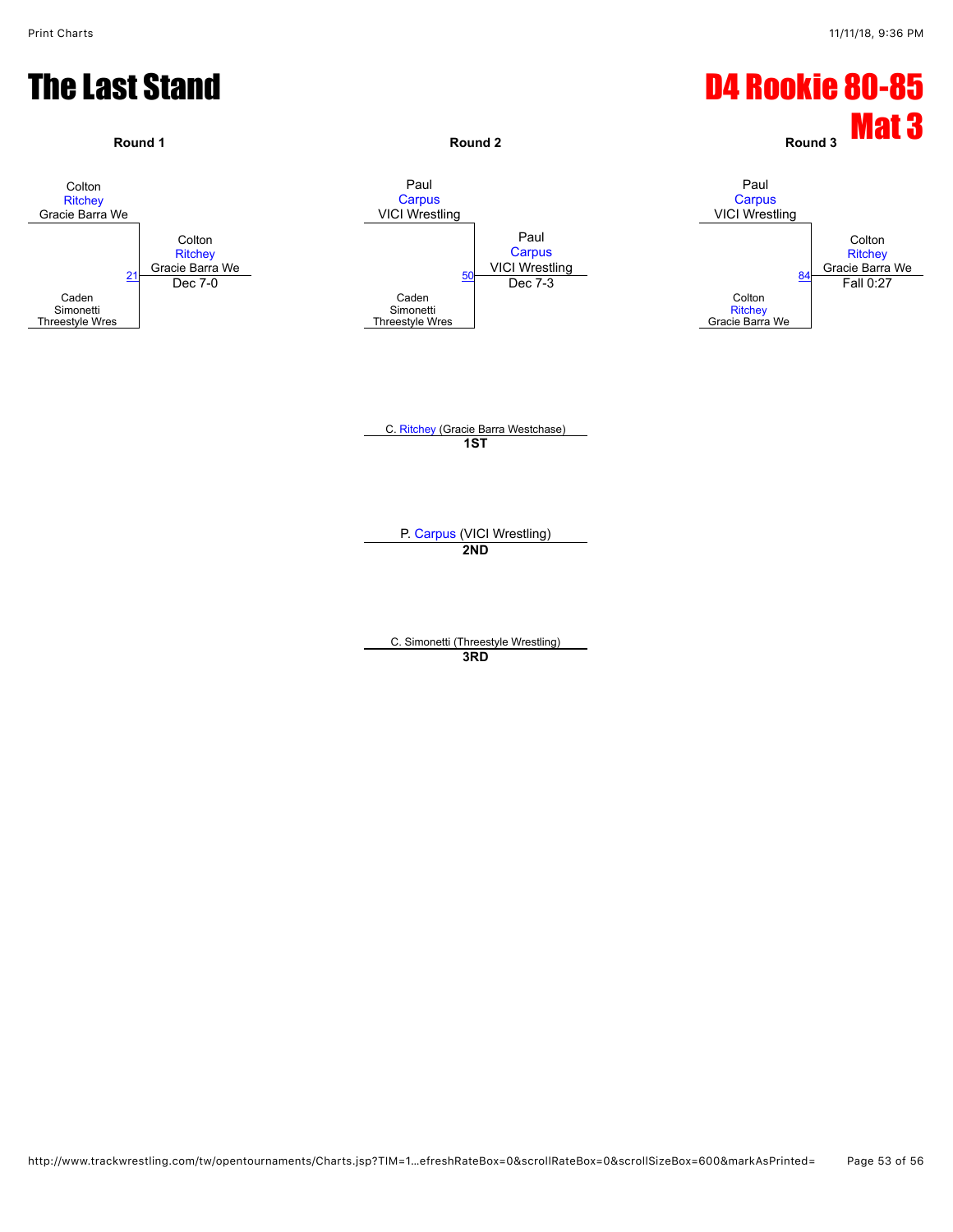# The Last Stand

# D4 Rookie 80-85

## Mat 3

### Round 1

Colton Ritchey, Gracie Barra We
vs.
Caden Simonetti, Threestyle Wres

Match 21 — Winner: Colton Ritchey, Gracie Barra We — Dec 7-0

### Round 2

Paul Carpus, VICI Wrestling
vs.
Caden Simonetti, Threestyle Wres

Match 50 — Winner: Paul Carpus, VICI Wrestling — Dec 7-3

### Round 3

Paul Carpus, VICI Wrestling
vs.
Colton Ritchey, Gracie Barra We

Match 84 — Winner: Colton Ritchey, Gracie Barra We — Fall 0:27

---

C. Ritchey (Gracie Barra Westchase)
**1ST**

P. Carpus (VICI Wrestling)
**2ND**

C. Simonetti (Threestyle Wrestling)
**3RD**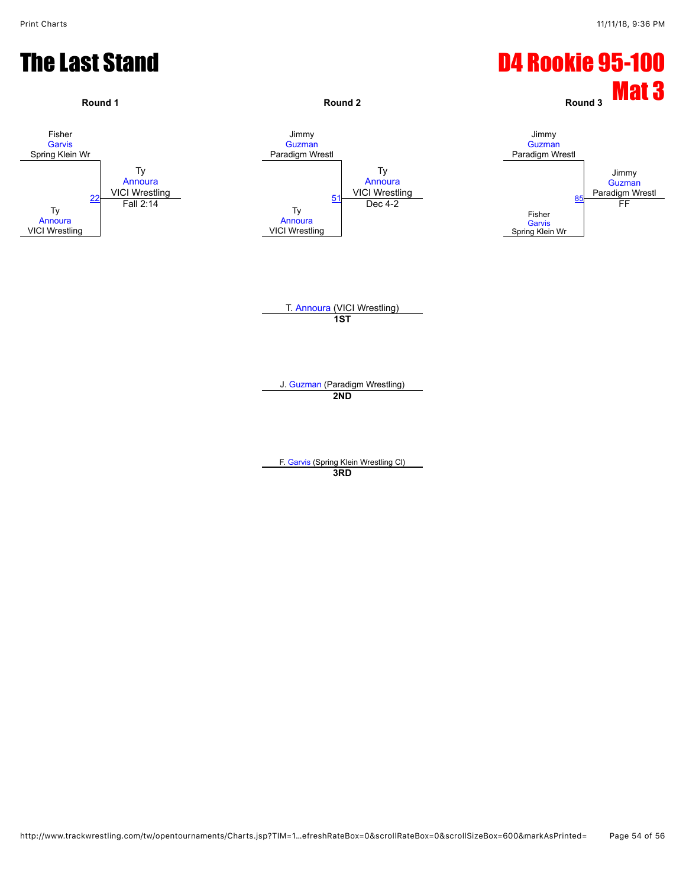# The Last Stand

# D4 Rookie 95-100
# Mat 3

## Round 1

Fisher Garvis (Spring Klein Wr) vs. Ty Annoura (VICI Wrestling)

Match 22: **Ty Annoura** (VICI Wrestling) — Fall 2:14

## Round 2

Jimmy Guzman (Paradigm Wrestl) vs. Ty Annoura (VICI Wrestling)

Match 51: **Ty Annoura** (VICI Wrestling) — Dec 4-2

## Round 3

Jimmy Guzman (Paradigm Wrestl) vs. Fisher Garvis (Spring Klein Wr)

Match 85: **Jimmy Guzman** (Paradigm Wrestl) — FF

## Placements

T. Annoura (VICI Wrestling)
**1ST**

J. Guzman (Paradigm Wrestling)
**2ND**

F. Garvis (Spring Klein Wrestling Cl)
**3RD**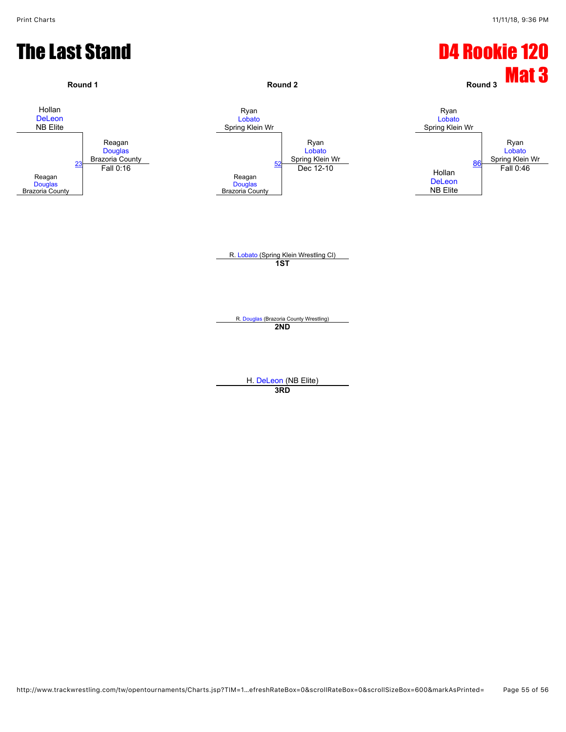# The Last Stand

# D4 Rookie 120
# Mat 3

### Round 1

Hollan DeLeon, NB Elite
vs.
Reagan Douglas, Brazoria County

Match 23 — Winner: Reagan Douglas, Brazoria County — Fall 0:16

### Round 2

Ryan Lobato, Spring Klein Wr
vs.
Reagan Douglas, Brazoria County

Match 52 — Winner: Ryan Lobato, Spring Klein Wr — Dec 12-10

### Round 3

Ryan Lobato, Spring Klein Wr
vs.
Hollan DeLeon, NB Elite

Match 86 — Winner: Ryan Lobato, Spring Klein Wr — Fall 0:46

---

R. Lobato (Spring Klein Wrestling Cl)
**1ST**

R. Douglas (Brazoria County Wrestling)
**2ND**

H. DeLeon (NB Elite)
**3RD**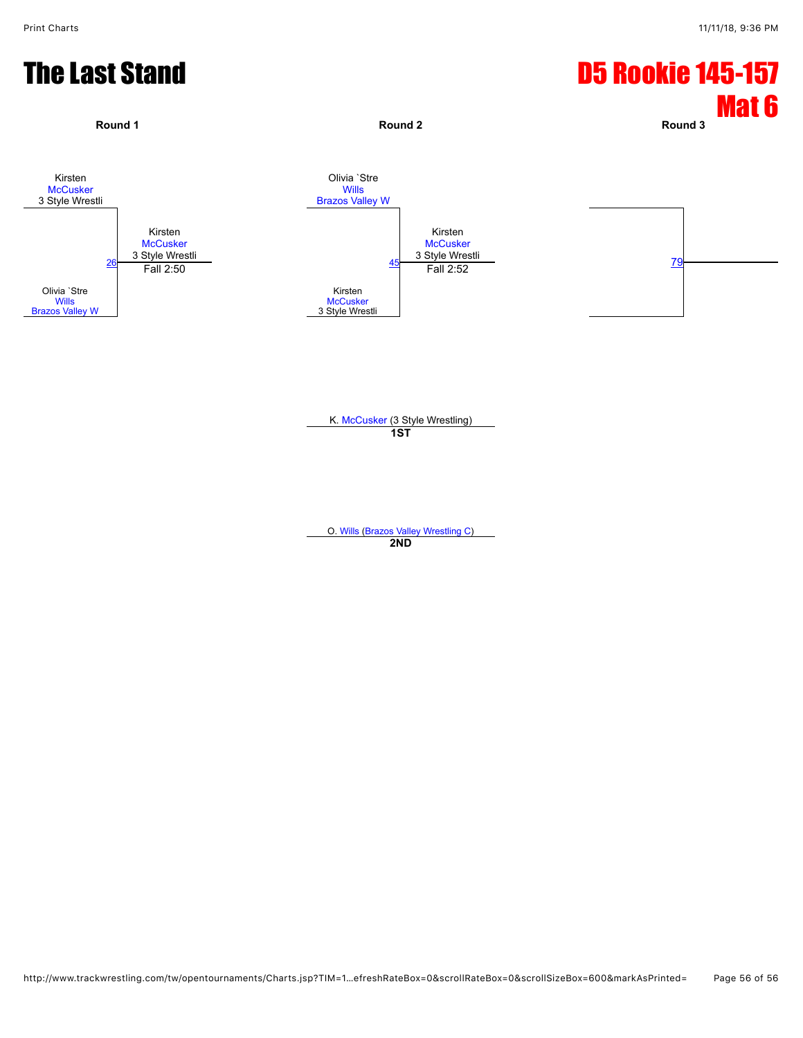# The Last Stand

# D5 Rookie 145-157
# Mat 6

**Round 1**

Kirsten
McCusker
3 Style Wrestli

26

Olivia `Stre
Wills
Brazos Valley W

Kirsten
McCusker
3 Style Wrestli
Fall 2:50

**Round 2**

Olivia `Stre
Wills
Brazos Valley W

45

Kirsten
McCusker
3 Style Wrestli

Kirsten
McCusker
3 Style Wrestli
Fall 2:52

**Round 3**

79

K. McCusker (3 Style Wrestling)
**1ST**

O. Wills (Brazos Valley Wrestling C)
**2ND**